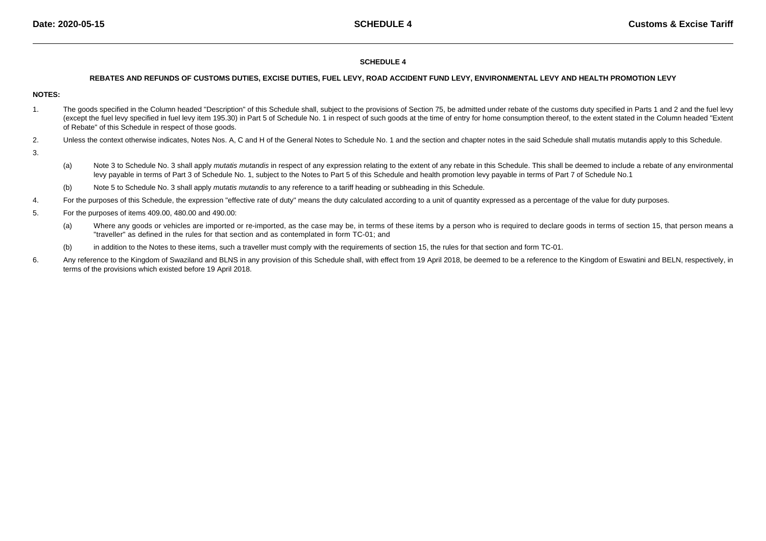# SCHEDULE 4

## REBATES AND REFUNDS OF CUSTOMS DUTIES, EXCISE DUTIES, FUEL LEVY, ROAD ACCIDENT FUND LEVY, ENVIRONMENTAL LEVY AND HEALTH PROMOTION LEVY

**NOTES:**

1. The goods specified in the Column headed "Description" of this Schedule shall, subject to the provisions of Section 75, be admitted under rebate of the customs duty specified in Parts 1 and 2 and the fuel levy (except the fuel levy specified in fuel levy item 195.30) in Part 5 of Schedule No. 1 in respect of such goods at the time of entry for home consumption thereof, to the extent stated in the Column headed "Extent of Rebate" of this Schedule in respect of those goods.

2. Unless the context otherwise indicates, Notes Nos. A, C and H of the General Notes to Schedule No. 1 and the section and chapter notes in the said Schedule shall mutatis mutandis apply to this Schedule.

3. 
   (a) Note 3 to Schedule No. 3 shall apply *mutatis mutandis* in respect of any expression relating to the extent of any rebate in this Schedule. This shall be deemed to include a rebate of any environmental levy payable in terms of Part 3 of Schedule No. 1, subject to the Notes to Part 5 of this Schedule and health promotion levy payable in terms of Part 7 of Schedule No.1

   (b) Note 5 to Schedule No. 3 shall apply *mutatis mutandis* to any reference to a tariff heading or subheading in this Schedule.

4. For the purposes of this Schedule, the expression "effective rate of duty" means the duty calculated according to a unit of quantity expressed as a percentage of the value for duty purposes.

5. For the purposes of items 409.00, 480.00 and 490.00:

   (a) Where any goods or vehicles are imported or re-imported, as the case may be, in terms of these items by a person who is required to declare goods in terms of section 15, that person means a "traveller" as defined in the rules for that section and as contemplated in form TC-01; and

   (b) in addition to the Notes to these items, such a traveller must comply with the requirements of section 15, the rules for that section and form TC-01.

6. Any reference to the Kingdom of Swaziland and BLNS in any provision of this Schedule shall, with effect from 19 April 2018, be deemed to be a reference to the Kingdom of Eswatini and BELN, respectively, in terms of the provisions which existed before 19 April 2018.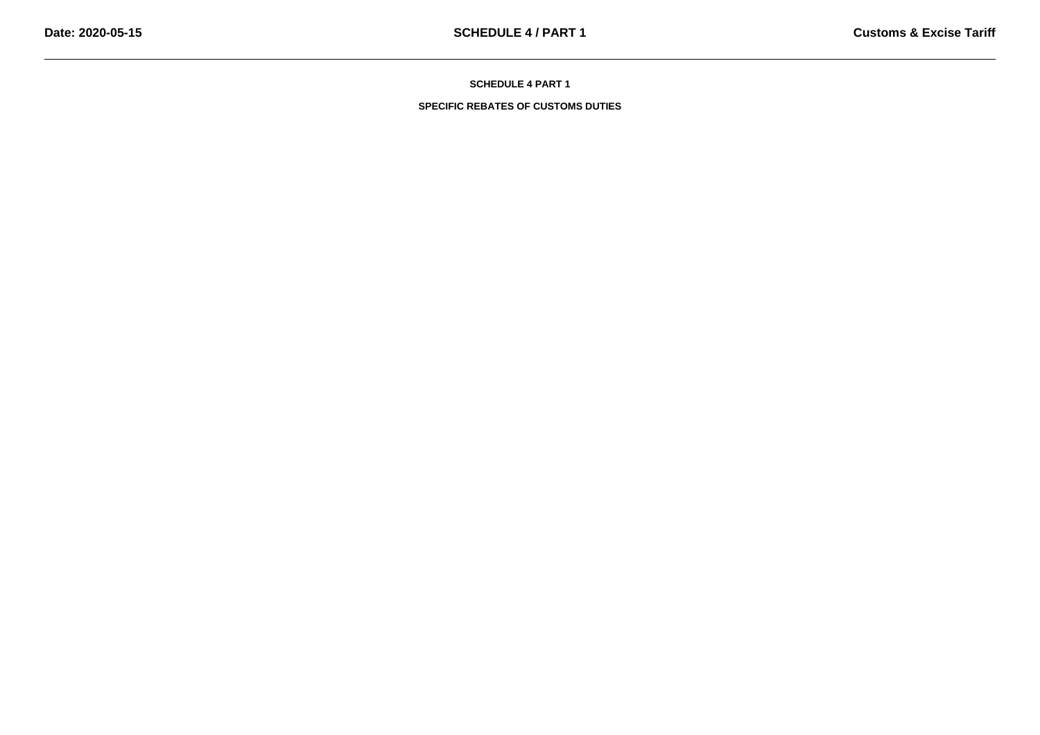# SCHEDULE 4 PART 1

## SPECIFIC REBATES OF CUSTOMS DUTIES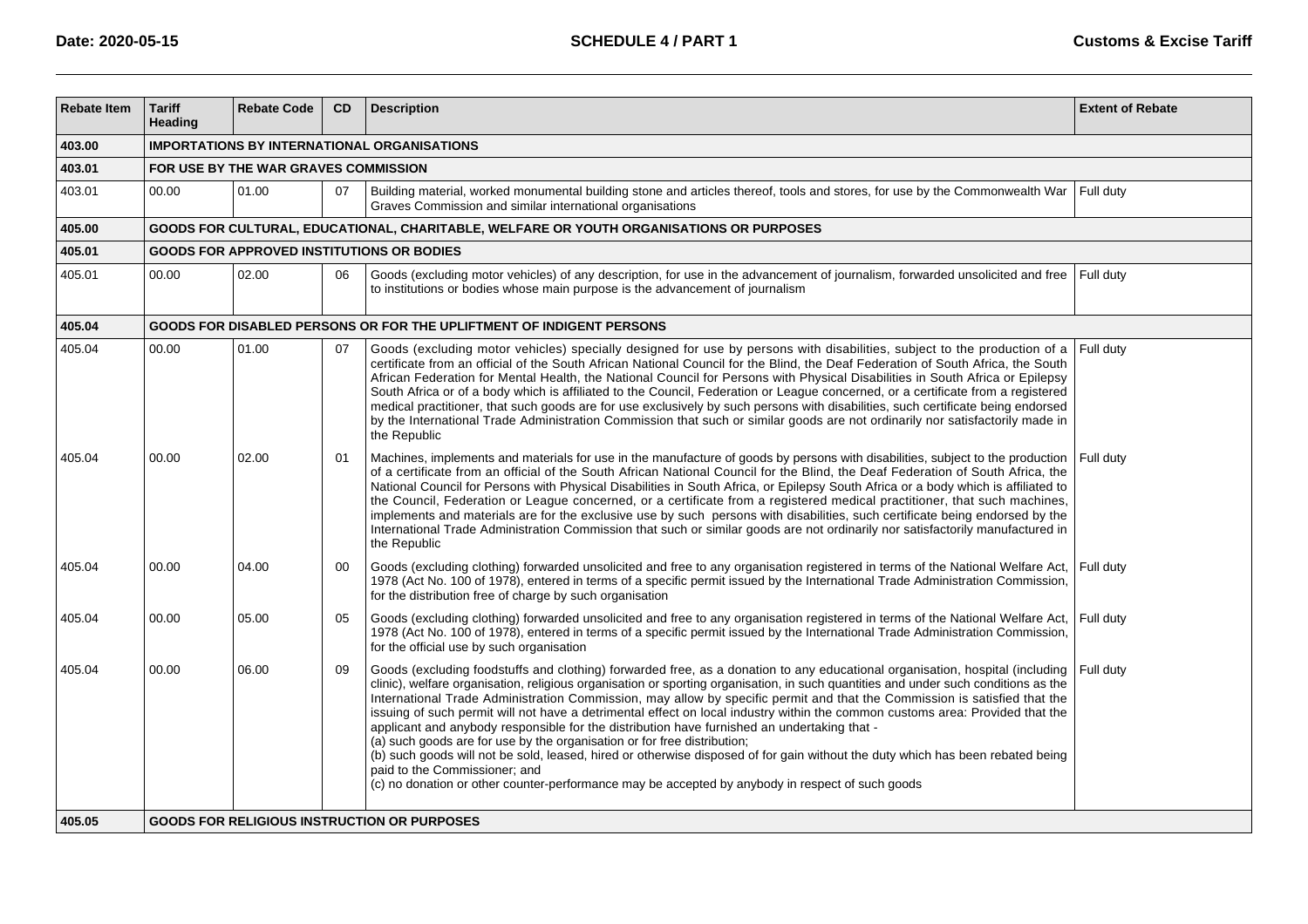| Rebate Item | Tariff Heading | Rebate Code | CD | Description | Extent of Rebate |
|---|---|---|---|---|---|
| **403.00** | **IMPORTATIONS BY INTERNATIONAL ORGANISATIONS** | | | | |
| **403.01** | **FOR USE BY THE WAR GRAVES COMMISSION** | | | | |
| 403.01 | 00.00 | 01.00 | 07 | Building material, worked monumental building stone and articles thereof, tools and stores, for use by the Commonwealth War Graves Commission and similar international organisations | Full duty |
| **405.00** | **GOODS FOR CULTURAL, EDUCATIONAL, CHARITABLE, WELFARE OR YOUTH ORGANISATIONS OR PURPOSES** | | | | |
| **405.01** | **GOODS FOR APPROVED INSTITUTIONS OR BODIES** | | | | |
| 405.01 | 00.00 | 02.00 | 06 | Goods (excluding motor vehicles) of any description, for use in the advancement of journalism, forwarded unsolicited and free to institutions or bodies whose main purpose is the advancement of journalism | Full duty |
| **405.04** | **GOODS FOR DISABLED PERSONS OR FOR THE UPLIFTMENT OF INDIGENT PERSONS** | | | | |
| 405.04 | 00.00 | 01.00 | 07 | Goods (excluding motor vehicles) specially designed for use by persons with disabilities, subject to the production of a certificate from an official of the South African National Council for the Blind, the Deaf Federation of South Africa, the South African Federation for Mental Health, the National Council for Persons with Physical Disabilities in South Africa or Epilepsy South Africa or of a body which is affiliated to the Council, Federation or League concerned, or a certificate from a registered medical practitioner, that such goods are for use exclusively by such persons with disabilities, such certificate being endorsed by the International Trade Administration Commission that such or similar goods are not ordinarily nor satisfactorily made in the Republic | Full duty |
| 405.04 | 00.00 | 02.00 | 01 | Machines, implements and materials for use in the manufacture of goods by persons with disabilities, subject to the production of a certificate from an official of the South African National Council for the Blind, the Deaf Federation of South Africa, the National Council for Persons with Physical Disabilities in South Africa, or Epilepsy South Africa or a body which is affiliated to the Council, Federation or League concerned, or a certificate from a registered medical practitioner, that such machines, implements and materials are for the exclusive use by such persons with disabilities, such certificate being endorsed by the International Trade Administration Commission that such or similar goods are not ordinarily nor satisfactorily manufactured in the Republic | Full duty |
| 405.04 | 00.00 | 04.00 | 00 | Goods (excluding clothing) forwarded unsolicited and free to any organisation registered in terms of the National Welfare Act, 1978 (Act No. 100 of 1978), entered in terms of a specific permit issued by the International Trade Administration Commission, for the distribution free of charge by such organisation | Full duty |
| 405.04 | 00.00 | 05.00 | 05 | Goods (excluding clothing) forwarded unsolicited and free to any organisation registered in terms of the National Welfare Act, 1978 (Act No. 100 of 1978), entered in terms of a specific permit issued by the International Trade Administration Commission, for the official use by such organisation | Full duty |
| 405.04 | 00.00 | 06.00 | 09 | Goods (excluding foodstuffs and clothing) forwarded free, as a donation to any educational organisation, hospital (including clinic), welfare organisation, religious organisation or sporting organisation, in such quantities and under such conditions as the International Trade Administration Commission, may allow by specific permit and that the Commission is satisfied that the issuing of such permit will not have a detrimental effect on local industry within the common customs area: Provided that the applicant and anybody responsible for the distribution have furnished an undertaking that - (a) such goods are for use by the organisation or for free distribution; (b) such goods will not be sold, leased, hired or otherwise disposed of for gain without the duty which has been rebated being paid to the Commissioner; and (c) no donation or other counter-performance may be accepted by anybody in respect of such goods | Full duty |
| **405.05** | **GOODS FOR RELIGIOUS INSTRUCTION OR PURPOSES** | | | | |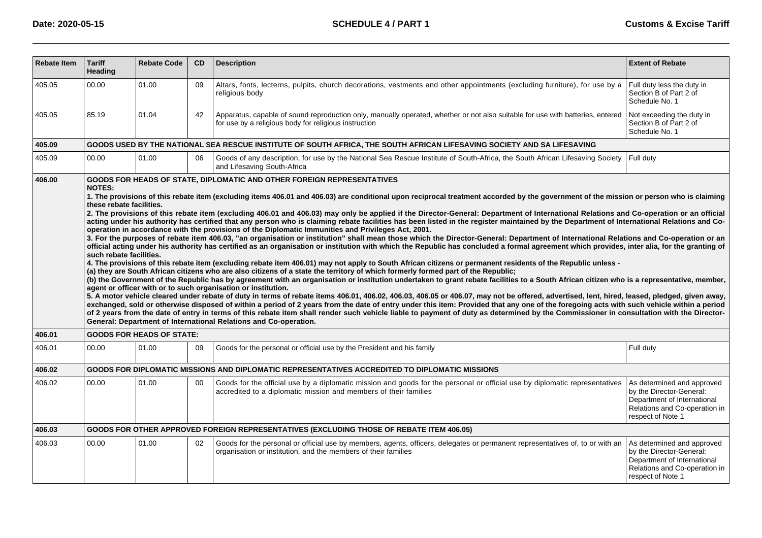| Rebate Item | Tariff Heading | Rebate Code | CD | Description | Extent of Rebate |
|---|---|---|---|---|---|
| 405.05 | 00.00 | 01.00 | 09 | Altars, fonts, lecterns, pulpits, church decorations, vestments and other appointments (excluding furniture), for use by a religious body | Full duty less the duty in Section B of Part 2 of Schedule No. 1 |
| 405.05 | 85.19 | 01.04 | 42 | Apparatus, capable of sound reproduction only, manually operated, whether or not also suitable for use with batteries, entered for use by a religious body for religious instruction | Not exceeding the duty in Section B of Part 2 of Schedule No. 1 |
| **405.09** | **GOODS USED BY THE NATIONAL SEA RESCUE INSTITUTE OF SOUTH AFRICA, THE SOUTH AFRICAN LIFESAVING SOCIETY AND SA LIFESAVING** | | | | |
| 405.09 | 00.00 | 01.00 | 06 | Goods of any description, for use by the National Sea Rescue Institute of South-Africa, the South African Lifesaving Society and Lifesaving South-Africa | Full duty |
| **406.00** | **GOODS FOR HEADS OF STATE, DIPLOMATIC AND OTHER FOREIGN REPRESENTATIVES**<br>**NOTES:**<br>**1. The provisions of this rebate item (excluding items 406.01 and 406.03) are conditional upon reciprocal treatment accorded by the government of the mission or person who is claiming these rebate facilities.**<br>**2. The provisions of this rebate item (excluding 406.01 and 406.03) may only be applied if the Director-General: Department of International Relations and Co-operation or an official acting under his authority has certified that any person who is claiming rebate facilities has been listed in the register maintained by the Department of International Relations and Co-operation in accordance with the provisions of the Diplomatic Immunities and Privileges Act, 2001.**<br>**3. For the purposes of rebate item 406.03, "an organisation or institution" shall mean those which the Director-General: Department of International Relations and Co-operation or an official acting under his authority has certified as an organisation or institution with which the Republic has concluded a formal agreement which provides, inter alia, for the granting of such rebate facilities.**<br>**4. The provisions of this rebate item (excluding rebate item 406.01) may not apply to South African citizens or permanent residents of the Republic unless -**<br>**(a) they are South African citizens who are also citizens of a state the territory of which formerly formed part of the Republic;**<br>**(b) the Government of the Republic has by agreement with an organisation or institution undertaken to grant rebate facilities to a South African citizen who is a representative, member, agent or officer with or to such organisation or institution.**<br>**5. A motor vehicle cleared under rebate of duty in terms of rebate items 406.01, 406.02, 406.03, 406.05 or 406.07, may not be offered, advertised, lent, hired, leased, pledged, given away, exchanged, sold or otherwise disposed of within a period of 2 years from the date of entry under this item: Provided that any one of the foregoing acts with such vehicle within a period of 2 years from the date of entry in terms of this rebate item shall render such vehicle liable to payment of duty as determined by the Commissioner in consultation with the Director-General: Department of International Relations and Co-operation.** | | | | |
| **406.01** | **GOODS FOR HEADS OF STATE:** | | | | |
| 406.01 | 00.00 | 01.00 | 09 | Goods for the personal or official use by the President and his family | Full duty |
| **406.02** | **GOODS FOR DIPLOMATIC MISSIONS AND DIPLOMATIC REPRESENTATIVES ACCREDITED TO DIPLOMATIC MISSIONS** | | | | |
| 406.02 | 00.00 | 01.00 | 00 | Goods for the official use by a diplomatic mission and goods for the personal or official use by diplomatic representatives accredited to a diplomatic mission and members of their families | As determined and approved by the Director-General: Department of International Relations and Co-operation in respect of Note 1 |
| **406.03** | **GOODS FOR OTHER APPROVED FOREIGN REPRESENTATIVES (EXCLUDING THOSE OF REBATE ITEM 406.05)** | | | | |
| 406.03 | 00.00 | 01.00 | 02 | Goods for the personal or official use by members, agents, officers, delegates or permanent representatives of, to or with an organisation or institution, and the members of their families | As determined and approved by the Director-General: Department of International Relations and Co-operation in respect of Note 1 |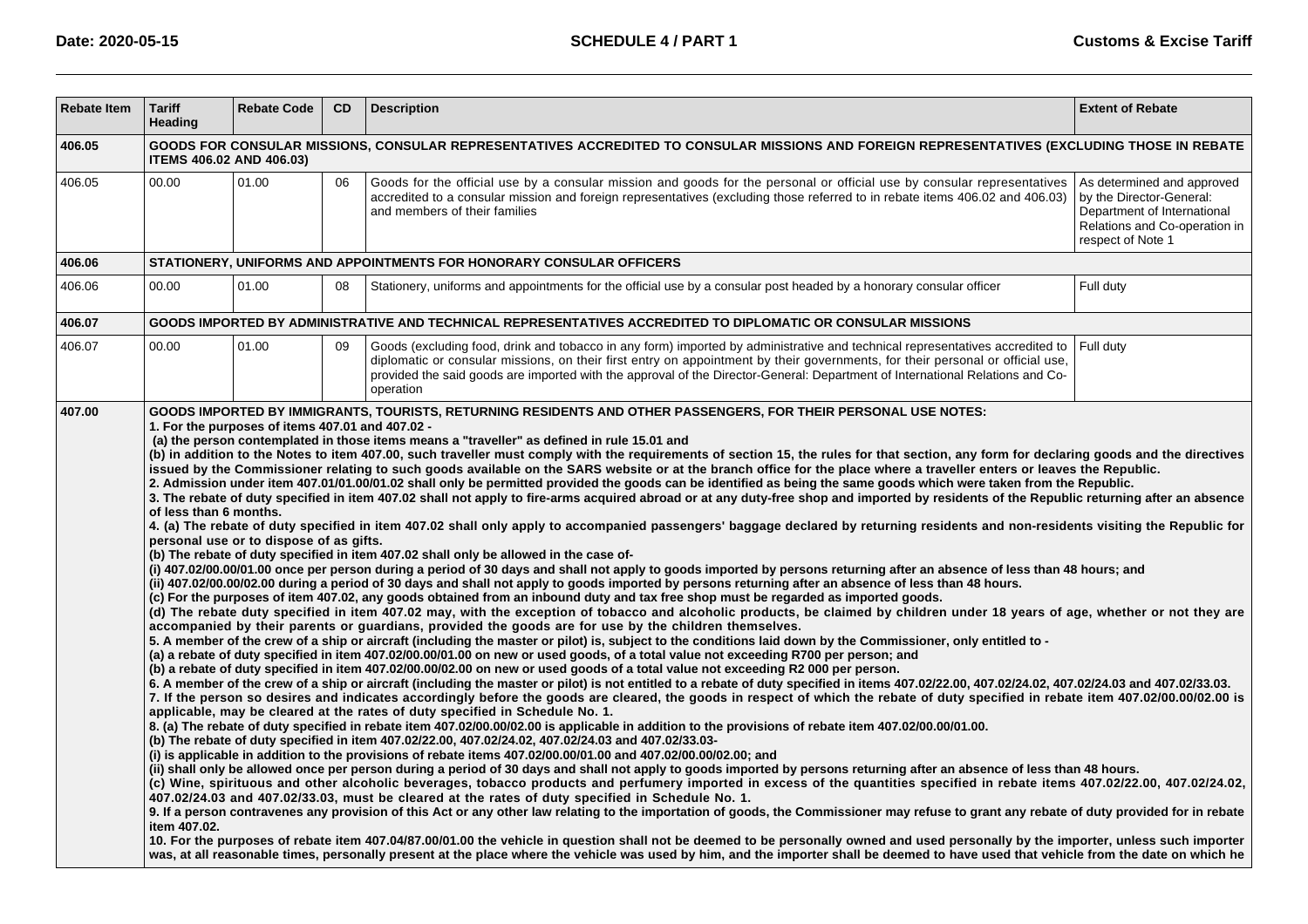| Rebate Item | Tariff Heading | Rebate Code | CD | Description | Extent of Rebate |
|---|---|---|---|---|---|
| **406.05** | **GOODS FOR CONSULAR MISSIONS, CONSULAR REPRESENTATIVES ACCREDITED TO CONSULAR MISSIONS AND FOREIGN REPRESENTATIVES (EXCLUDING THOSE IN REBATE ITEMS 406.02 AND 406.03)** | | | | |
| 406.05 | 00.00 | 01.00 | 06 | Goods for the official use by a consular mission and goods for the personal or official use by consular representatives accredited to a consular mission and foreign representatives (excluding those referred to in rebate items 406.02 and 406.03) and members of their families | As determined and approved by the Director-General: Department of International Relations and Co-operation in respect of Note 1 |
| **406.06** | **STATIONERY, UNIFORMS AND APPOINTMENTS FOR HONORARY CONSULAR OFFICERS** | | | | |
| 406.06 | 00.00 | 01.00 | 08 | Stationery, uniforms and appointments for the official use by a consular post headed by a honorary consular officer | Full duty |
| **406.07** | **GOODS IMPORTED BY ADMINISTRATIVE AND TECHNICAL REPRESENTATIVES ACCREDITED TO DIPLOMATIC OR CONSULAR MISSIONS** | | | | |
| 406.07 | 00.00 | 01.00 | 09 | Goods (excluding food, drink and tobacco in any form) imported by administrative and technical representatives accredited to diplomatic or consular missions, on their first entry on appointment by their governments, for their personal or official use, provided the said goods are imported with the approval of the Director-General: Department of International Relations and Co-operation | Full duty |
| **407.00** | **GOODS IMPORTED BY IMMIGRANTS, TOURISTS, RETURNING RESIDENTS AND OTHER PASSENGERS, FOR THEIR PERSONAL USE NOTES:**<br>**1. For the purposes of items 407.01 and 407.02 -**<br>**(a) the person contemplated in those items means a "traveller" as defined in rule 15.01 and**<br>**(b) in addition to the Notes to item 407.00, such traveller must comply with the requirements of section 15, the rules for that section, any form for declaring goods and the directives issued by the Commissioner relating to such goods available on the SARS website or at the branch office for the place where a traveller enters or leaves the Republic.**<br>**2. Admission under item 407.01/01.00/01.02 shall only be permitted provided the goods can be identified as being the same goods which were taken from the Republic.**<br>**3. The rebate of duty specified in item 407.02 shall not apply to fire-arms acquired abroad or at any duty-free shop and imported by residents of the Republic returning after an absence of less than 6 months.**<br>**4. (a) The rebate of duty specified in item 407.02 shall only apply to accompanied passengers' baggage declared by returning residents and non-residents visiting the Republic for personal use or to dispose of as gifts.**<br>**(b) The rebate of duty specified in item 407.02 shall only be allowed in the case of-**<br>**(i) 407.02/00.00/01.00 once per person during a period of 30 days and shall not apply to goods imported by persons returning after an absence of less than 48 hours; and**<br>**(ii) 407.02/00.00/02.00 during a period of 30 days and shall not apply to goods imported by persons returning after an absence of less than 48 hours.**<br>**(c) For the purposes of item 407.02, any goods obtained from an inbound duty and tax free shop must be regarded as imported goods.**<br>**(d) The rebate duty specified in item 407.02 may, with the exception of tobacco and alcoholic products, be claimed by children under 18 years of age, whether or not they are accompanied by their parents or guardians, provided the goods are for use by the children themselves.**<br>**5. A member of the crew of a ship or aircraft (including the master or pilot) is, subject to the conditions laid down by the Commissioner, only entitled to -**<br>**(a) a rebate of duty specified in item 407.02/00.00/01.00 on new or used goods, of a total value not exceeding R700 per person; and**<br>**(b) a rebate of duty specified in item 407.02/00.00/02.00 on new or used goods of a total value not exceeding R2 000 per person.**<br>**6. A member of the crew of a ship or aircraft (including the master or pilot) is not entitled to a rebate of duty specified in items 407.02/22.00, 407.02/24.02, 407.02/24.03 and 407.02/33.03.**<br>**7. If the person so desires and indicates accordingly before the goods are cleared, the goods in respect of which the rebate of duty specified in rebate item 407.02/00.00/02.00 is applicable, may be cleared at the rates of duty specified in Schedule No. 1.**<br>**8. (a) The rebate of duty specified in rebate item 407.02/00.00/02.00 is applicable in addition to the provisions of rebate item 407.02/00.00/01.00.**<br>**(b) The rebate of duty specified in item 407.02/22.00, 407.02/24.02, 407.02/24.03 and 407.02/33.03-**<br>**(i) is applicable in addition to the provisions of rebate items 407.02/00.00/01.00 and 407.02/00.00/02.00; and**<br>**(ii) shall only be allowed once per person during a period of 30 days and shall not apply to goods imported by persons returning after an absence of less than 48 hours.**<br>**(c) Wine, spirituous and other alcoholic beverages, tobacco products and perfumery imported in excess of the quantities specified in rebate items 407.02/22.00, 407.02/24.02, 407.02/24.03 and 407.02/33.03, must be cleared at the rates of duty specified in Schedule No. 1.**<br>**9. If a person contravenes any provision of this Act or any other law relating to the importation of goods, the Commissioner may refuse to grant any rebate of duty provided for in rebate item 407.02.**<br>**10. For the purposes of rebate item 407.04/87.00/01.00 the vehicle in question shall not be deemed to be personally owned and used personally by the importer, unless such importer was, at all reasonable times, personally present at the place where the vehicle was used by him, and the importer shall be deemed to have used that vehicle from the date on which he** | | | | |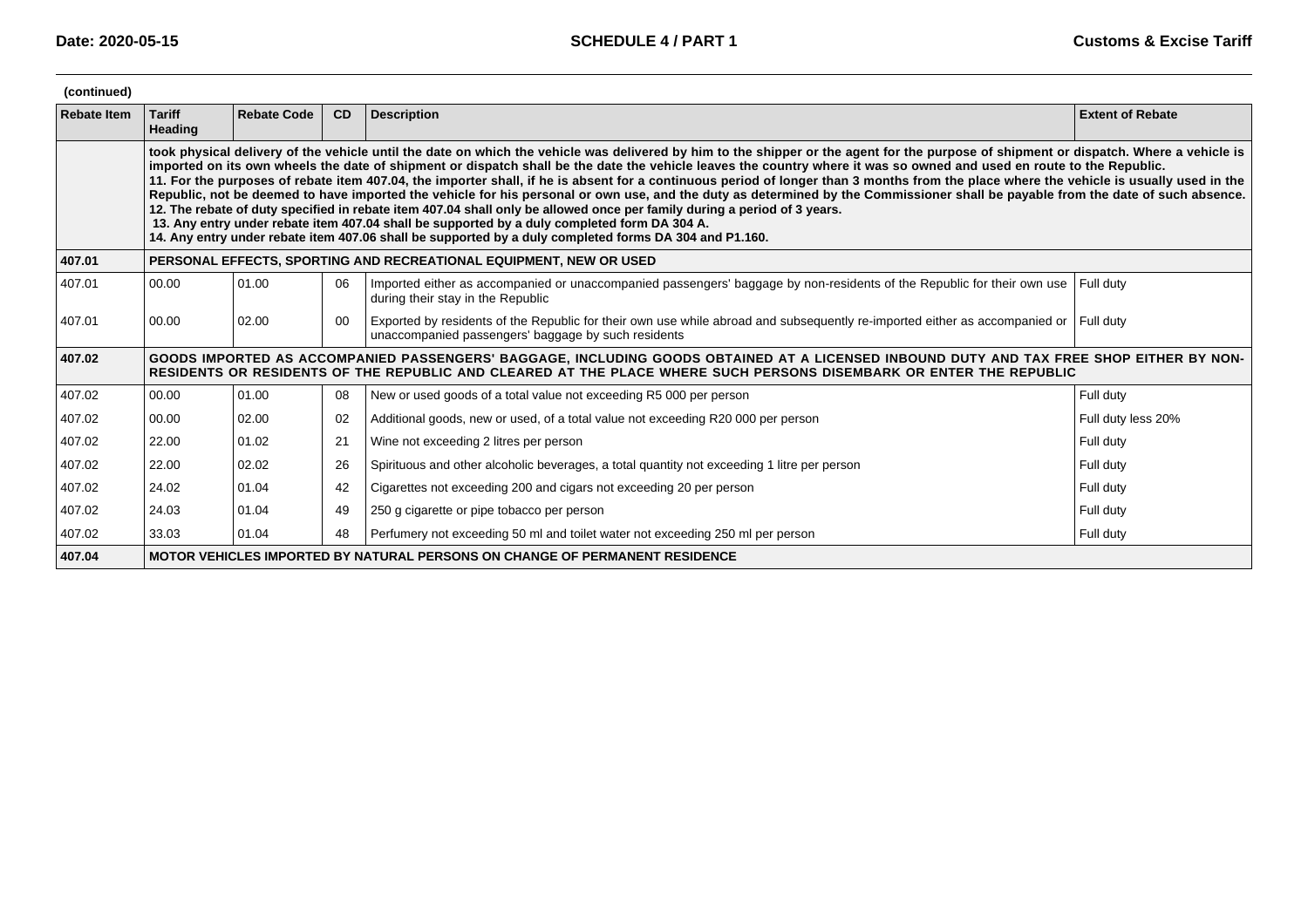(continued)

| Rebate Item | Tariff Heading | Rebate Code | CD | Description | Extent of Rebate |
|---|---|---|---|---|---|
| | **took physical delivery of the vehicle until the date on which the vehicle was delivered by him to the shipper or the agent for the purpose of shipment or dispatch. Where a vehicle is imported on its own wheels the date of shipment or dispatch shall be the date the vehicle leaves the country where it was so owned and used en route to the Republic.<br>11. For the purposes of rebate item 407.04, the importer shall, if he is absent for a continuous period of longer than 3 months from the place where the vehicle is usually used in the Republic, not be deemed to have imported the vehicle for his personal or own use, and the duty as determined by the Commissioner shall be payable from the date of such absence.<br>12. The rebate of duty specified in rebate item 407.04 shall only be allowed once per family during a period of 3 years.<br>13. Any entry under rebate item 407.04 shall be supported by a duly completed form DA 304 A.<br>14. Any entry under rebate item 407.06 shall be supported by a duly completed forms DA 304 and P1.160.** | | | | |
| **407.01** | **PERSONAL EFFECTS, SPORTING AND RECREATIONAL EQUIPMENT, NEW OR USED** | | | | |
| 407.01 | 00.00 | 01.00 | 06 | Imported either as accompanied or unaccompanied passengers' baggage by non-residents of the Republic for their own use during their stay in the Republic | Full duty |
| 407.01 | 00.00 | 02.00 | 00 | Exported by residents of the Republic for their own use while abroad and subsequently re-imported either as accompanied or unaccompanied passengers' baggage by such residents | Full duty |
| **407.02** | **GOODS IMPORTED AS ACCOMPANIED PASSENGERS' BAGGAGE, INCLUDING GOODS OBTAINED AT A LICENSED INBOUND DUTY AND TAX FREE SHOP EITHER BY NON-RESIDENTS OR RESIDENTS OF THE REPUBLIC AND CLEARED AT THE PLACE WHERE SUCH PERSONS DISEMBARK OR ENTER THE REPUBLIC** | | | | |
| 407.02 | 00.00 | 01.00 | 08 | New or used goods of a total value not exceeding R5 000 per person | Full duty |
| 407.02 | 00.00 | 02.00 | 02 | Additional goods, new or used, of a total value not exceeding R20 000 per person | Full duty less 20% |
| 407.02 | 22.00 | 01.02 | 21 | Wine not exceeding 2 litres per person | Full duty |
| 407.02 | 22.00 | 02.02 | 26 | Spirituous and other alcoholic beverages, a total quantity not exceeding 1 litre per person | Full duty |
| 407.02 | 24.02 | 01.04 | 42 | Cigarettes not exceeding 200 and cigars not exceeding 20 per person | Full duty |
| 407.02 | 24.03 | 01.04 | 49 | 250 g cigarette or pipe tobacco per person | Full duty |
| 407.02 | 33.03 | 01.04 | 48 | Perfumery not exceeding 50 ml and toilet water not exceeding 250 ml per person | Full duty |
| **407.04** | **MOTOR VEHICLES IMPORTED BY NATURAL PERSONS ON CHANGE OF PERMANENT RESIDENCE** | | | | |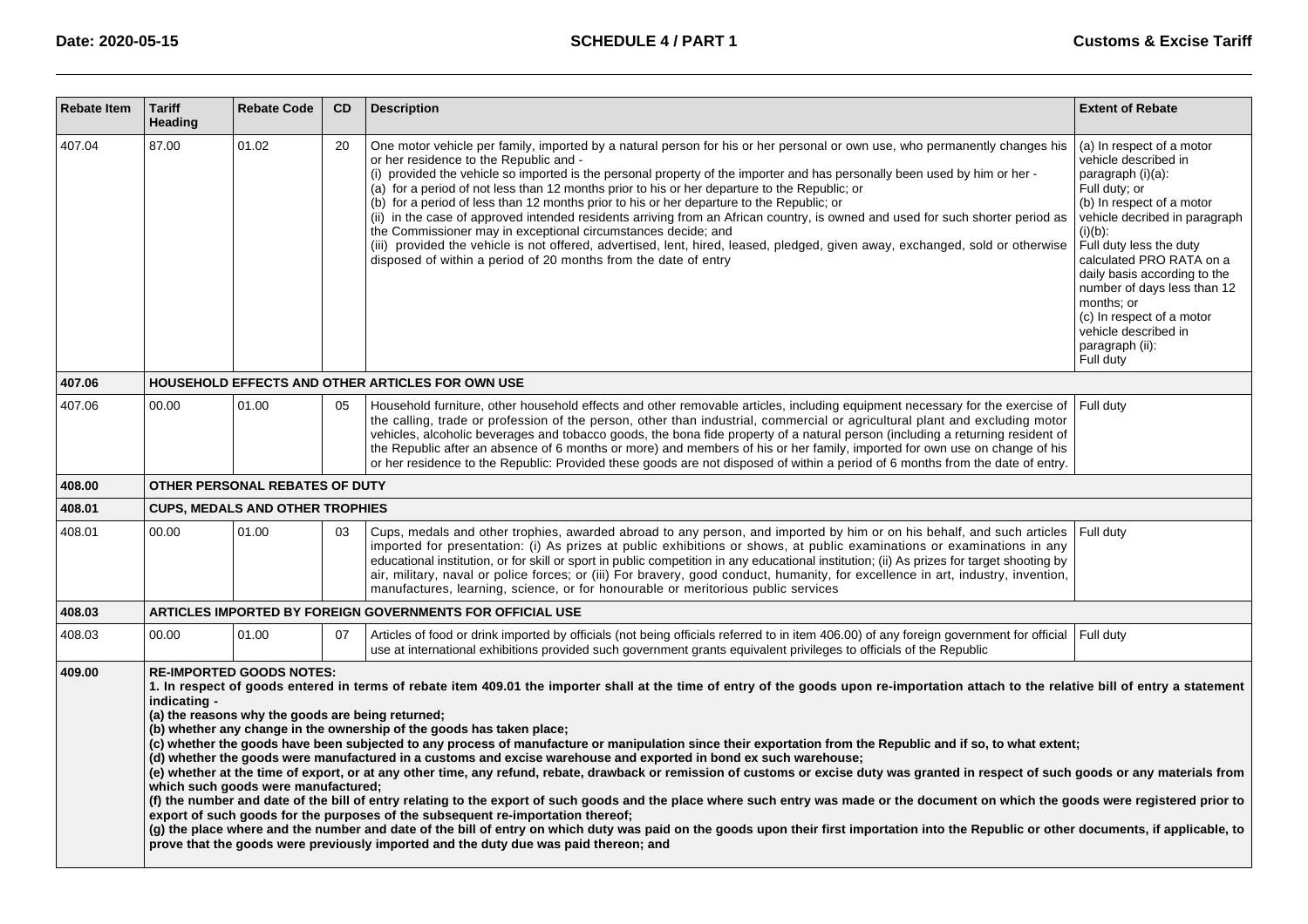| Rebate Item | Tariff Heading | Rebate Code | CD | Description | Extent of Rebate |
|---|---|---|---|---|---|
| 407.04 | 87.00 | 01.02 | 20 | One motor vehicle per family, imported by a natural person for his or her personal or own use, who permanently changes his or her residence to the Republic and -<br>(i) provided the vehicle so imported is the personal property of the importer and has personally been used by him or her -<br>(a) for a period of not less than 12 months prior to his or her departure to the Republic; or<br>(b) for a period of less than 12 months prior to his or her departure to the Republic; or<br>(ii) in the case of approved intended residents arriving from an African country, is owned and used for such shorter period as the Commissioner may in exceptional circumstances decide; and<br>(iii) provided the vehicle is not offered, advertised, lent, hired, leased, pledged, given away, exchanged, sold or otherwise disposed of within a period of 20 months from the date of entry | (a) In respect of a motor vehicle described in paragraph (i)(a): Full duty; or<br>(b) In respect of a motor vehicle decribed in paragraph (i)(b): Full duty less the duty calculated PRO RATA on a daily basis according to the number of days less than 12 months; or<br>(c) In respect of a motor vehicle described in paragraph (ii): Full duty |
| **407.06** | **HOUSEHOLD EFFECTS AND OTHER ARTICLES FOR OWN USE** | | | | |
| 407.06 | 00.00 | 01.00 | 05 | Household furniture, other household effects and other removable articles, including equipment necessary for the exercise of the calling, trade or profession of the person, other than industrial, commercial or agricultural plant and excluding motor vehicles, alcoholic beverages and tobacco goods, the bona fide property of a natural person (including a returning resident of the Republic after an absence of 6 months or more) and members of his or her family, imported for own use on change of his or her residence to the Republic: Provided these goods are not disposed of within a period of 6 months from the date of entry. | Full duty |
| **408.00** | **OTHER PERSONAL REBATES OF DUTY** | | | | |
| **408.01** | **CUPS, MEDALS AND OTHER TROPHIES** | | | | |
| 408.01 | 00.00 | 01.00 | 03 | Cups, medals and other trophies, awarded abroad to any person, and imported by him or on his behalf, and such articles imported for presentation: (i) As prizes at public exhibitions or shows, at public examinations or examinations in any educational institution, or for skill or sport in public competition in any educational institution; (ii) As prizes for target shooting by air, military, naval or police forces; or (iii) For bravery, good conduct, humanity, for excellence in art, industry, invention, manufactures, learning, science, or for honourable or meritorious public services | Full duty |
| **408.03** | **ARTICLES IMPORTED BY FOREIGN GOVERNMENTS FOR OFFICIAL USE** | | | | |
| 408.03 | 00.00 | 01.00 | 07 | Articles of food or drink imported by officials (not being officials referred to in item 406.00) of any foreign government for official use at international exhibitions provided such government grants equivalent privileges to officials of the Republic | Full duty |
| **409.00** | **RE-IMPORTED GOODS NOTES:**<br>**1. In respect of goods entered in terms of rebate item 409.01 the importer shall at the time of entry of the goods upon re-importation attach to the relative bill of entry a statement indicating -**<br>**(a) the reasons why the goods are being returned;**<br>**(b) whether any change in the ownership of the goods has taken place;**<br>**(c) whether the goods have been subjected to any process of manufacture or manipulation since their exportation from the Republic and if so, to what extent;**<br>**(d) whether the goods were manufactured in a customs and excise warehouse and exported in bond ex such warehouse;**<br>**(e) whether at the time of export, or at any other time, any refund, rebate, drawback or remission of customs or excise duty was granted in respect of such goods or any materials from which such goods were manufactured;**<br>**(f) the number and date of the bill of entry relating to the export of such goods and the place where such entry was made or the document on which the goods were registered prior to export of such goods for the purposes of the subsequent re-importation thereof;**<br>**(g) the place where and the number and date of the bill of entry on which duty was paid on the goods upon their first importation into the Republic or other documents, if applicable, to prove that the goods were previously imported and the duty due was paid thereon; and** | | | | |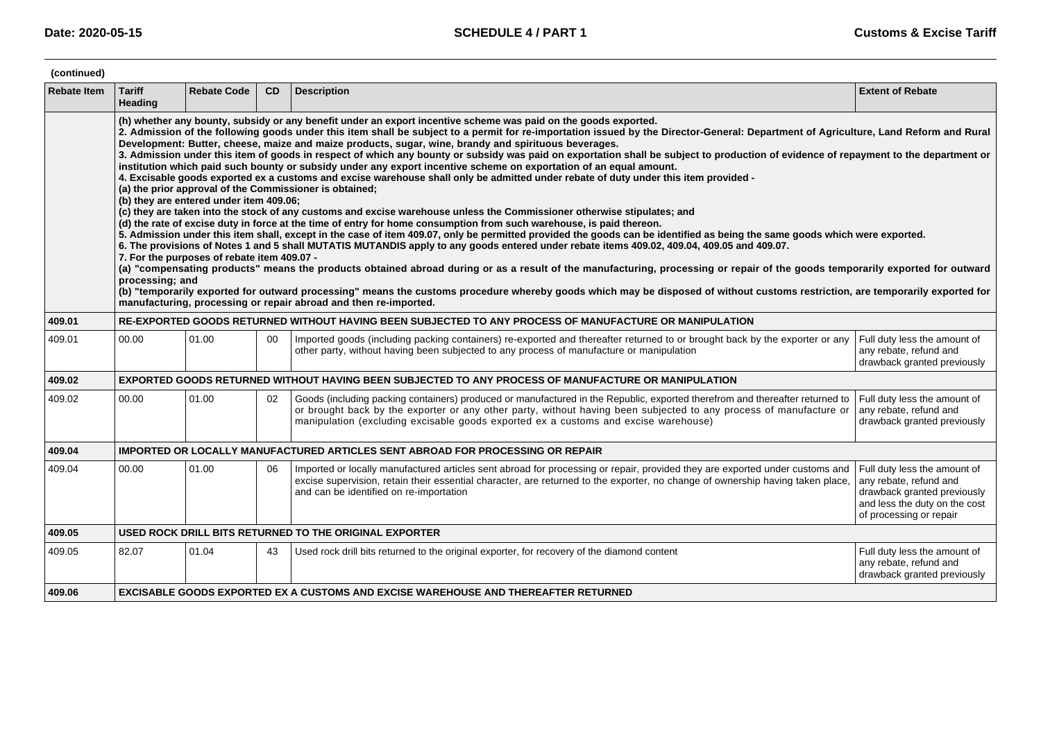(continued)

| Rebate Item | Tariff Heading | Rebate Code | CD | Description | Extent of Rebate |
|---|---|---|---|---|---|
| | **(h) whether any bounty, subsidy or any benefit under an export incentive scheme was paid on the goods exported.<br>2. Admission of the following goods under this item shall be subject to a permit for re-importation issued by the Director-General: Department of Agriculture, Land Reform and Rural Development: Butter, cheese, maize and maize products, sugar, wine, brandy and spirituous beverages.<br>3. Admission under this item of goods in respect of which any bounty or subsidy was paid on exportation shall be subject to production of evidence of repayment to the department or institution which paid such bounty or subsidy under any export incentive scheme on exportation of an equal amount.<br>4. Excisable goods exported ex a customs and excise warehouse shall only be admitted under rebate of duty under this item provided -<br>(a) the prior approval of the Commissioner is obtained;<br>(b) they are entered under item 409.06;<br>(c) they are taken into the stock of any customs and excise warehouse unless the Commissioner otherwise stipulates; and<br>(d) the rate of excise duty in force at the time of entry for home consumption from such warehouse, is paid thereon.<br>5. Admission under this item shall, except in the case of item 409.07, only be permitted provided the goods can be identified as being the same goods which were exported.<br>6. The provisions of Notes 1 and 5 shall MUTATIS MUTANDIS apply to any goods entered under rebate items 409.02, 409.04, 409.05 and 409.07.<br>7. For the purposes of rebate item 409.07 -<br>(a) "compensating products" means the products obtained abroad during or as a result of the manufacturing, processing or repair of the goods temporarily exported for outward processing; and<br>(b) "temporarily exported for outward processing" means the customs procedure whereby goods which may be disposed of without customs restriction, are temporarily exported for manufacturing, processing or repair abroad and then re-imported.** | | | | |
| **409.01** | **RE-EXPORTED GOODS RETURNED WITHOUT HAVING BEEN SUBJECTED TO ANY PROCESS OF MANUFACTURE OR MANIPULATION** | | | | |
| 409.01 | 00.00 | 01.00 | 00 | Imported goods (including packing containers) re-exported and thereafter returned to or brought back by the exporter or any other party, without having been subjected to any process of manufacture or manipulation | Full duty less the amount of any rebate, refund and drawback granted previously |
| **409.02** | **EXPORTED GOODS RETURNED WITHOUT HAVING BEEN SUBJECTED TO ANY PROCESS OF MANUFACTURE OR MANIPULATION** | | | | |
| 409.02 | 00.00 | 01.00 | 02 | Goods (including packing containers) produced or manufactured in the Republic, exported therefrom and thereafter returned to or brought back by the exporter or any other party, without having been subjected to any process of manufacture or manipulation (excluding excisable goods exported ex a customs and excise warehouse) | Full duty less the amount of any rebate, refund and drawback granted previously |
| **409.04** | **IMPORTED OR LOCALLY MANUFACTURED ARTICLES SENT ABROAD FOR PROCESSING OR REPAIR** | | | | |
| 409.04 | 00.00 | 01.00 | 06 | Imported or locally manufactured articles sent abroad for processing or repair, provided they are exported under customs and excise supervision, retain their essential character, are returned to the exporter, no change of ownership having taken place, and can be identified on re-importation | Full duty less the amount of any rebate, refund and drawback granted previously and less the duty on the cost of processing or repair |
| **409.05** | **USED ROCK DRILL BITS RETURNED TO THE ORIGINAL EXPORTER** | | | | |
| 409.05 | 82.07 | 01.04 | 43 | Used rock drill bits returned to the original exporter, for recovery of the diamond content | Full duty less the amount of any rebate, refund and drawback granted previously |
| **409.06** | **EXCISABLE GOODS EXPORTED EX A CUSTOMS AND EXCISE WAREHOUSE AND THEREAFTER RETURNED** | | | | |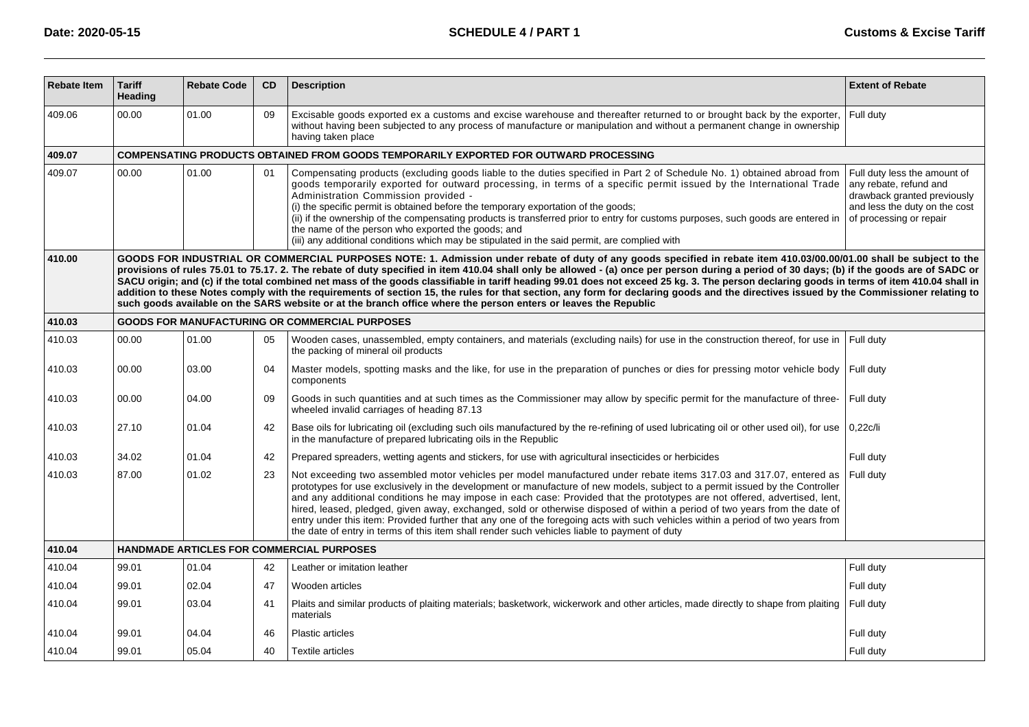| Rebate Item | Tariff Heading | Rebate Code | CD | Description | Extent of Rebate |
|---|---|---|---|---|---|
| 409.06 | 00.00 | 01.00 | 09 | Excisable goods exported ex a customs and excise warehouse and thereafter returned to or brought back by the exporter, without having been subjected to any process of manufacture or manipulation and without a permanent change in ownership having taken place | Full duty |
| **409.07** | **COMPENSATING PRODUCTS OBTAINED FROM GOODS TEMPORARILY EXPORTED FOR OUTWARD PROCESSING** | | | | |
| 409.07 | 00.00 | 01.00 | 01 | Compensating products (excluding goods liable to the duties specified in Part 2 of Schedule No. 1) obtained abroad from goods temporarily exported for outward processing, in terms of a specific permit issued by the International Trade Administration Commission provided -<br>(i) the specific permit is obtained before the temporary exportation of the goods;<br>(ii) if the ownership of the compensating products is transferred prior to entry for customs purposes, such goods are entered in the name of the person who exported the goods; and<br>(iii) any additional conditions which may be stipulated in the said permit, are complied with | Full duty less the amount of any rebate, refund and drawback granted previously and less the duty on the cost of processing or repair |
| **410.00** | **GOODS FOR INDUSTRIAL OR COMMERCIAL PURPOSES NOTE: 1. Admission under rebate of duty of any goods specified in rebate item 410.03/00.00/01.00 shall be subject to the provisions of rules 75.01 to 75.17. 2. The rebate of duty specified in item 410.04 shall only be allowed - (a) once per person during a period of 30 days; (b) if the goods are of SADC or SACU origin; and (c) if the total combined net mass of the goods classifiable in tariff heading 99.01 does not exceed 25 kg. 3. The person declaring goods in terms of item 410.04 shall in addition to these Notes comply with the requirements of section 15, the rules for that section, any form for declaring goods and the directives issued by the Commissioner relating to such goods available on the SARS website or at the branch office where the person enters or leaves the Republic** | | | | |
| **410.03** | **GOODS FOR MANUFACTURING OR COMMERCIAL PURPOSES** | | | | |
| 410.03 | 00.00 | 01.00 | 05 | Wooden cases, unassembled, empty containers, and materials (excluding nails) for use in the construction thereof, for use in the packing of mineral oil products | Full duty |
| 410.03 | 00.00 | 03.00 | 04 | Master models, spotting masks and the like, for use in the preparation of punches or dies for pressing motor vehicle body components | Full duty |
| 410.03 | 00.00 | 04.00 | 09 | Goods in such quantities and at such times as the Commissioner may allow by specific permit for the manufacture of three-wheeled invalid carriages of heading 87.13 | Full duty |
| 410.03 | 27.10 | 01.04 | 42 | Base oils for lubricating oil (excluding such oils manufactured by the re-refining of used lubricating oil or other used oil), for use in the manufacture of prepared lubricating oils in the Republic | 0,22c/li |
| 410.03 | 34.02 | 01.04 | 42 | Prepared spreaders, wetting agents and stickers, for use with agricultural insecticides or herbicides | Full duty |
| 410.03 | 87.00 | 01.02 | 23 | Not exceeding two assembled motor vehicles per model manufactured under rebate items 317.03 and 317.07, entered as prototypes for use exclusively in the development or manufacture of new models, subject to a permit issued by the Controller and any additional conditions he may impose in each case: Provided that the prototypes are not offered, advertised, lent, hired, leased, pledged, given away, exchanged, sold or otherwise disposed of within a period of two years from the date of entry under this item: Provided further that any one of the foregoing acts with such vehicles within a period of two years from the date of entry in terms of this item shall render such vehicles liable to payment of duty | Full duty |
| **410.04** | **HANDMADE ARTICLES FOR COMMERCIAL PURPOSES** | | | | |
| 410.04 | 99.01 | 01.04 | 42 | Leather or imitation leather | Full duty |
| 410.04 | 99.01 | 02.04 | 47 | Wooden articles | Full duty |
| 410.04 | 99.01 | 03.04 | 41 | Plaits and similar products of plaiting materials; basketwork, wickerwork and other articles, made directly to shape from plaiting materials | Full duty |
| 410.04 | 99.01 | 04.04 | 46 | Plastic articles | Full duty |
| 410.04 | 99.01 | 05.04 | 40 | Textile articles | Full duty |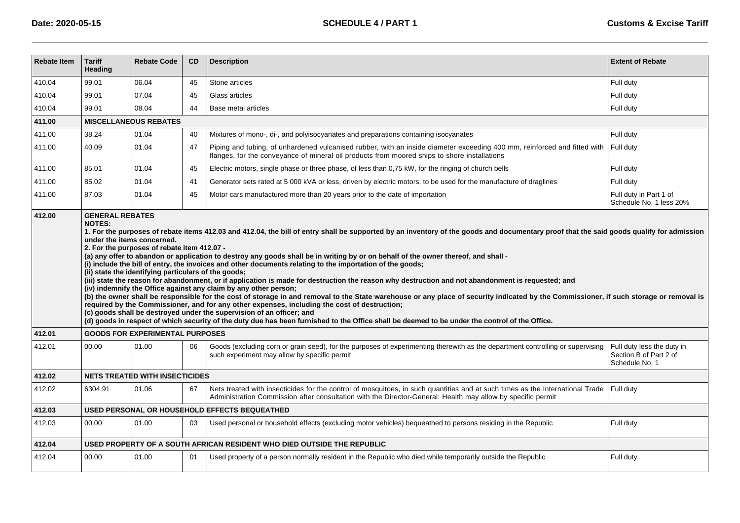| Rebate Item | Tariff Heading | Rebate Code | CD | Description | Extent of Rebate |
|---|---|---|---|---|---|
| 410.04 | 99.01 | 06.04 | 45 | Stone articles | Full duty |
| 410.04 | 99.01 | 07.04 | 45 | Glass articles | Full duty |
| 410.04 | 99.01 | 08.04 | 44 | Base metal articles | Full duty |
| **411.00** | **MISCELLANEOUS REBATES** | | | | |
| 411.00 | 38.24 | 01.04 | 40 | Mixtures of mono-, di-, and polyisocyanates and preparations containing isocyanates | Full duty |
| 411.00 | 40.09 | 01.04 | 47 | Piping and tubing, of unhardened vulcanised rubber, with an inside diameter exceeding 400 mm, reinforced and fitted with flanges, for the conveyance of mineral oil products from moored ships to shore installations | Full duty |
| 411.00 | 85.01 | 01.04 | 45 | Electric motors, single phase or three phase, of less than 0,75 kW, for the ringing of church bells | Full duty |
| 411.00 | 85.02 | 01.04 | 41 | Generator sets rated at 5 000 kVA or less, driven by electric motors, to be used for the manufacture of draglines | Full duty |
| 411.00 | 87.03 | 01.04 | 45 | Motor cars manufactured more than 20 years prior to the date of importation | Full duty in Part 1 of Schedule No. 1 less 20% |
| **412.00** | **GENERAL REBATES**<br>**NOTES:**<br>**1. For the purposes of rebate items 412.03 and 412.04, the bill of entry shall be supported by an inventory of the goods and documentary proof that the said goods qualify for admission under the items concerned.**<br>**2. For the purposes of rebate item 412.07 -**<br>**(a) any offer to abandon or application to destroy any goods shall be in writing by or on behalf of the owner thereof, and shall -**<br>**(i) include the bill of entry, the invoices and other documents relating to the importation of the goods;**<br>**(ii) state the identifying particulars of the goods;**<br>**(iii) state the reason for abandonment, or if application is made for destruction the reason why destruction and not abandonment is requested; and**<br>**(iv) indemnify the Office against any claim by any other person;**<br>**(b) the owner shall be responsible for the cost of storage in and removal to the State warehouse or any place of security indicated by the Commissioner, if such storage or removal is required by the Commissioner, and for any other expenses, including the cost of destruction;**<br>**(c) goods shall be destroyed under the supervision of an officer; and**<br>**(d) goods in respect of which security of the duty due has been furnished to the Office shall be deemed to be under the control of the Office.** | | | | |
| **412.01** | **GOODS FOR EXPERIMENTAL PURPOSES** | | | | |
| 412.01 | 00.00 | 01.00 | 06 | Goods (excluding corn or grain seed), for the purposes of experimenting therewith as the department controlling or supervising such experiment may allow by specific permit | Full duty less the duty in Section B of Part 2 of Schedule No. 1 |
| **412.02** | **NETS TREATED WITH INSECTICIDES** | | | | |
| 412.02 | 6304.91 | 01.06 | 67 | Nets treated with insecticides for the control of mosquitoes, in such quantities and at such times as the International Trade Administration Commission after consultation with the Director-General: Health may allow by specific permit | Full duty |
| **412.03** | **USED PERSONAL OR HOUSEHOLD EFFECTS BEQUEATHED** | | | | |
| 412.03 | 00.00 | 01.00 | 03 | Used personal or household effects (excluding motor vehicles) bequeathed to persons residing in the Republic | Full duty |
| **412.04** | **USED PROPERTY OF A SOUTH AFRICAN RESIDENT WHO DIED OUTSIDE THE REPUBLIC** | | | | |
| 412.04 | 00.00 | 01.00 | 01 | Used property of a person normally resident in the Republic who died while temporarily outside the Republic | Full duty |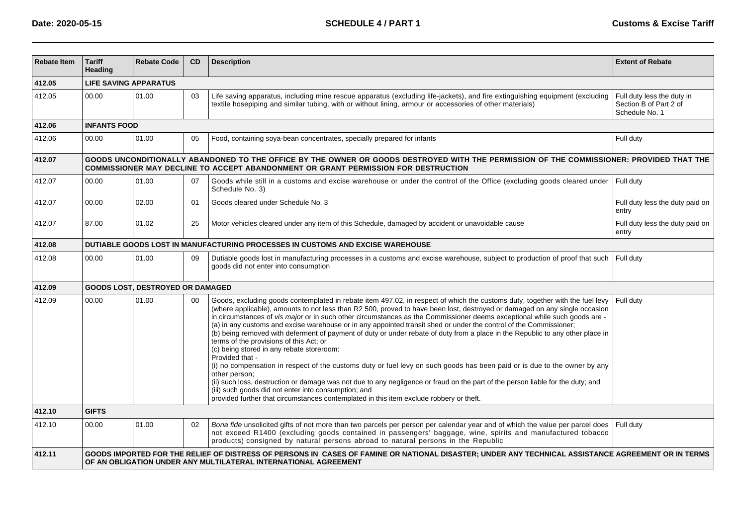| Rebate Item | Tariff Heading | Rebate Code | CD | Description | Extent of Rebate |
|---|---|---|---|---|---|
| **412.05** | **LIFE SAVING APPARATUS** | | | | |
| 412.05 | 00.00 | 01.00 | 03 | Life saving apparatus, including mine rescue apparatus (excluding life-jackets), and fire extinguishing equipment (excluding textile hosepiping and similar tubing, with or without lining, armour or accessories of other materials) | Full duty less the duty in Section B of Part 2 of Schedule No. 1 |
| **412.06** | **INFANTS FOOD** | | | | |
| 412.06 | 00.00 | 01.00 | 05 | Food, containing soya-bean concentrates, specially prepared for infants | Full duty |
| **412.07** | **GOODS UNCONDITIONALLY ABANDONED TO THE OFFICE BY THE OWNER OR GOODS DESTROYED WITH THE PERMISSION OF THE COMMISSIONER: PROVIDED THAT THE COMMISSIONER MAY DECLINE TO ACCEPT ABANDONMENT OR GRANT PERMISSION FOR DESTRUCTION** | | | | |
| 412.07 | 00.00 | 01.00 | 07 | Goods while still in a customs and excise warehouse or under the control of the Office (excluding goods cleared under Schedule No. 3) | Full duty |
| 412.07 | 00.00 | 02.00 | 01 | Goods cleared under Schedule No. 3 | Full duty less the duty paid on entry |
| 412.07 | 87.00 | 01.02 | 25 | Motor vehicles cleared under any item of this Schedule, damaged by accident or unavoidable cause | Full duty less the duty paid on entry |
| **412.08** | **DUTIABLE GOODS LOST IN MANUFACTURING PROCESSES IN CUSTOMS AND EXCISE WAREHOUSE** | | | | |
| 412.08 | 00.00 | 01.00 | 09 | Dutiable goods lost in manufacturing processes in a customs and excise warehouse, subject to production of proof that such goods did not enter into consumption | Full duty |
| **412.09** | **GOODS LOST, DESTROYED OR DAMAGED** | | | | |
| 412.09 | 00.00 | 01.00 | 00 | Goods, excluding goods contemplated in rebate item 497.02, in respect of which the customs duty, together with the fuel levy (where applicable), amounts to not less than R2 500, proved to have been lost, destroyed or damaged on any single occasion in circumstances of *vis major* or in such other circumstances as the Commissioner deems exceptional while such goods are -<br>(a) in any customs and excise warehouse or in any appointed transit shed or under the control of the Commissioner;<br>(b) being removed with deferment of payment of duty or under rebate of duty from a place in the Republic to any other place in terms of the provisions of this Act; or<br>(c) being stored in any rebate storeroom:<br>Provided that -<br>(i) no compensation in respect of the customs duty or fuel levy on such goods has been paid or is due to the owner by any other person;<br>(ii) such loss, destruction or damage was not due to any negligence or fraud on the part of the person liable for the duty; and<br>(iii) such goods did not enter into consumption; and<br>provided further that circumstances contemplated in this item exclude robbery or theft. | Full duty |
| **412.10** | **GIFTS** | | | | |
| 412.10 | 00.00 | 01.00 | 02 | *Bona fide* unsolicited gifts of not more than two parcels per person per calendar year and of which the value per parcel does not exceed R1400 (excluding goods contained in passengers' baggage, wine, spirits and manufactured tobacco products) consigned by natural persons abroad to natural persons in the Republic | Full duty |
| **412.11** | **GOODS IMPORTED FOR THE RELIEF OF DISTRESS OF PERSONS IN CASES OF FAMINE OR NATIONAL DISASTER; UNDER ANY TECHNICAL ASSISTANCE AGREEMENT OR IN TERMS OF AN OBLIGATION UNDER ANY MULTILATERAL INTERNATIONAL AGREEMENT** | | | | |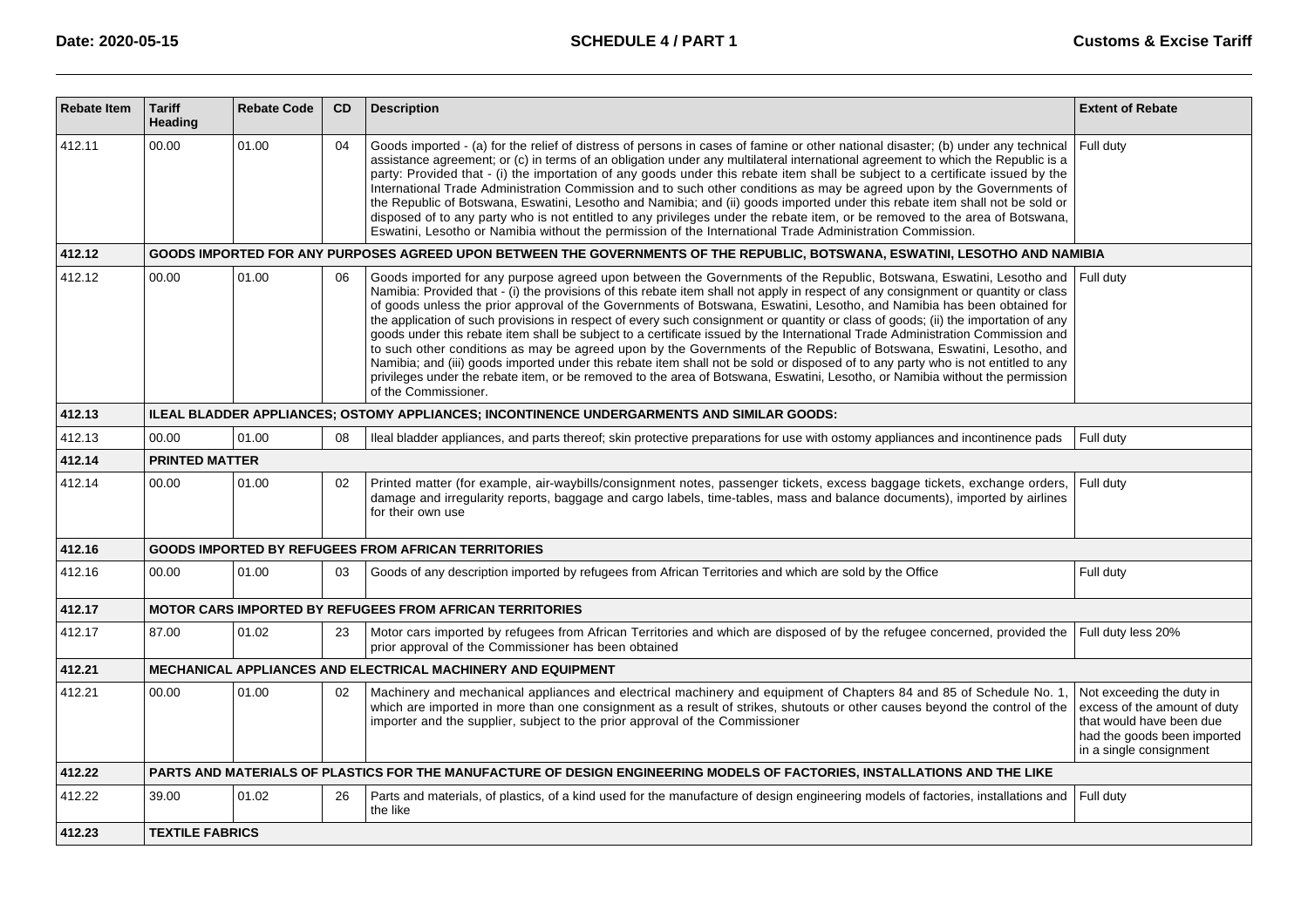| Rebate Item | Tariff Heading | Rebate Code | CD | Description | Extent of Rebate |
|---|---|---|---|---|---|
| 412.11 | 00.00 | 01.00 | 04 | Goods imported - (a) for the relief of distress of persons in cases of famine or other national disaster; (b) under any technical assistance agreement; or (c) in terms of an obligation under any multilateral international agreement to which the Republic is a party: Provided that - (i) the importation of any goods under this rebate item shall be subject to a certificate issued by the International Trade Administration Commission and to such other conditions as may be agreed upon by the Governments of the Republic of Botswana, Eswatini, Lesotho and Namibia; and (ii) goods imported under this rebate item shall not be sold or disposed of to any party who is not entitled to any privileges under the rebate item, or be removed to the area of Botswana, Eswatini, Lesotho or Namibia without the permission of the International Trade Administration Commission. | Full duty |
| **412.12** | **GOODS IMPORTED FOR ANY PURPOSES AGREED UPON BETWEEN THE GOVERNMENTS OF THE REPUBLIC, BOTSWANA, ESWATINI, LESOTHO AND NAMIBIA** | | | | |
| 412.12 | 00.00 | 01.00 | 06 | Goods imported for any purpose agreed upon between the Governments of the Republic, Botswana, Eswatini, Lesotho and Namibia: Provided that - (i) the provisions of this rebate item shall not apply in respect of any consignment or quantity or class of goods unless the prior approval of the Governments of Botswana, Eswatini, Lesotho, and Namibia has been obtained for the application of such provisions in respect of every such consignment or quantity or class of goods; (ii) the importation of any goods under this rebate item shall be subject to a certificate issued by the International Trade Administration Commission and to such other conditions as may be agreed upon by the Governments of the Republic of Botswana, Eswatini, Lesotho, and Namibia; and (iii) goods imported under this rebate item shall not be sold or disposed of to any party who is not entitled to any privileges under the rebate item, or be removed to the area of Botswana, Eswatini, Lesotho, or Namibia without the permission of the Commissioner. | Full duty |
| **412.13** | **ILEAL BLADDER APPLIANCES; OSTOMY APPLIANCES; INCONTINENCE UNDERGARMENTS AND SIMILAR GOODS:** | | | | |
| 412.13 | 00.00 | 01.00 | 08 | Ileal bladder appliances, and parts thereof; skin protective preparations for use with ostomy appliances and incontinence pads | Full duty |
| **412.14** | **PRINTED MATTER** | | | | |
| 412.14 | 00.00 | 01.00 | 02 | Printed matter (for example, air-waybills/consignment notes, passenger tickets, excess baggage tickets, exchange orders, damage and irregularity reports, baggage and cargo labels, time-tables, mass and balance documents), imported by airlines for their own use | Full duty |
| **412.16** | **GOODS IMPORTED BY REFUGEES FROM AFRICAN TERRITORIES** | | | | |
| 412.16 | 00.00 | 01.00 | 03 | Goods of any description imported by refugees from African Territories and which are sold by the Office | Full duty |
| **412.17** | **MOTOR CARS IMPORTED BY REFUGEES FROM AFRICAN TERRITORIES** | | | | |
| 412.17 | 87.00 | 01.02 | 23 | Motor cars imported by refugees from African Territories and which are disposed of by the refugee concerned, provided the prior approval of the Commissioner has been obtained | Full duty less 20% |
| **412.21** | **MECHANICAL APPLIANCES AND ELECTRICAL MACHINERY AND EQUIPMENT** | | | | |
| 412.21 | 00.00 | 01.00 | 02 | Machinery and mechanical appliances and electrical machinery and equipment of Chapters 84 and 85 of Schedule No. 1, which are imported in more than one consignment as a result of strikes, shutouts or other causes beyond the control of the importer and the supplier, subject to the prior approval of the Commissioner | Not exceeding the duty in excess of the amount of duty that would have been due had the goods been imported in a single consignment |
| **412.22** | **PARTS AND MATERIALS OF PLASTICS FOR THE MANUFACTURE OF DESIGN ENGINEERING MODELS OF FACTORIES, INSTALLATIONS AND THE LIKE** | | | | |
| 412.22 | 39.00 | 01.02 | 26 | Parts and materials, of plastics, of a kind used for the manufacture of design engineering models of factories, installations and the like | Full duty |
| **412.23** | **TEXTILE FABRICS** | | | | |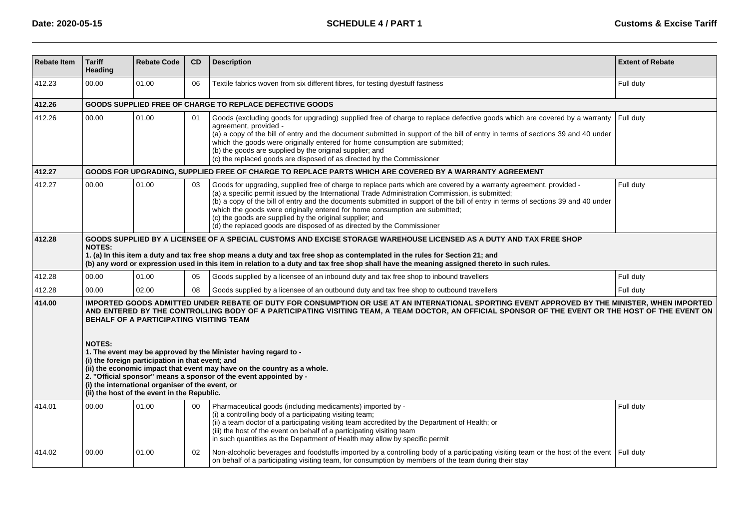| Rebate Item | Tariff Heading | Rebate Code | CD | Description | Extent of Rebate |
|---|---|---|---|---|---|
| 412.23 | 00.00 | 01.00 | 06 | Textile fabrics woven from six different fibres, for testing dyestuff fastness | Full duty |
| **412.26** | **GOODS SUPPLIED FREE OF CHARGE TO REPLACE DEFECTIVE GOODS** | | | | |
| 412.26 | 00.00 | 01.00 | 01 | Goods (excluding goods for upgrading) supplied free of charge to replace defective goods which are covered by a warranty agreement, provided -<br>(a) a copy of the bill of entry and the document submitted in support of the bill of entry in terms of sections 39 and 40 under which the goods were originally entered for home consumption are submitted;<br>(b) the goods are supplied by the original supplier; and<br>(c) the replaced goods are disposed of as directed by the Commissioner | Full duty |
| **412.27** | **GOODS FOR UPGRADING, SUPPLIED FREE OF CHARGE TO REPLACE PARTS WHICH ARE COVERED BY A WARRANTY AGREEMENT** | | | | |
| 412.27 | 00.00 | 01.00 | 03 | Goods for upgrading, supplied free of charge to replace parts which are covered by a warranty agreement, provided -<br>(a) a specific permit issued by the International Trade Administration Commission, is submitted;<br>(b) a copy of the bill of entry and the documents submitted in support of the bill of entry in terms of sections 39 and 40 under which the goods were originally entered for home consumption are submitted;<br>(c) the goods are supplied by the original supplier; and<br>(d) the replaced goods are disposed of as directed by the Commissioner | Full duty |
| **412.28** | **GOODS SUPPLIED BY A LICENSEE OF A SPECIAL CUSTOMS AND EXCISE STORAGE WAREHOUSE LICENSED AS A DUTY AND TAX FREE SHOP**<br>**NOTES:**<br>**1. (a) In this item a duty and tax free shop means a duty and tax free shop as contemplated in the rules for Section 21; and**<br>**(b) any word or expression used in this item in relation to a duty and tax free shop shall have the meaning assigned thereto in such rules.** | | | | |
| 412.28 | 00.00 | 01.00 | 05 | Goods supplied by a licensee of an inbound duty and tax free shop to inbound travellers | Full duty |
| 412.28 | 00.00 | 02.00 | 08 | Goods supplied by a licensee of an outbound duty and tax free shop to outbound travellers | Full duty |
| **414.00** | **IMPORTED GOODS ADMITTED UNDER REBATE OF DUTY FOR CONSUMPTION OR USE AT AN INTERNATIONAL SPORTING EVENT APPROVED BY THE MINISTER, WHEN IMPORTED AND ENTERED BY THE CONTROLLING BODY OF A PARTICIPATING VISITING TEAM, A TEAM DOCTOR, AN OFFICIAL SPONSOR OF THE EVENT OR THE HOST OF THE EVENT ON BEHALF OF A PARTICIPATING VISITING TEAM**<br><br>**NOTES:**<br>**1. The event may be approved by the Minister having regard to -**<br>**(i) the foreign participation in that event; and**<br>**(ii) the economic impact that event may have on the country as a whole.**<br>**2. "Official sponsor" means a sponsor of the event appointed by -**<br>**(i) the international organiser of the event, or**<br>**(ii) the host of the event in the Republic.** | | | | |
| 414.01 | 00.00 | 01.00 | 00 | Pharmaceutical goods (including medicaments) imported by -<br>(i) a controlling body of a participating visiting team;<br>(ii) a team doctor of a participating visiting team accredited by the Department of Health; or<br>(iii) the host of the event on behalf of a participating visiting team<br>in such quantities as the Department of Health may allow by specific permit | Full duty |
| 414.02 | 00.00 | 01.00 | 02 | Non-alcoholic beverages and foodstuffs imported by a controlling body of a participating visiting team or the host of the event on behalf of a participating visiting team, for consumption by members of the team during their stay | Full duty |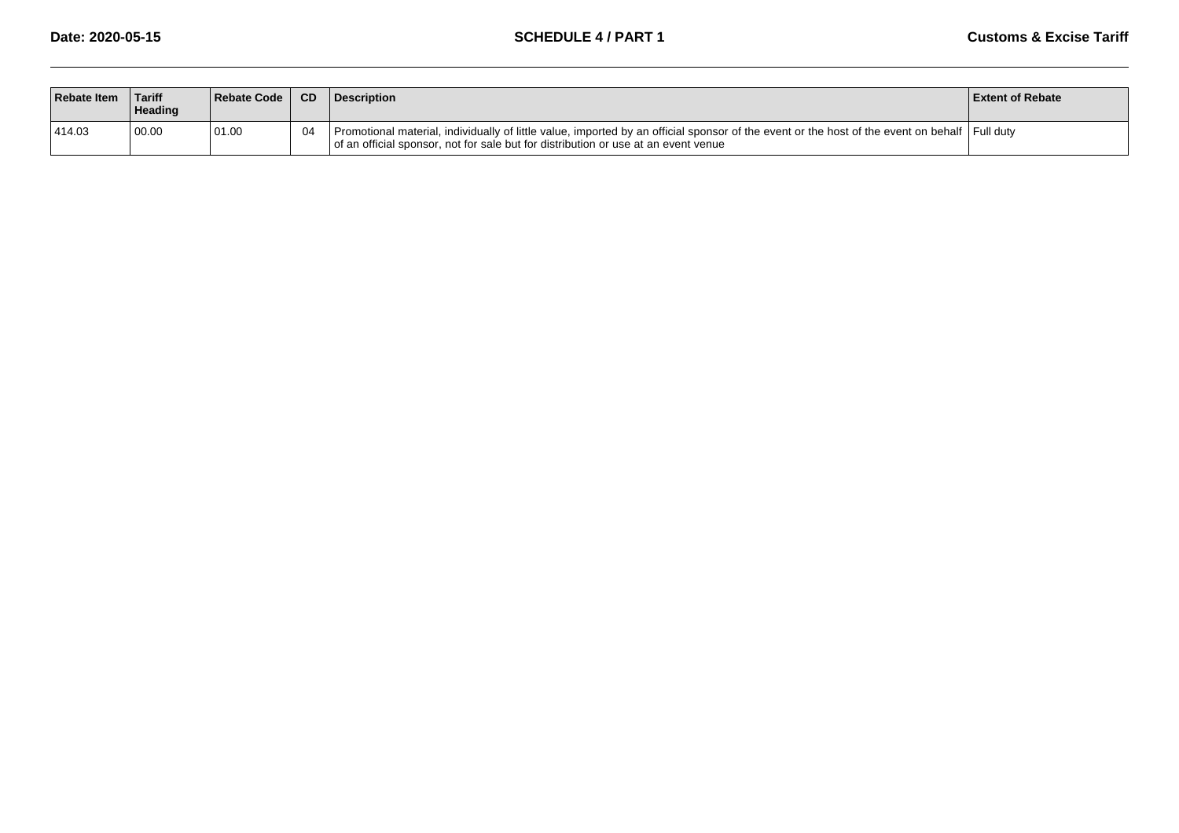| Rebate Item | Tariff Heading | Rebate Code | CD | Description | Extent of Rebate |
|---|---|---|---|---|---|
| 414.03 | 00.00 | 01.00 | 04 | Promotional material, individually of little value, imported by an official sponsor of the event or the host of the event on behalf of an official sponsor, not for sale but for distribution or use at an event venue | Full duty |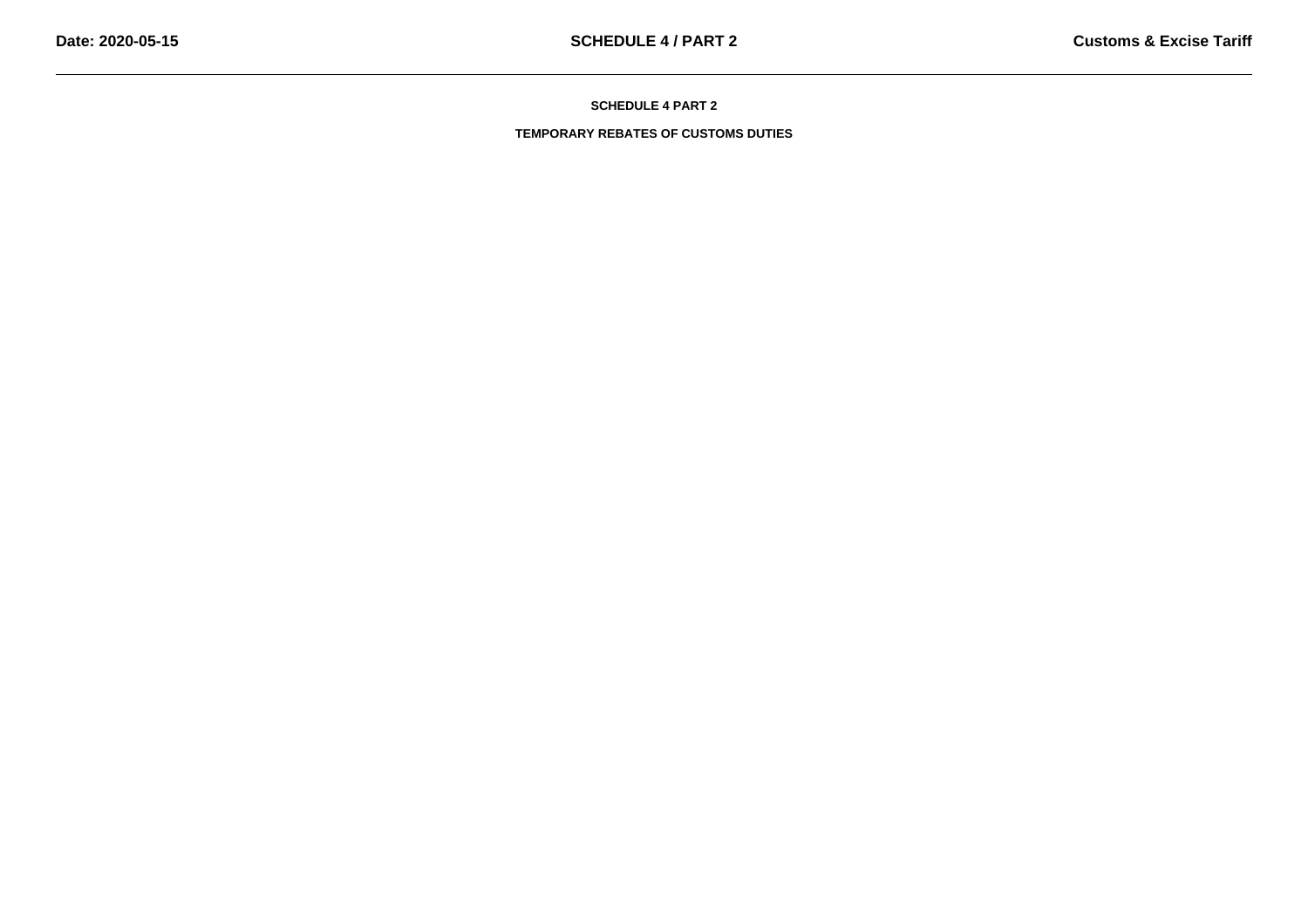# SCHEDULE 4 PART 2

## TEMPORARY REBATES OF CUSTOMS DUTIES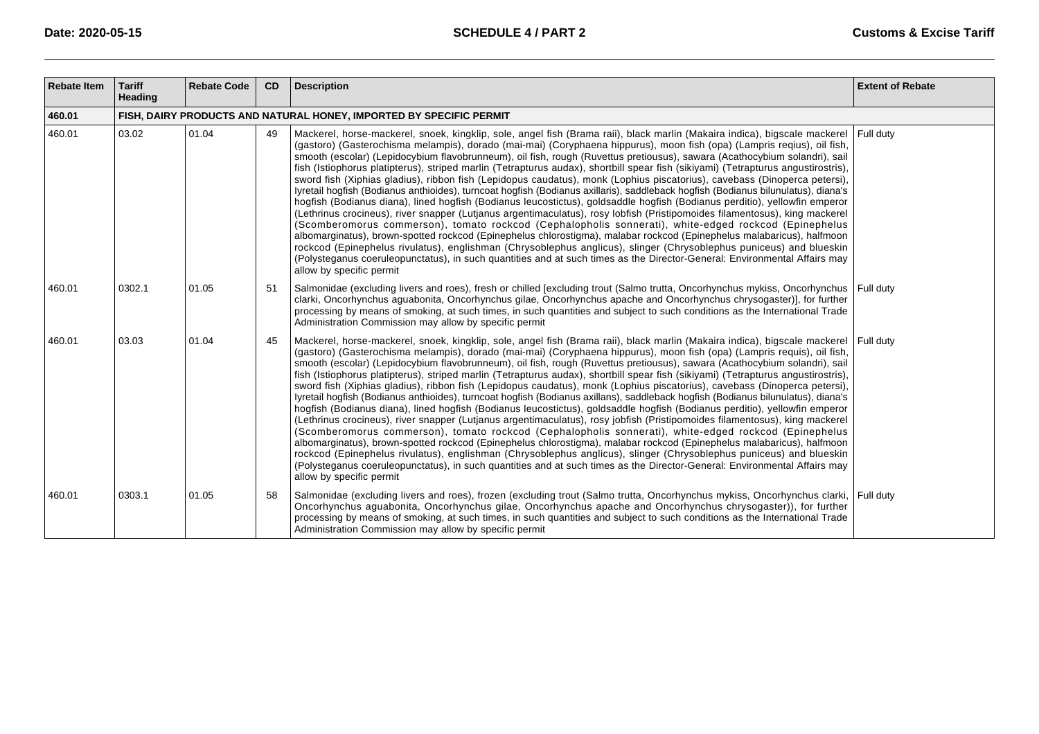| Rebate Item | Tariff Heading | Rebate Code | CD | Description | Extent of Rebate |
|---|---|---|---|---|---|
| **460.01** | **FISH, DAIRY PRODUCTS AND NATURAL HONEY, IMPORTED BY SPECIFIC PERMIT** | | | | |
| 460.01 | 03.02 | 01.04 | 49 | Mackerel, horse-mackerel, snoek, kingklip, sole, angel fish (Brama raii), black marlin (Makaira indica), bigscale mackerel (gastoro) (Gasterochisma melampis), dorado (mai-mai) (Coryphaena hippurus), moon fish (opa) (Lampris reqius), oil fish, smooth (escolar) (Lepidocybium flavobrunneum), oil fish, rough (Ruvettus pretiousus), sawara (Acathocybium solandri), sail fish (Istiophorus platipterus), striped marlin (Tetrapturus audax), shortbill spear fish (sikiyami) (Tetrapturus angustirostris), sword fish (Xiphias gladius), ribbon fish (Lepidopus caudatus), monk (Lophius piscatorius), cavebass (Dinoperca petersi), lyretail hogfish (Bodianus anthioides), turncoat hogfish (Bodianus axillaris), saddleback hogfish (Bodianus bilunulatus), diana's hogfish (Bodianus diana), lined hogfish (Bodianus leucostictus), goldsaddle hogfish (Bodianus perditio), yellowfin emperor (Lethrinus crocineus), river snapper (Lutjanus argentimaculatus), rosy lobfish (Pristipomoides filamentosus), king mackerel (Scomberomorus commerson), tomato rockcod (Cephalopholis sonnerati), white-edged rockcod (Epinephelus albomarginatus), brown-spotted rockcod (Epinephelus chlorostigma), malabar rockcod (Epinephelus malabaricus), halfmoon rockcod (Epinephelus rivulatus), englishman (Chrysoblephus anglicus), slinger (Chrysoblephus puniceus) and blueskin (Polysteganus coeruleopunctatus), in such quantities and at such times as the Director-General: Environmental Affairs may allow by specific permit | Full duty |
| 460.01 | 0302.1 | 01.05 | 51 | Salmonidae (excluding livers and roes), fresh or chilled [excluding trout (Salmo trutta, Oncorhynchus mykiss, Oncorhynchus clarki, Oncorhynchus aguabonita, Oncorhynchus gilae, Oncorhynchus apache and Oncorhynchus chrysogaster)], for further processing by means of smoking, at such times, in such quantities and subject to such conditions as the International Trade Administration Commission may allow by specific permit | Full duty |
| 460.01 | 03.03 | 01.04 | 45 | Mackerel, horse-mackerel, snoek, kingklip, sole, angel fish (Brama raii), black marlin (Makaira indica), bigscale mackerel (gastoro) (Gasterochisma melampis), dorado (mai-mai) (Coryphaena hippurus), moon fish (opa) (Lampris requis), oil fish, smooth (escolar) (Lepidocybium flavobrunneum), oil fish, rough (Ruvettus pretiousus), sawara (Acathocybium solandri), sail fish (Istiophorus platipterus), striped marlin (Tetrapturus audax), shortbill spear fish (sikiyami) (Tetrapturus angustirostris), sword fish (Xiphias gladius), ribbon fish (Lepidopus caudatus), monk (Lophius piscatorius), cavebass (Dinoperca petersi), lyretail hogfish (Bodianus anthioides), turncoat hogfish (Bodianus axillans), saddleback hogfish (Bodianus bilunulatus), diana's hogfish (Bodianus diana), lined hogfish (Bodianus leucostictus), goldsaddle hogfish (Bodianus perditio), yellowfin emperor (Lethrinus crocineus), river snapper (Lutjanus argentimaculatus), rosy jobfish (Pristipomoides filamentosus), king mackerel (Scomberomorus commerson), tomato rockcod (Cephalopholis sonnerati), white-edged rockcod (Epinephelus albomarginatus), brown-spotted rockcod (Epinephelus chlorostigma), malabar rockcod (Epinephelus malabaricus), halfmoon rockcod (Epinephelus rivulatus), englishman (Chrysoblephus anglicus), slinger (Chrysoblephus puniceus) and blueskin (Polysteganus coeruleopunctatus), in such quantities and at such times as the Director-General: Environmental Affairs may allow by specific permit | Full duty |
| 460.01 | 0303.1 | 01.05 | 58 | Salmonidae (excluding livers and roes), frozen (excluding trout (Salmo trutta, Oncorhynchus mykiss, Oncorhynchus clarki, Oncorhynchus aguabonita, Oncorhynchus gilae, Oncorhynchus apache and Oncorhynchus chrysogaster)), for further processing by means of smoking, at such times, in such quantities and subject to such conditions as the International Trade Administration Commission may allow by specific permit | Full duty |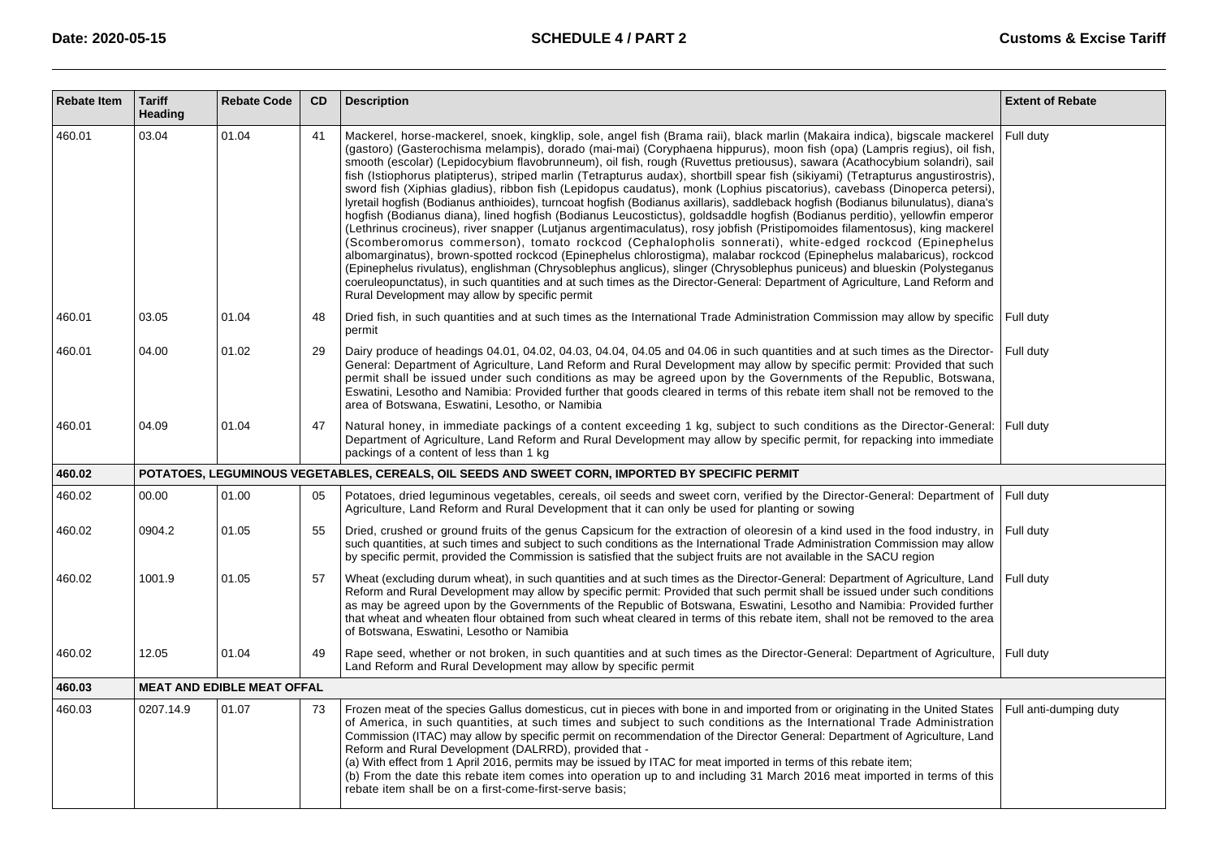| Rebate Item | Tariff Heading | Rebate Code | CD | Description | Extent of Rebate |
|---|---|---|---|---|---|
| 460.01 | 03.04 | 01.04 | 41 | Mackerel, horse-mackerel, snoek, kingklip, sole, angel fish (Brama raii), black marlin (Makaira indica), bigscale mackerel (gastoro) (Gasterochisma melampis), dorado (mai-mai) (Coryphaena hippurus), moon fish (opa) (Lampris regius), oil fish, smooth (escolar) (Lepidocybium flavobrunneum), oil fish, rough (Ruvettus pretiousus), sawara (Acathocybium solandri), sail fish (Istiophorus platipterus), striped marlin (Tetrapturus audax), shortbill spear fish (sikiyami) (Tetrapturus angustirostris), sword fish (Xiphias gladius), ribbon fish (Lepidopus caudatus), monk (Lophius piscatorius), cavebass (Dinoperca petersi), lyretail hogfish (Bodianus anthioides), turncoat hogfish (Bodianus axillaris), saddleback hogfish (Bodianus bilunulatus), diana's hogfish (Bodianus diana), lined hogfish (Bodianus Leucostictus), goldsaddle hogfish (Bodianus perditio), yellowfin emperor (Lethrinus crocineus), river snapper (Lutjanus argentimaculatus), rosy jobfish (Pristipomoides filamentosus), king mackerel (Scomberomorus commerson), tomato rockcod (Cephalopholis sonnerati), white-edged rockcod (Epinephelus albomarginatus), brown-spotted rockcod (Epinephelus chlorostigma), malabar rockcod (Epinephelus malabaricus), rockcod (Epinephelus rivulatus), englishman (Chrysoblephus anglicus), slinger (Chrysoblephus puniceus) and blueskin (Polysteganus coeruleopunctatus), in such quantities and at such times as the Director-General: Department of Agriculture, Land Reform and Rural Development may allow by specific permit | Full duty |
| 460.01 | 03.05 | 01.04 | 48 | Dried fish, in such quantities and at such times as the International Trade Administration Commission may allow by specific permit | Full duty |
| 460.01 | 04.00 | 01.02 | 29 | Dairy produce of headings 04.01, 04.02, 04.03, 04.04, 04.05 and 04.06 in such quantities and at such times as the Director-General: Department of Agriculture, Land Reform and Rural Development may allow by specific permit: Provided that such permit shall be issued under such conditions as may be agreed upon by the Governments of the Republic, Botswana, Eswatini, Lesotho and Namibia: Provided further that goods cleared in terms of this rebate item shall not be removed to the area of Botswana, Eswatini, Lesotho, or Namibia | Full duty |
| 460.01 | 04.09 | 01.04 | 47 | Natural honey, in immediate packings of a content exceeding 1 kg, subject to such conditions as the Director-General: Department of Agriculture, Land Reform and Rural Development may allow by specific permit, for repacking into immediate packings of a content of less than 1 kg | Full duty |
| **460.02** | **POTATOES, LEGUMINOUS VEGETABLES, CEREALS, OIL SEEDS AND SWEET CORN, IMPORTED BY SPECIFIC PERMIT** | | | | |
| 460.02 | 00.00 | 01.00 | 05 | Potatoes, dried leguminous vegetables, cereals, oil seeds and sweet corn, verified by the Director-General: Department of Agriculture, Land Reform and Rural Development that it can only be used for planting or sowing | Full duty |
| 460.02 | 0904.2 | 01.05 | 55 | Dried, crushed or ground fruits of the genus Capsicum for the extraction of oleoresin of a kind used in the food industry, in such quantities, at such times and subject to such conditions as the International Trade Administration Commission may allow by specific permit, provided the Commission is satisfied that the subject fruits are not available in the SACU region | Full duty |
| 460.02 | 1001.9 | 01.05 | 57 | Wheat (excluding durum wheat), in such quantities and at such times as the Director-General: Department of Agriculture, Land Reform and Rural Development may allow by specific permit: Provided that such permit shall be issued under such conditions as may be agreed upon by the Governments of the Republic of Botswana, Eswatini, Lesotho and Namibia: Provided further that wheat and wheaten flour obtained from such wheat cleared in terms of this rebate item, shall not be removed to the area of Botswana, Eswatini, Lesotho or Namibia | Full duty |
| 460.02 | 12.05 | 01.04 | 49 | Rape seed, whether or not broken, in such quantities and at such times as the Director-General: Department of Agriculture, Land Reform and Rural Development may allow by specific permit | Full duty |
| **460.03** | **MEAT AND EDIBLE MEAT OFFAL** | | | | |
| 460.03 | 0207.14.9 | 01.07 | 73 | Frozen meat of the species Gallus domesticus, cut in pieces with bone in and imported from or originating in the United States of America, in such quantities, at such times and subject to such conditions as the International Trade Administration Commission (ITAC) may allow by specific permit on recommendation of the Director General: Department of Agriculture, Land Reform and Rural Development (DALRRD), provided that -<br>(a) With effect from 1 April 2016, permits may be issued by ITAC for meat imported in terms of this rebate item;<br>(b) From the date this rebate item comes into operation up to and including 31 March 2016 meat imported in terms of this rebate item shall be on a first-come-first-serve basis; | Full anti-dumping duty |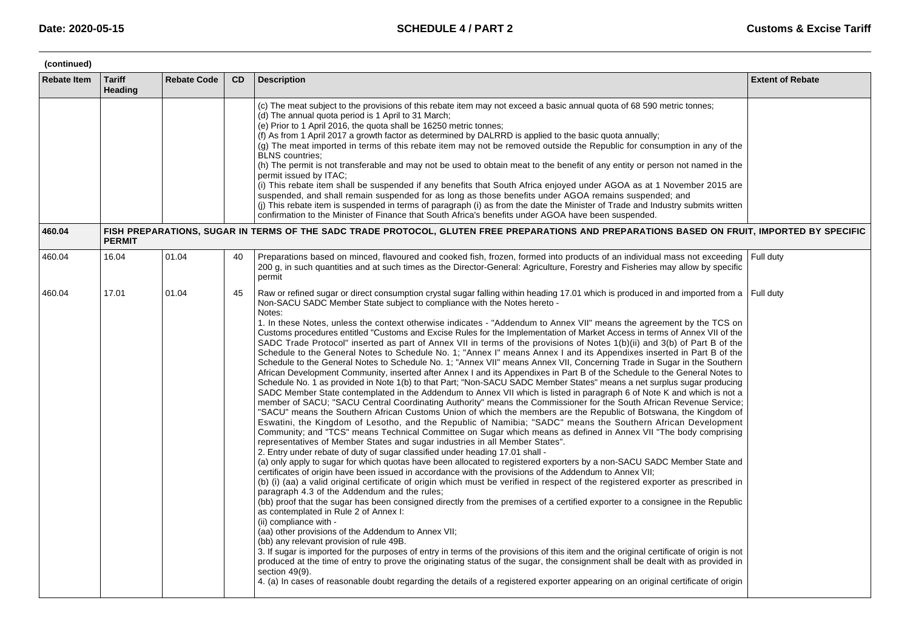(continued)

| Rebate Item | Tariff Heading | Rebate Code | CD | Description | Extent of Rebate |
|---|---|---|---|---|---|
| | | | | (c) The meat subject to the provisions of this rebate item may not exceed a basic annual quota of 68 590 metric tonnes;<br>(d) The annual quota period is 1 April to 31 March;<br>(e) Prior to 1 April 2016, the quota shall be 16250 metric tonnes;<br>(f) As from 1 April 2017 a growth factor as determined by DALRRD is applied to the basic quota annually;<br>(g) The meat imported in terms of this rebate item may not be removed outside the Republic for consumption in any of the BLNS countries;<br>(h) The permit is not transferable and may not be used to obtain meat to the benefit of any entity or person not named in the permit issued by ITAC;<br>(i) This rebate item shall be suspended if any benefits that South Africa enjoyed under AGOA as at 1 November 2015 are suspended, and shall remain suspended for as long as those benefits under AGOA remains suspended; and<br>(j) This rebate item is suspended in terms of paragraph (i) as from the date the Minister of Trade and Industry submits written confirmation to the Minister of Finance that South Africa's benefits under AGOA have been suspended. | |
| **460.04** | **FISH PREPARATIONS, SUGAR IN TERMS OF THE SADC TRADE PROTOCOL, GLUTEN FREE PREPARATIONS AND PREPARATIONS BASED ON FRUIT, IMPORTED BY SPECIFIC PERMIT** | | | | |
| 460.04 | 16.04 | 01.04 | 40 | Preparations based on minced, flavoured and cooked fish, frozen, formed into products of an individual mass not exceeding 200 g, in such quantities and at such times as the Director-General: Agriculture, Forestry and Fisheries may allow by specific permit | Full duty |
| 460.04 | 17.01 | 01.04 | 45 | Raw or refined sugar or direct consumption crystal sugar falling within heading 17.01 which is produced in and imported from a Non-SACU SADC Member State subject to compliance with the Notes hereto -<br>Notes:<br>1. In these Notes, unless the context otherwise indicates - "Addendum to Annex VII" means the agreement by the TCS on Customs procedures entitled "Customs and Excise Rules for the Implementation of Market Access in terms of Annex VII of the SADC Trade Protocol" inserted as part of Annex VII in terms of the provisions of Notes 1(b)(ii) and 3(b) of Part B of the Schedule to the General Notes to Schedule No. 1; "Annex I" means Annex I and its Appendixes inserted in Part B of the Schedule to the General Notes to Schedule No. 1; "Annex VII" means Annex VII, Concerning Trade in Sugar in the Southern African Development Community, inserted after Annex I and its Appendixes in Part B of the Schedule to the General Notes to Schedule No. 1 as provided in Note 1(b) to that Part; "Non-SACU SADC Member States" means a net surplus sugar producing SADC Member State contemplated in the Addendum to Annex VII which is listed in paragraph 6 of Note K and which is not a member of SACU; "SACU Central Coordinating Authority" means the Commissioner for the South African Revenue Service; "SACU" means the Southern African Customs Union of which the members are the Republic of Botswana, the Kingdom of Eswatini, the Kingdom of Lesotho, and the Republic of Namibia; "SADC" means the Southern African Development Community; and "TCS" means Technical Committee on Sugar which means as defined in Annex VII "The body comprising representatives of Member States and sugar industries in all Member States".<br>2. Entry under rebate of duty of sugar classified under heading 17.01 shall -<br>(a) only apply to sugar for which quotas have been allocated to registered exporters by a non-SACU SADC Member State and certificates of origin have been issued in accordance with the provisions of the Addendum to Annex VII;<br>(b) (i) (aa) a valid original certificate of origin which must be verified in respect of the registered exporter as prescribed in paragraph 4.3 of the Addendum and the rules;<br>(bb) proof that the sugar has been consigned directly from the premises of a certified exporter to a consignee in the Republic as contemplated in Rule 2 of Annex I:<br>(ii) compliance with -<br>(aa) other provisions of the Addendum to Annex VII;<br>(bb) any relevant provision of rule 49B.<br>3. If sugar is imported for the purposes of entry in terms of the provisions of this item and the original certificate of origin is not produced at the time of entry to prove the originating status of the sugar, the consignment shall be dealt with as provided in section 49(9).<br>4. (a) In cases of reasonable doubt regarding the details of a registered exporter appearing on an original certificate of origin | Full duty |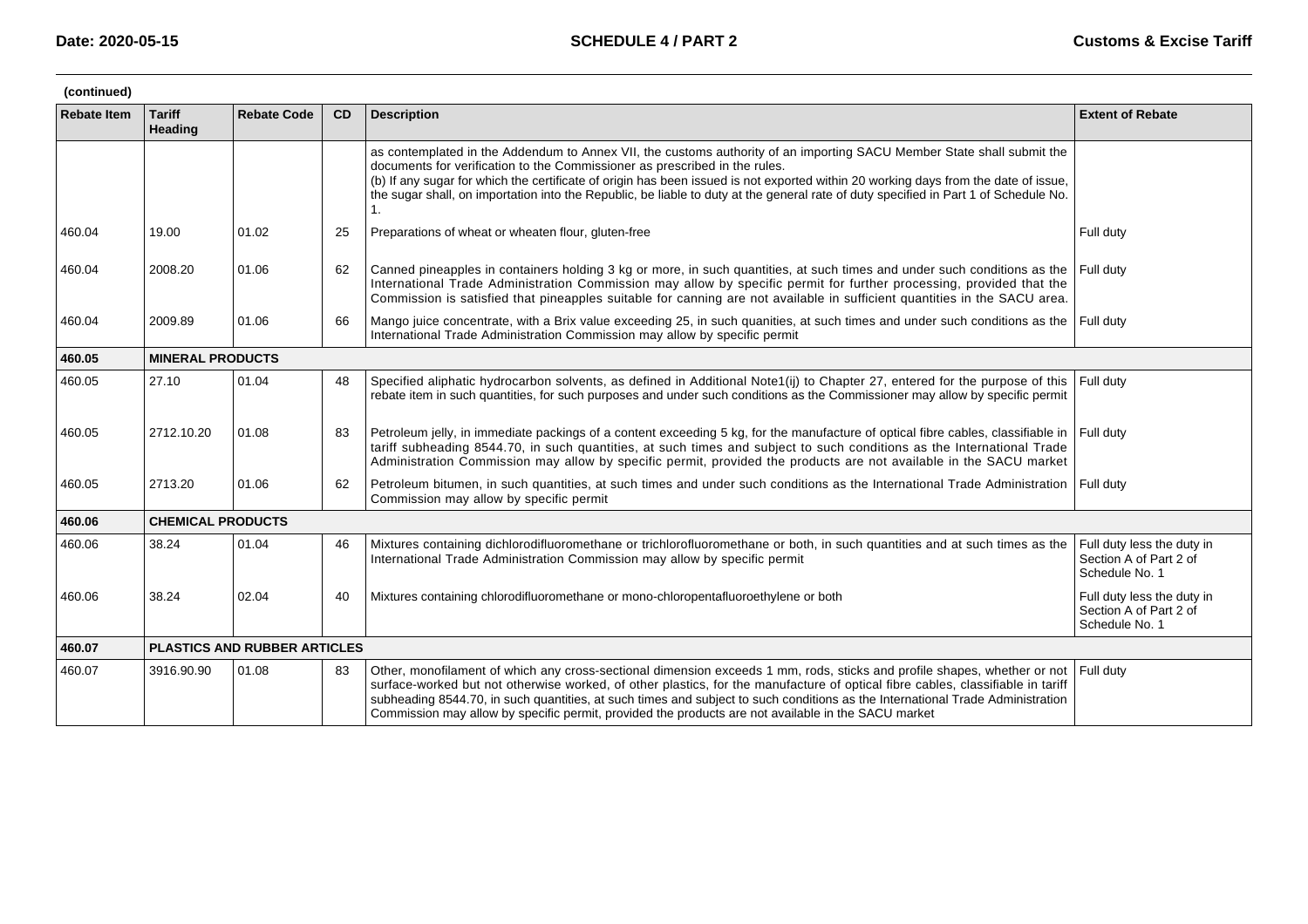(continued)

| Rebate Item | Tariff Heading | Rebate Code | CD | Description | Extent of Rebate |
|---|---|---|---|---|---|
| | | | | as contemplated in the Addendum to Annex VII, the customs authority of an importing SACU Member State shall submit the documents for verification to the Commissioner as prescribed in the rules.<br>(b) If any sugar for which the certificate of origin has been issued is not exported within 20 working days from the date of issue, the sugar shall, on importation into the Republic, be liable to duty at the general rate of duty specified in Part 1 of Schedule No. 1. | |
| 460.04 | 19.00 | 01.02 | 25 | Preparations of wheat or wheaten flour, gluten-free | Full duty |
| 460.04 | 2008.20 | 01.06 | 62 | Canned pineapples in containers holding 3 kg or more, in such quantities, at such times and under such conditions as the International Trade Administration Commission may allow by specific permit for further processing, provided that the Commission is satisfied that pineapples suitable for canning are not available in sufficient quantities in the SACU area. | Full duty |
| 460.04 | 2009.89 | 01.06 | 66 | Mango juice concentrate, with a Brix value exceeding 25, in such quanities, at such times and under such conditions as the International Trade Administration Commission may allow by specific permit | Full duty |
| **460.05** | **MINERAL PRODUCTS** | | | | |
| 460.05 | 27.10 | 01.04 | 48 | Specified aliphatic hydrocarbon solvents, as defined in Additional Note1(ij) to Chapter 27, entered for the purpose of this rebate item in such quantities, for such purposes and under such conditions as the Commissioner may allow by specific permit | Full duty |
| 460.05 | 2712.10.20 | 01.08 | 83 | Petroleum jelly, in immediate packings of a content exceeding 5 kg, for the manufacture of optical fibre cables, classifiable in tariff subheading 8544.70, in such quantities, at such times and subject to such conditions as the International Trade Administration Commission may allow by specific permit, provided the products are not available in the SACU market | Full duty |
| 460.05 | 2713.20 | 01.06 | 62 | Petroleum bitumen, in such quantities, at such times and under such conditions as the International Trade Administration Commission may allow by specific permit | Full duty |
| **460.06** | **CHEMICAL PRODUCTS** | | | | |
| 460.06 | 38.24 | 01.04 | 46 | Mixtures containing dichlorodifluoromethane or trichlorofluoromethane or both, in such quantities and at such times as the International Trade Administration Commission may allow by specific permit | Full duty less the duty in Section A of Part 2 of Schedule No. 1 |
| 460.06 | 38.24 | 02.04 | 40 | Mixtures containing chlorodifluoromethane or mono-chloropentafluoroethylene or both | Full duty less the duty in Section A of Part 2 of Schedule No. 1 |
| **460.07** | **PLASTICS AND RUBBER ARTICLES** | | | | |
| 460.07 | 3916.90.90 | 01.08 | 83 | Other, monofilament of which any cross-sectional dimension exceeds 1 mm, rods, sticks and profile shapes, whether or not surface-worked but not otherwise worked, of other plastics, for the manufacture of optical fibre cables, classifiable in tariff subheading 8544.70, in such quantities, at such times and subject to such conditions as the International Trade Administration Commission may allow by specific permit, provided the products are not available in the SACU market | Full duty |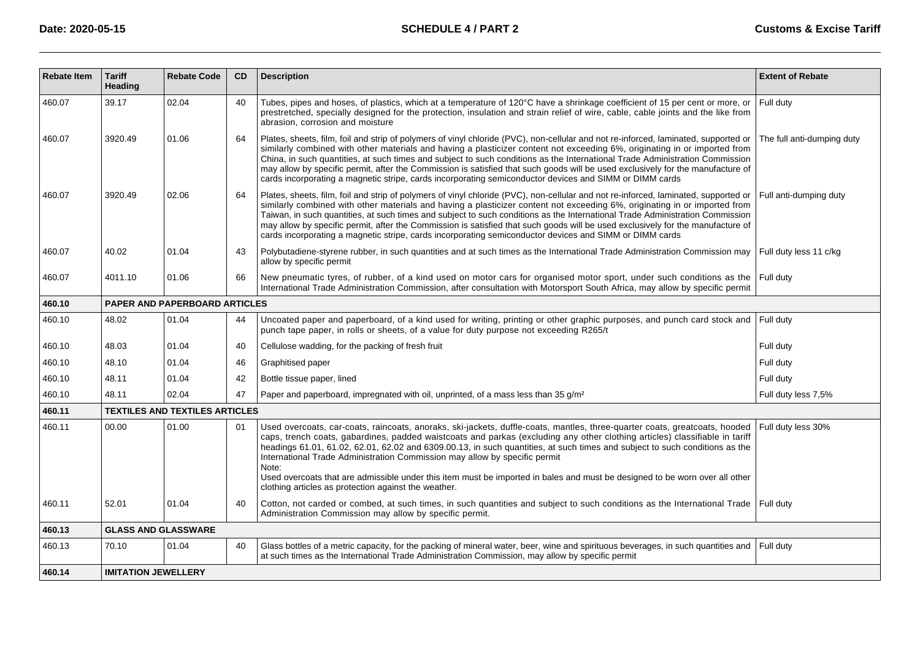| Rebate Item | Tariff Heading | Rebate Code | CD | Description | Extent of Rebate |
|---|---|---|---|---|---|
| 460.07 | 39.17 | 02.04 | 40 | Tubes, pipes and hoses, of plastics, which at a temperature of 120°C have a shrinkage coefficient of 15 per cent or more, or prestretched, specially designed for the protection, insulation and strain relief of wire, cable, cable joints and the like from abrasion, corrosion and moisture | Full duty |
| 460.07 | 3920.49 | 01.06 | 64 | Plates, sheets, film, foil and strip of polymers of vinyl chloride (PVC), non-cellular and not re-inforced, laminated, supported or similarly combined with other materials and having a plasticizer content not exceeding 6%, originating in or imported from China, in such quantities, at such times and subject to such conditions as the International Trade Administration Commission may allow by specific permit, after the Commission is satisfied that such goods will be used exclusively for the manufacture of cards incorporating a magnetic stripe, cards incorporating semiconductor devices and SIMM or DIMM cards | The full anti-dumping duty |
| 460.07 | 3920.49 | 02.06 | 64 | Plates, sheets, film, foil and strip of polymers of vinyl chloride (PVC), non-cellular and not re-inforced, laminated, supported or similarly combined with other materials and having a plasticizer content not exceeding 6%, originating in or imported from Taiwan, in such quantities, at such times and subject to such conditions as the International Trade Administration Commission may allow by specific permit, after the Commission is satisfied that such goods will be used exclusively for the manufacture of cards incorporating a magnetic stripe, cards incorporating semiconductor devices and SIMM or DIMM cards | Full anti-dumping duty |
| 460.07 | 40.02 | 01.04 | 43 | Polybutadiene-styrene rubber, in such quantities and at such times as the International Trade Administration Commission may allow by specific permit | Full duty less 11 c/kg |
| 460.07 | 4011.10 | 01.06 | 66 | New pneumatic tyres, of rubber, of a kind used on motor cars for organised motor sport, under such conditions as the International Trade Administration Commission, after consultation with Motorsport South Africa, may allow by specific permit | Full duty |
| **460.10** | **PAPER AND PAPERBOARD ARTICLES** | | | | |
| 460.10 | 48.02 | 01.04 | 44 | Uncoated paper and paperboard, of a kind used for writing, printing or other graphic purposes, and punch card stock and punch tape paper, in rolls or sheets, of a value for duty purpose not exceeding R265/t | Full duty |
| 460.10 | 48.03 | 01.04 | 40 | Cellulose wadding, for the packing of fresh fruit | Full duty |
| 460.10 | 48.10 | 01.04 | 46 | Graphitised paper | Full duty |
| 460.10 | 48.11 | 01.04 | 42 | Bottle tissue paper, lined | Full duty |
| 460.10 | 48.11 | 02.04 | 47 | Paper and paperboard, impregnated with oil, unprinted, of a mass less than 35 g/m² | Full duty less 7,5% |
| **460.11** | **TEXTILES AND TEXTILES ARTICLES** | | | | |
| 460.11 | 00.00 | 01.00 | 01 | Used overcoats, car-coats, raincoats, anoraks, ski-jackets, duffle-coats, mantles, three-quarter coats, greatcoats, hooded caps, trench coats, gabardines, padded waistcoats and parkas (excluding any other clothing articles) classifiable in tariff headings 61.01, 61.02, 62.01, 62.02 and 6309.00.13, in such quantities, at such times and subject to such conditions as the International Trade Administration Commission may allow by specific permit<br>Note:<br>Used overcoats that are admissible under this item must be imported in bales and must be designed to be worn over all other clothing articles as protection against the weather. | Full duty less 30% |
| 460.11 | 52.01 | 01.04 | 40 | Cotton, not carded or combed, at such times, in such quantities and subject to such conditions as the International Trade Administration Commission may allow by specific permit. | Full duty |
| **460.13** | **GLASS AND GLASSWARE** | | | | |
| 460.13 | 70.10 | 01.04 | 40 | Glass bottles of a metric capacity, for the packing of mineral water, beer, wine and spirituous beverages, in such quantities and at such times as the International Trade Administration Commission, may allow by specific permit | Full duty |
| **460.14** | **IMITATION JEWELLERY** | | | | |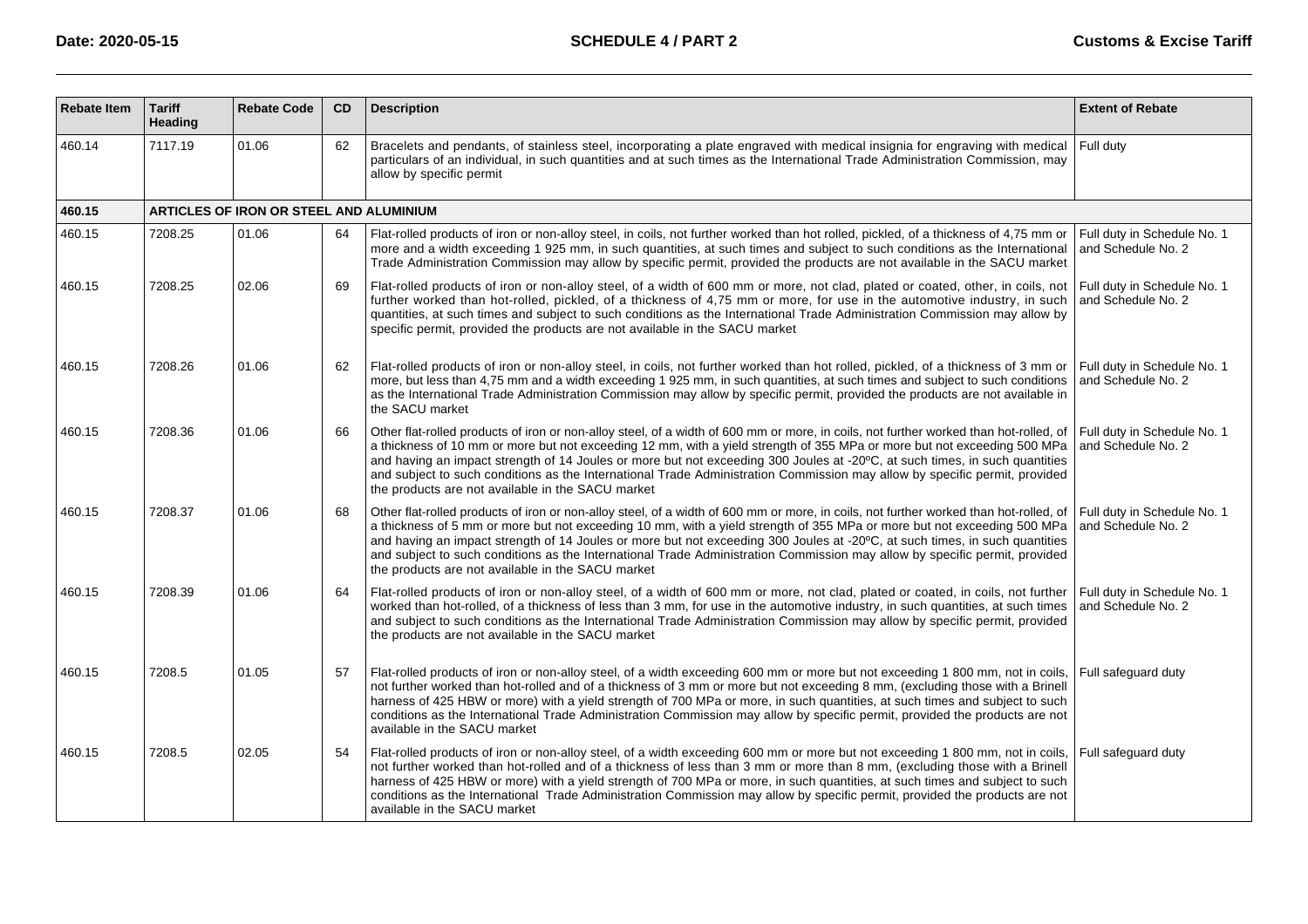| Rebate Item | Tariff Heading | Rebate Code | CD | Description | Extent of Rebate |
|---|---|---|---|---|---|
| 460.14 | 7117.19 | 01.06 | 62 | Bracelets and pendants, of stainless steel, incorporating a plate engraved with medical insignia for engraving with medical particulars of an individual, in such quantities and at such times as the International Trade Administration Commission, may allow by specific permit | Full duty |
| **460.15** | **ARTICLES OF IRON OR STEEL AND ALUMINIUM** | | | | |
| 460.15 | 7208.25 | 01.06 | 64 | Flat-rolled products of iron or non-alloy steel, in coils, not further worked than hot rolled, pickled, of a thickness of 4,75 mm or more and a width exceeding 1 925 mm, in such quantities, at such times and subject to such conditions as the International Trade Administration Commission may allow by specific permit, provided the products are not available in the SACU market | Full duty in Schedule No. 1 and Schedule No. 2 |
| 460.15 | 7208.25 | 02.06 | 69 | Flat-rolled products of iron or non-alloy steel, of a width of 600 mm or more, not clad, plated or coated, other, in coils, not further worked than hot-rolled, pickled, of a thickness of 4,75 mm or more, for use in the automotive industry, in such quantities, at such times and subject to such conditions as the International Trade Administration Commission may allow by specific permit, provided the products are not available in the SACU market | Full duty in Schedule No. 1 and Schedule No. 2 |
| 460.15 | 7208.26 | 01.06 | 62 | Flat-rolled products of iron or non-alloy steel, in coils, not further worked than hot rolled, pickled, of a thickness of 3 mm or more, but less than 4,75 mm and a width exceeding 1 925 mm, in such quantities, at such times and subject to such conditions as the International Trade Administration Commission may allow by specific permit, provided the products are not available in the SACU market | Full duty in Schedule No. 1 and Schedule No. 2 |
| 460.15 | 7208.36 | 01.06 | 66 | Other flat-rolled products of iron or non-alloy steel, of a width of 600 mm or more, in coils, not further worked than hot-rolled, of a thickness of 10 mm or more but not exceeding 12 mm, with a yield strength of 355 MPa or more but not exceeding 500 MPa and having an impact strength of 14 Joules or more but not exceeding 300 Joules at -20ºC, at such times, in such quantities and subject to such conditions as the International Trade Administration Commission may allow by specific permit, provided the products are not available in the SACU market | Full duty in Schedule No. 1 and Schedule No. 2 |
| 460.15 | 7208.37 | 01.06 | 68 | Other flat-rolled products of iron or non-alloy steel, of a width of 600 mm or more, in coils, not further worked than hot-rolled, of a thickness of 5 mm or more but not exceeding 10 mm, with a yield strength of 355 MPa or more but not exceeding 500 MPa and having an impact strength of 14 Joules or more but not exceeding 300 Joules at -20ºC, at such times, in such quantities and subject to such conditions as the International Trade Administration Commission may allow by specific permit, provided the products are not available in the SACU market | Full duty in Schedule No. 1 and Schedule No. 2 |
| 460.15 | 7208.39 | 01.06 | 64 | Flat-rolled products of iron or non-alloy steel, of a width of 600 mm or more, not clad, plated or coated, in coils, not further worked than hot-rolled, of a thickness of less than 3 mm, for use in the automotive industry, in such quantities, at such times and subject to such conditions as the International Trade Administration Commission may allow by specific permit, provided the products are not available in the SACU market | Full duty in Schedule No. 1 and Schedule No. 2 |
| 460.15 | 7208.5 | 01.05 | 57 | Flat-rolled products of iron or non-alloy steel, of a width exceeding 600 mm or more but not exceeding 1 800 mm, not in coils, not further worked than hot-rolled and of a thickness of 3 mm or more but not exceeding 8 mm, (excluding those with a Brinell harness of 425 HBW or more) with a yield strength of 700 MPa or more, in such quantities, at such times and subject to such conditions as the International Trade Administration Commission may allow by specific permit, provided the products are not available in the SACU market | Full safeguard duty |
| 460.15 | 7208.5 | 02.05 | 54 | Flat-rolled products of iron or non-alloy steel, of a width exceeding 600 mm or more but not exceeding 1 800 mm, not in coils, not further worked than hot-rolled and of a thickness of less than 3 mm or more than 8 mm, (excluding those with a Brinell harness of 425 HBW or more) with a yield strength of 700 MPa or more, in such quantities, at such times and subject to such conditions as the International Trade Administration Commission may allow by specific permit, provided the products are not available in the SACU market | Full safeguard duty |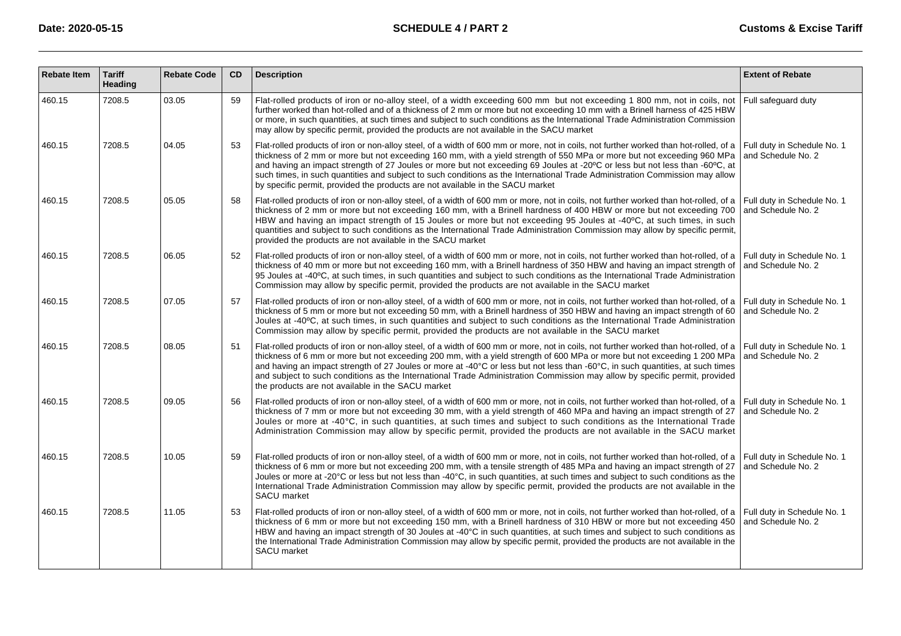| Rebate Item | Tariff Heading | Rebate Code | CD | Description | Extent of Rebate |
|---|---|---|---|---|---|
| 460.15 | 7208.5 | 03.05 | 59 | Flat-rolled products of iron or no-alloy steel, of a width exceeding 600 mm but not exceeding 1 800 mm, not in coils, not further worked than hot-rolled and of a thickness of 2 mm or more but not exceeding 10 mm with a Brinell harness of 425 HBW or more, in such quantities, at such times and subject to such conditions as the International Trade Administration Commission may allow by specific permit, provided the products are not available in the SACU market | Full safeguard duty |
| 460.15 | 7208.5 | 04.05 | 53 | Flat-rolled products of iron or non-alloy steel, of a width of 600 mm or more, not in coils, not further worked than hot-rolled, of a thickness of 2 mm or more but not exceeding 160 mm, with a yield strength of 550 MPa or more but not exceeding 960 MPa and having an impact strength of 27 Joules or more but not exceeding 69 Joules at -20ºC or less but not less than -60ºC, at such times, in such quantities and subject to such conditions as the International Trade Administration Commission may allow by specific permit, provided the products are not available in the SACU market | Full duty in Schedule No. 1 and Schedule No. 2 |
| 460.15 | 7208.5 | 05.05 | 58 | Flat-rolled products of iron or non-alloy steel, of a width of 600 mm or more, not in coils, not further worked than hot-rolled, of a thickness of 2 mm or more but not exceeding 160 mm, with a Brinell hardness of 400 HBW or more but not exceeding 700 HBW and having an impact strength of 15 Joules or more but not exceeding 95 Joules at -40ºC, at such times, in such quantities and subject to such conditions as the International Trade Administration Commission may allow by specific permit, provided the products are not available in the SACU market | Full duty in Schedule No. 1 and Schedule No. 2 |
| 460.15 | 7208.5 | 06.05 | 52 | Flat-rolled products of iron or non-alloy steel, of a width of 600 mm or more, not in coils, not further worked than hot-rolled, of a thickness of 40 mm or more but not exceeding 160 mm, with a Brinell hardness of 350 HBW and having an impact strength of 95 Joules at -40ºC, at such times, in such quantities and subject to such conditions as the International Trade Administration Commission may allow by specific permit, provided the products are not available in the SACU market | Full duty in Schedule No. 1 and Schedule No. 2 |
| 460.15 | 7208.5 | 07.05 | 57 | Flat-rolled products of iron or non-alloy steel, of a width of 600 mm or more, not in coils, not further worked than hot-rolled, of a thickness of 5 mm or more but not exceeding 50 mm, with a Brinell hardness of 350 HBW and having an impact strength of 60 Joules at -40ºC, at such times, in such quantities and subject to such conditions as the International Trade Administration Commission may allow by specific permit, provided the products are not available in the SACU market | Full duty in Schedule No. 1 and Schedule No. 2 |
| 460.15 | 7208.5 | 08.05 | 51 | Flat-rolled products of iron or non-alloy steel, of a width of 600 mm or more, not in coils, not further worked than hot-rolled, of a thickness of 6 mm or more but not exceeding 200 mm, with a yield strength of 600 MPa or more but not exceeding 1 200 MPa and having an impact strength of 27 Joules or more at -40°C or less but not less than -60°C, in such quantities, at such times and subject to such conditions as the International Trade Administration Commission may allow by specific permit, provided the products are not available in the SACU market | Full duty in Schedule No. 1 and Schedule No. 2 |
| 460.15 | 7208.5 | 09.05 | 56 | Flat-rolled products of iron or non-alloy steel, of a width of 600 mm or more, not in coils, not further worked than hot-rolled, of a thickness of 7 mm or more but not exceeding 30 mm, with a yield strength of 460 MPa and having an impact strength of 27 Joules or more at -40°C, in such quantities, at such times and subject to such conditions as the International Trade Administration Commission may allow by specific permit, provided the products are not available in the SACU market | Full duty in Schedule No. 1 and Schedule No. 2 |
| 460.15 | 7208.5 | 10.05 | 59 | Flat-rolled products of iron or non-alloy steel, of a width of 600 mm or more, not in coils, not further worked than hot-rolled, of a thickness of 6 mm or more but not exceeding 200 mm, with a tensile strength of 485 MPa and having an impact strength of 27 Joules or more at -20°C or less but not less than -40°C, in such quantities, at such times and subject to such conditions as the International Trade Administration Commission may allow by specific permit, provided the products are not available in the SACU market | Full duty in Schedule No. 1 and Schedule No. 2 |
| 460.15 | 7208.5 | 11.05 | 53 | Flat-rolled products of iron or non-alloy steel, of a width of 600 mm or more, not in coils, not further worked than hot-rolled, of a thickness of 6 mm or more but not exceeding 150 mm, with a Brinell hardness of 310 HBW or more but not exceeding 450 HBW and having an impact strength of 30 Joules at -40°C in such quantities, at such times and subject to such conditions as the International Trade Administration Commission may allow by specific permit, provided the products are not available in the SACU market | Full duty in Schedule No. 1 and Schedule No. 2 |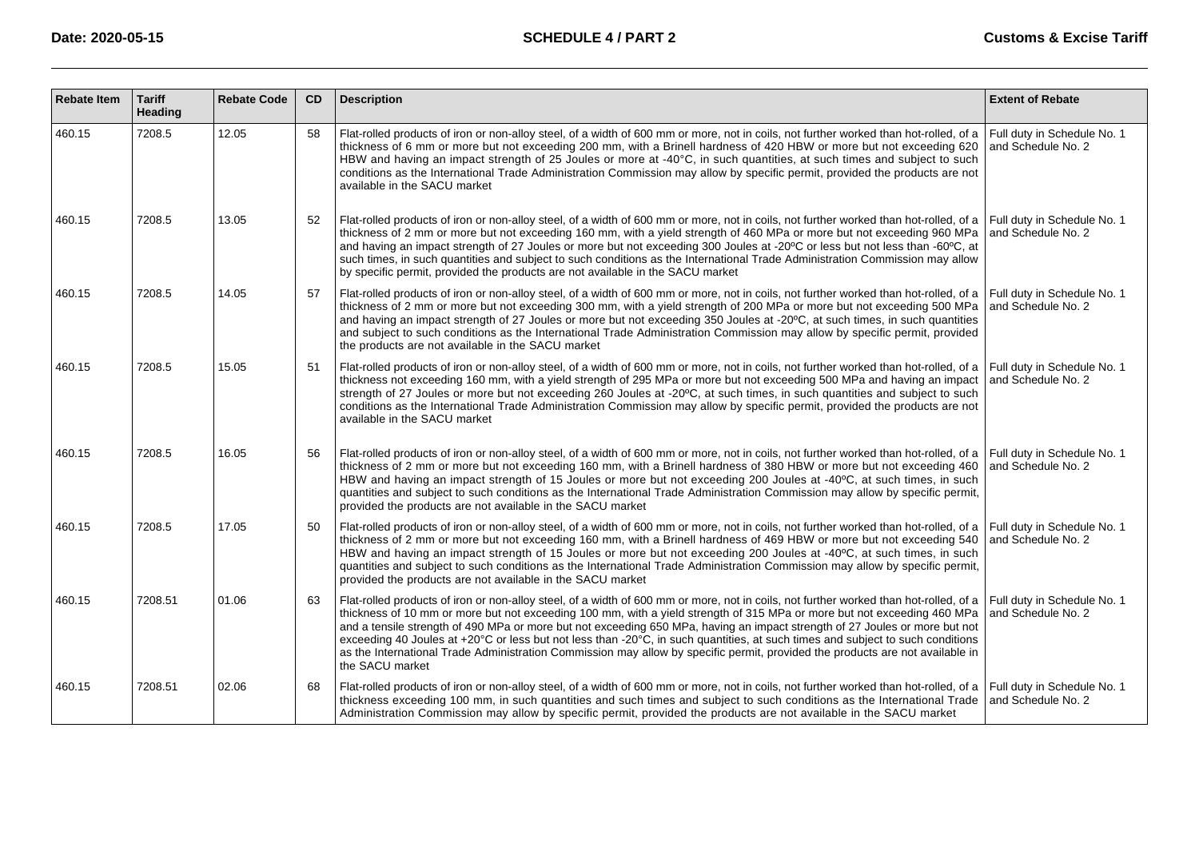| Rebate Item | Tariff Heading | Rebate Code | CD | Description | Extent of Rebate |
|---|---|---|---|---|---|
| 460.15 | 7208.5 | 12.05 | 58 | Flat-rolled products of iron or non-alloy steel, of a width of 600 mm or more, not in coils, not further worked than hot-rolled, of a thickness of 6 mm or more but not exceeding 200 mm, with a Brinell hardness of 420 HBW or more but not exceeding 620 HBW and having an impact strength of 25 Joules or more at -40°C, in such quantities, at such times and subject to such conditions as the International Trade Administration Commission may allow by specific permit, provided the products are not available in the SACU market | Full duty in Schedule No. 1 and Schedule No. 2 |
| 460.15 | 7208.5 | 13.05 | 52 | Flat-rolled products of iron or non-alloy steel, of a width of 600 mm or more, not in coils, not further worked than hot-rolled, of a thickness of 2 mm or more but not exceeding 160 mm, with a yield strength of 460 MPa or more but not exceeding 960 MPa and having an impact strength of 27 Joules or more but not exceeding 300 Joules at -20ºC or less but not less than -60ºC, at such times, in such quantities and subject to such conditions as the International Trade Administration Commission may allow by specific permit, provided the products are not available in the SACU market | Full duty in Schedule No. 1 and Schedule No. 2 |
| 460.15 | 7208.5 | 14.05 | 57 | Flat-rolled products of iron or non-alloy steel, of a width of 600 mm or more, not in coils, not further worked than hot-rolled, of a thickness of 2 mm or more but not exceeding 300 mm, with a yield strength of 200 MPa or more but not exceeding 500 MPa and having an impact strength of 27 Joules or more but not exceeding 350 Joules at -20ºC, at such times, in such quantities and subject to such conditions as the International Trade Administration Commission may allow by specific permit, provided the products are not available in the SACU market | Full duty in Schedule No. 1 and Schedule No. 2 |
| 460.15 | 7208.5 | 15.05 | 51 | Flat-rolled products of iron or non-alloy steel, of a width of 600 mm or more, not in coils, not further worked than hot-rolled, of a thickness not exceeding 160 mm, with a yield strength of 295 MPa or more but not exceeding 500 MPa and having an impact strength of 27 Joules or more but not exceeding 260 Joules at -20ºC, at such times, in such quantities and subject to such conditions as the International Trade Administration Commission may allow by specific permit, provided the products are not available in the SACU market | Full duty in Schedule No. 1 and Schedule No. 2 |
| 460.15 | 7208.5 | 16.05 | 56 | Flat-rolled products of iron or non-alloy steel, of a width of 600 mm or more, not in coils, not further worked than hot-rolled, of a thickness of 2 mm or more but not exceeding 160 mm, with a Brinell hardness of 380 HBW or more but not exceeding 460 HBW and having an impact strength of 15 Joules or more but not exceeding 200 Joules at -40ºC, at such times, in such quantities and subject to such conditions as the International Trade Administration Commission may allow by specific permit, provided the products are not available in the SACU market | Full duty in Schedule No. 1 and Schedule No. 2 |
| 460.15 | 7208.5 | 17.05 | 50 | Flat-rolled products of iron or non-alloy steel, of a width of 600 mm or more, not in coils, not further worked than hot-rolled, of a thickness of 2 mm or more but not exceeding 160 mm, with a Brinell hardness of 469 HBW or more but not exceeding 540 HBW and having an impact strength of 15 Joules or more but not exceeding 200 Joules at -40ºC, at such times, in such quantities and subject to such conditions as the International Trade Administration Commission may allow by specific permit, provided the products are not available in the SACU market | Full duty in Schedule No. 1 and Schedule No. 2 |
| 460.15 | 7208.51 | 01.06 | 63 | Flat-rolled products of iron or non-alloy steel, of a width of 600 mm or more, not in coils, not further worked than hot-rolled, of a thickness of 10 mm or more but not exceeding 100 mm, with a yield strength of 315 MPa or more but not exceeding 460 MPa and a tensile strength of 490 MPa or more but not exceeding 650 MPa, having an impact strength of 27 Joules or more but not exceeding 40 Joules at +20°C or less but not less than -20°C, in such quantities, at such times and subject to such conditions as the International Trade Administration Commission may allow by specific permit, provided the products are not available in the SACU market | Full duty in Schedule No. 1 and Schedule No. 2 |
| 460.15 | 7208.51 | 02.06 | 68 | Flat-rolled products of iron or non-alloy steel, of a width of 600 mm or more, not in coils, not further worked than hot-rolled, of a thickness exceeding 100 mm, in such quantities and such times and subject to such conditions as the International Trade Administration Commission may allow by specific permit, provided the products are not available in the SACU market | Full duty in Schedule No. 1 and Schedule No. 2 |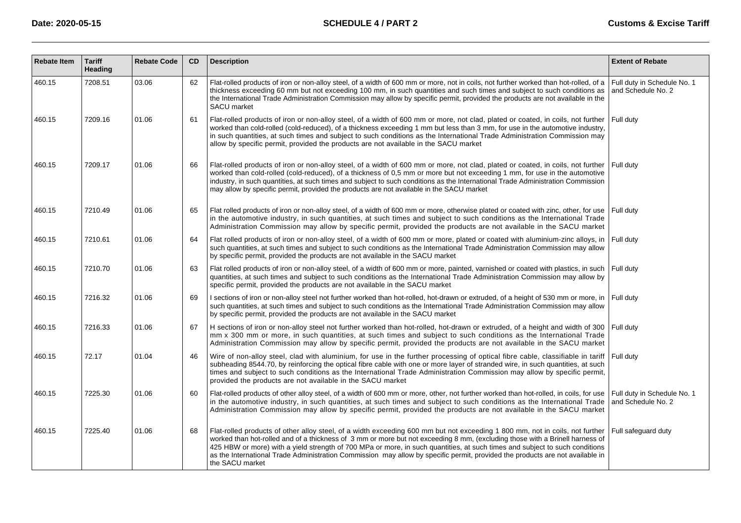| Rebate Item | Tariff Heading | Rebate Code | CD | Description | Extent of Rebate |
|---|---|---|---|---|---|
| 460.15 | 7208.51 | 03.06 | 62 | Flat-rolled products of iron or non-alloy steel, of a width of 600 mm or more, not in coils, not further worked than hot-rolled, of a thickness exceeding 60 mm but not exceeding 100 mm, in such quantities and such times and subject to such conditions as the International Trade Administration Commission may allow by specific permit, provided the products are not available in the SACU market | Full duty in Schedule No. 1 and Schedule No. 2 |
| 460.15 | 7209.16 | 01.06 | 61 | Flat-rolled products of iron or non-alloy steel, of a width of 600 mm or more, not clad, plated or coated, in coils, not further worked than cold-rolled (cold-reduced), of a thickness exceeding 1 mm but less than 3 mm, for use in the automotive industry, in such quantities, at such times and subject to such conditions as the International Trade Administration Commission may allow by specific permit, provided the products are not available in the SACU market | Full duty |
| 460.15 | 7209.17 | 01.06 | 66 | Flat-rolled products of iron or non-alloy steel, of a width of 600 mm or more, not clad, plated or coated, in coils, not further worked than cold-rolled (cold-reduced), of a thickness of 0,5 mm or more but not exceeding 1 mm, for use in the automotive industry, in such quantities, at such times and subject to such conditions as the International Trade Administration Commission may allow by specific permit, provided the products are not available in the SACU market | Full duty |
| 460.15 | 7210.49 | 01.06 | 65 | Flat rolled products of iron or non-alloy steel, of a width of 600 mm or more, otherwise plated or coated with zinc, other, for use in the automotive industry, in such quantities, at such times and subject to such conditions as the International Trade Administration Commission may allow by specific permit, provided the products are not available in the SACU market | Full duty |
| 460.15 | 7210.61 | 01.06 | 64 | Flat rolled products of iron or non-alloy steel, of a width of 600 mm or more, plated or coated with aluminium-zinc alloys, in such quantities, at such times and subject to such conditions as the International Trade Administration Commission may allow by specific permit, provided the products are not available in the SACU market | Full duty |
| 460.15 | 7210.70 | 01.06 | 63 | Flat rolled products of iron or non-alloy steel, of a width of 600 mm or more, painted, varnished or coated with plastics, in such quantities, at such times and subject to such conditions as the International Trade Administration Commission may allow by specific permit, provided the products are not available in the SACU market | Full duty |
| 460.15 | 7216.32 | 01.06 | 69 | I sections of iron or non-alloy steel not further worked than hot-rolled, hot-drawn or extruded, of a height of 530 mm or more, in such quantities, at such times and subject to such conditions as the International Trade Administration Commission may allow by specific permit, provided the products are not available in the SACU market | Full duty |
| 460.15 | 7216.33 | 01.06 | 67 | H sections of iron or non-alloy steel not further worked than hot-rolled, hot-drawn or extruded, of a height and width of 300 mm x 300 mm or more, in such quantities, at such times and subject to such conditions as the International Trade Administration Commission may allow by specific permit, provided the products are not available in the SACU market | Full duty |
| 460.15 | 72.17 | 01.04 | 46 | Wire of non-alloy steel, clad with aluminium, for use in the further processing of optical fibre cable, classifiable in tariff subheading 8544.70, by reinforcing the optical fibre cable with one or more layer of stranded wire, in such quantities, at such times and subject to such conditions as the International Trade Administration Commission may allow by specific permit, provided the products are not available in the SACU market | Full duty |
| 460.15 | 7225.30 | 01.06 | 60 | Flat-rolled products of other alloy steel, of a width of 600 mm or more, other, not further worked than hot-rolled, in coils, for use in the automotive industry, in such quantities, at such times and subject to such conditions as the International Trade Administration Commission may allow by specific permit, provided the products are not available in the SACU market | Full duty in Schedule No. 1 and Schedule No. 2 |
| 460.15 | 7225.40 | 01.06 | 68 | Flat-rolled products of other alloy steel, of a width exceeding 600 mm but not exceeding 1 800 mm, not in coils, not further worked than hot-rolled and of a thickness of 3 mm or more but not exceeding 8 mm, (excluding those with a Brinell harness of 425 HBW or more) with a yield strength of 700 MPa or more, in such quantities, at such times and subject to such conditions as the International Trade Administration Commission may allow by specific permit, provided the products are not available in the SACU market | Full safeguard duty |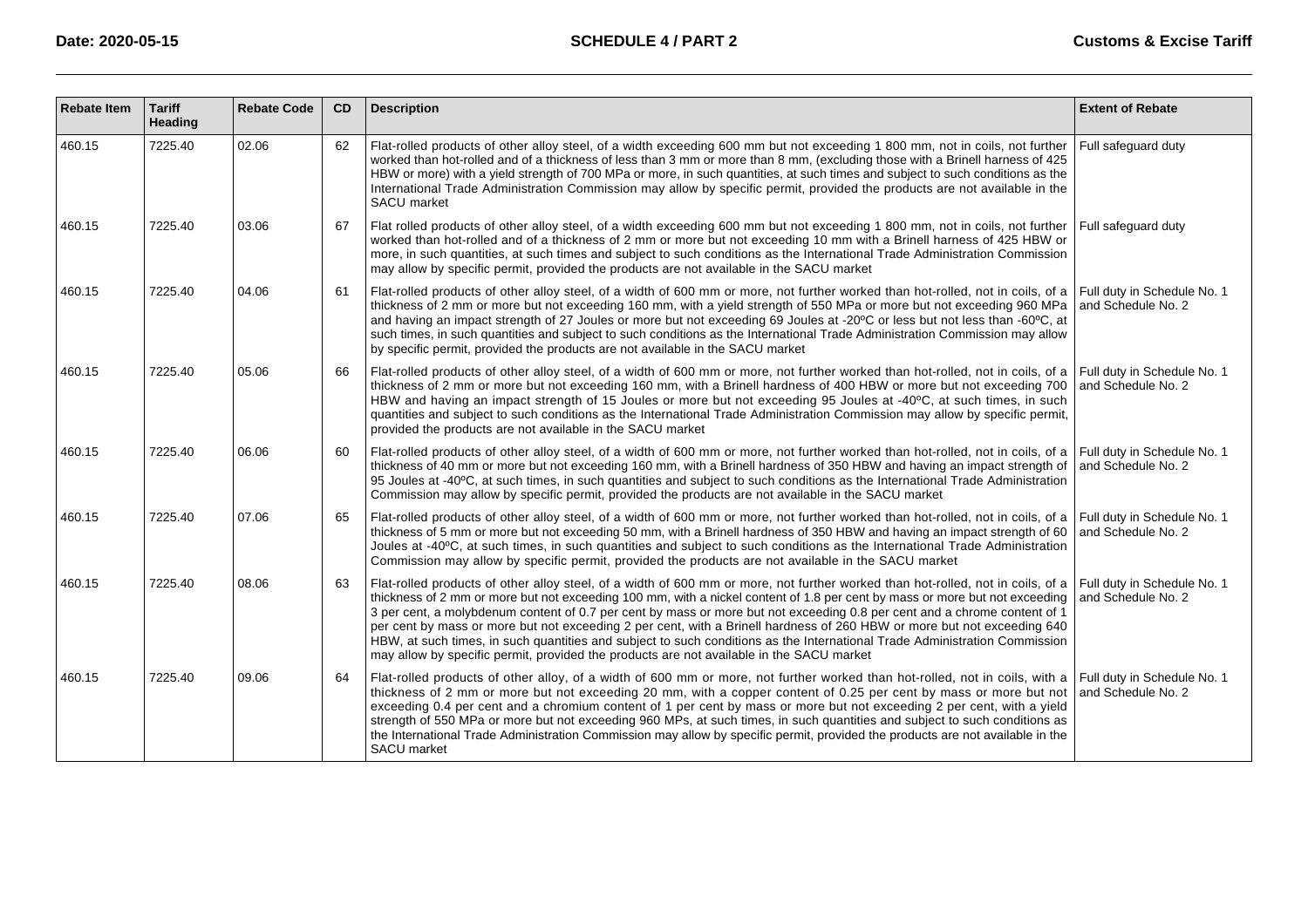| Rebate Item | Tariff Heading | Rebate Code | CD | Description | Extent of Rebate |
|---|---|---|---|---|---|
| 460.15 | 7225.40 | 02.06 | 62 | Flat-rolled products of other alloy steel, of a width exceeding 600 mm but not exceeding 1 800 mm, not in coils, not further worked than hot-rolled and of a thickness of less than 3 mm or more than 8 mm, (excluding those with a Brinell harness of 425 HBW or more) with a yield strength of 700 MPa or more, in such quantities, at such times and subject to such conditions as the International Trade Administration Commission may allow by specific permit, provided the products are not available in the SACU market | Full safeguard duty |
| 460.15 | 7225.40 | 03.06 | 67 | Flat rolled products of other alloy steel, of a width exceeding 600 mm but not exceeding 1 800 mm, not in coils, not further worked than hot-rolled and of a thickness of 2 mm or more but not exceeding 10 mm with a Brinell harness of 425 HBW or more, in such quantities, at such times and subject to such conditions as the International Trade Administration Commission may allow by specific permit, provided the products are not available in the SACU market | Full safeguard duty |
| 460.15 | 7225.40 | 04.06 | 61 | Flat-rolled products of other alloy steel, of a width of 600 mm or more, not further worked than hot-rolled, not in coils, of a thickness of 2 mm or more but not exceeding 160 mm, with a yield strength of 550 MPa or more but not exceeding 960 MPa and having an impact strength of 27 Joules or more but not exceeding 69 Joules at -20ºC or less but not less than -60ºC, at such times, in such quantities and subject to such conditions as the International Trade Administration Commission may allow by specific permit, provided the products are not available in the SACU market | Full duty in Schedule No. 1 and Schedule No. 2 |
| 460.15 | 7225.40 | 05.06 | 66 | Flat-rolled products of other alloy steel, of a width of 600 mm or more, not further worked than hot-rolled, not in coils, of a thickness of 2 mm or more but not exceeding 160 mm, with a Brinell hardness of 400 HBW or more but not exceeding 700 HBW and having an impact strength of 15 Joules or more but not exceeding 95 Joules at -40ºC, at such times, in such quantities and subject to such conditions as the International Trade Administration Commission may allow by specific permit, provided the products are not available in the SACU market | Full duty in Schedule No. 1 and Schedule No. 2 |
| 460.15 | 7225.40 | 06.06 | 60 | Flat-rolled products of other alloy steel, of a width of 600 mm or more, not further worked than hot-rolled, not in coils, of a thickness of 40 mm or more but not exceeding 160 mm, with a Brinell hardness of 350 HBW and having an impact strength of 95 Joules at -40ºC, at such times, in such quantities and subject to such conditions as the International Trade Administration Commission may allow by specific permit, provided the products are not available in the SACU market | Full duty in Schedule No. 1 and Schedule No. 2 |
| 460.15 | 7225.40 | 07.06 | 65 | Flat-rolled products of other alloy steel, of a width of 600 mm or more, not further worked than hot-rolled, not in coils, of a thickness of 5 mm or more but not exceeding 50 mm, with a Brinell hardness of 350 HBW and having an impact strength of 60 Joules at -40ºC, at such times, in such quantities and subject to such conditions as the International Trade Administration Commission may allow by specific permit, provided the products are not available in the SACU market | Full duty in Schedule No. 1 and Schedule No. 2 |
| 460.15 | 7225.40 | 08.06 | 63 | Flat-rolled products of other alloy steel, of a width of 600 mm or more, not further worked than hot-rolled, not in coils, of a thickness of 2 mm or more but not exceeding 100 mm, with a nickel content of 1.8 per cent by mass or more but not exceeding 3 per cent, a molybdenum content of 0.7 per cent by mass or more but not exceeding 0.8 per cent and a chrome content of 1 per cent by mass or more but not exceeding 2 per cent, with a Brinell hardness of 260 HBW or more but not exceeding 640 HBW, at such times, in such quantities and subject to such conditions as the International Trade Administration Commission may allow by specific permit, provided the products are not available in the SACU market | Full duty in Schedule No. 1 and Schedule No. 2 |
| 460.15 | 7225.40 | 09.06 | 64 | Flat-rolled products of other alloy, of a width of 600 mm or more, not further worked than hot-rolled, not in coils, with a thickness of 2 mm or more but not exceeding 20 mm, with a copper content of 0.25 per cent by mass or more but not exceeding 0.4 per cent and a chromium content of 1 per cent by mass or more but not exceeding 2 per cent, with a yield strength of 550 MPa or more but not exceeding 960 MPs, at such times, in such quantities and subject to such conditions as the International Trade Administration Commission may allow by specific permit, provided the products are not available in the SACU market | Full duty in Schedule No. 1 and Schedule No. 2 |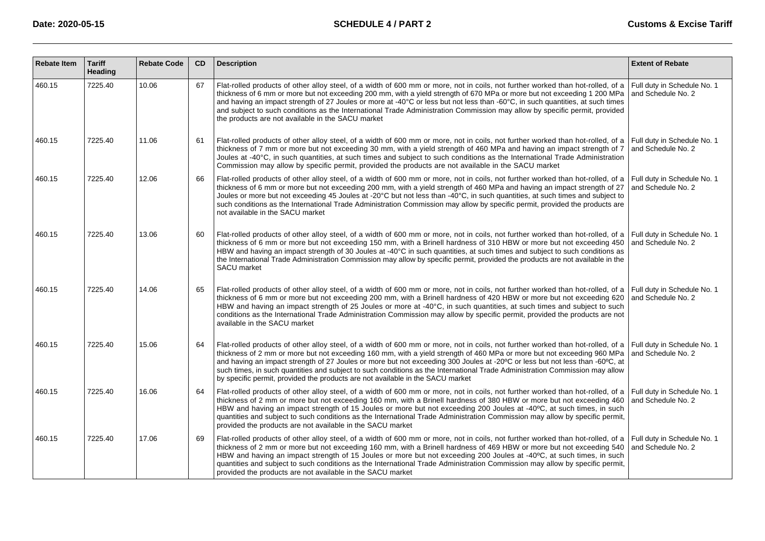| Rebate Item | Tariff Heading | Rebate Code | CD | Description | Extent of Rebate |
|---|---|---|---|---|---|
| 460.15 | 7225.40 | 10.06 | 67 | Flat-rolled products of other alloy steel, of a width of 600 mm or more, not in coils, not further worked than hot-rolled, of a thickness of 6 mm or more but not exceeding 200 mm, with a yield strength of 670 MPa or more but not exceeding 1 200 MPa and having an impact strength of 27 Joules or more at -40°C or less but not less than -60°C, in such quantities, at such times and subject to such conditions as the International Trade Administration Commission may allow by specific permit, provided the products are not available in the SACU market | Full duty in Schedule No. 1 and Schedule No. 2 |
| 460.15 | 7225.40 | 11.06 | 61 | Flat-rolled products of other alloy steel, of a width of 600 mm or more, not in coils, not further worked than hot-rolled, of a thickness of 7 mm or more but not exceeding 30 mm, with a yield strength of 460 MPa and having an impact strength of 7 Joules at -40°C, in such quantities, at such times and subject to such conditions as the International Trade Administration Commission may allow by specific permit, provided the products are not available in the SACU market | Full duty in Schedule No. 1 and Schedule No. 2 |
| 460.15 | 7225.40 | 12.06 | 66 | Flat-rolled products of other alloy steel, of a width of 600 mm or more, not in coils, not further worked than hot-rolled, of a thickness of 6 mm or more but not exceeding 200 mm, with a yield strength of 460 MPa and having an impact strength of 27 Joules or more but not exceeding 45 Joules at -20°C but not less than -40°C, in such quantities, at such times and subject to such conditions as the International Trade Administration Commission may allow by specific permit, provided the products are not available in the SACU market | Full duty in Schedule No. 1 and Schedule No. 2 |
| 460.15 | 7225.40 | 13.06 | 60 | Flat-rolled products of other alloy steel, of a width of 600 mm or more, not in coils, not further worked than hot-rolled, of a thickness of 6 mm or more but not exceeding 150 mm, with a Brinell hardness of 310 HBW or more but not exceeding 450 HBW and having an impact strength of 30 Joules at -40°C in such quantities, at such times and subject to such conditions as the International Trade Administration Commission may allow by specific permit, provided the products are not available in the SACU market | Full duty in Schedule No. 1 and Schedule No. 2 |
| 460.15 | 7225.40 | 14.06 | 65 | Flat-rolled products of other alloy steel, of a width of 600 mm or more, not in coils, not further worked than hot-rolled, of a thickness of 6 mm or more but not exceeding 200 mm, with a Brinell hardness of 420 HBW or more but not exceeding 620 HBW and having an impact strength of 25 Joules or more at -40°C, in such quantities, at such times and subject to such conditions as the International Trade Administration Commission may allow by specific permit, provided the products are not available in the SACU market | Full duty in Schedule No. 1 and Schedule No. 2 |
| 460.15 | 7225.40 | 15.06 | 64 | Flat-rolled products of other alloy steel, of a width of 600 mm or more, not in coils, not further worked than hot-rolled, of a thickness of 2 mm or more but not exceeding 160 mm, with a yield strength of 460 MPa or more but not exceeding 960 MPa and having an impact strength of 27 Joules or more but not exceeding 300 Joules at -20ºC or less but not less than -60ºC, at such times, in such quantities and subject to such conditions as the International Trade Administration Commission may allow by specific permit, provided the products are not available in the SACU market | Full duty in Schedule No. 1 and Schedule No. 2 |
| 460.15 | 7225.40 | 16.06 | 64 | Flat-rolled products of other alloy steel, of a width of 600 mm or more, not in coils, not further worked than hot-rolled, of a thickness of 2 mm or more but not exceeding 160 mm, with a Brinell hardness of 380 HBW or more but not exceeding 460 HBW and having an impact strength of 15 Joules or more but not exceeding 200 Joules at -40ºC, at such times, in such quantities and subject to such conditions as the International Trade Administration Commission may allow by specific permit, provided the products are not available in the SACU market | Full duty in Schedule No. 1 and Schedule No. 2 |
| 460.15 | 7225.40 | 17.06 | 69 | Flat-rolled products of other alloy steel, of a width of 600 mm or more, not in coils, not further worked than hot-rolled, of a thickness of 2 mm or more but not exceeding 160 mm, with a Brinell hardness of 469 HBW or more but not exceeding 540 HBW and having an impact strength of 15 Joules or more but not exceeding 200 Joules at -40ºC, at such times, in such quantities and subject to such conditions as the International Trade Administration Commission may allow by specific permit, provided the products are not available in the SACU market | Full duty in Schedule No. 1 and Schedule No. 2 |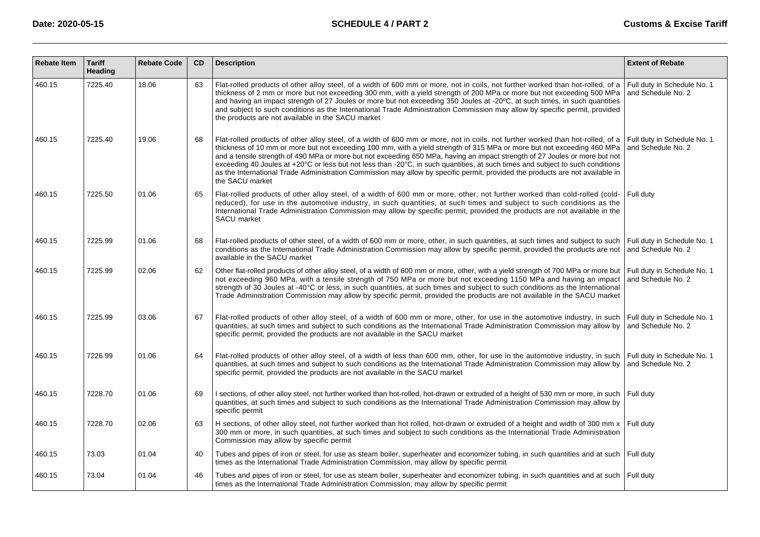| Rebate Item | Tariff Heading | Rebate Code | CD | Description | Extent of Rebate |
|---|---|---|---|---|---|
| 460.15 | 7225.40 | 18.06 | 63 | Flat-rolled products of other alloy steel, of a width of 600 mm or more, not in coils, not further worked than hot-rolled, of a thickness of 2 mm or more but not exceeding 300 mm, with a yield strength of 200 MPa or more but not exceeding 500 MPa and having an impact strength of 27 Joules or more but not exceeding 350 Joules at -20ºC, at such times, in such quantities and subject to such conditions as the International Trade Administration Commission may allow by specific permit, provided the products are not available in the SACU market | Full duty in Schedule No. 1 and Schedule No. 2 |
| 460.15 | 7225.40 | 19.06 | 68 | Flat-rolled products of other alloy steel, of a width of 600 mm or more, not in coils, not further worked than hot-rolled, of a thickness of 10 mm or more but not exceeding 100 mm, with a yield strength of 315 MPa or more but not exceeding 460 MPa and a tensile strength of 490 MPa or more but not exceeding 650 MPa, having an impact strength of 27 Joules or more but not exceeding 40 Joules at +20°C or less but not less than -20°C, in such quantities, at such times and subject to such conditions as the International Trade Administration Commission may allow by specific permit, provided the products are not available in the SACU market | Full duty in Schedule No. 1 and Schedule No. 2 |
| 460.15 | 7225.50 | 01.06 | 65 | Flat-rolled products of other alloy steel, of a width of 600 mm or more, other, not further worked than cold-rolled (cold-reduced), for use in the automotive industry, in such quantities, at such times and subject to such conditions as the International Trade Administration Commission may allow by specific permit, provided the products are not available in the SACU market | Full duty |
| 460.15 | 7225.99 | 01.06 | 68 | Flat-rolled products of other steel, of a width of 600 mm or more, other, in such quantities, at such times and subject to such conditions as the International Trade Administration Commission may allow by specific permit, provided the products are not available in the SACU market | Full duty in Schedule No. 1 and Schedule No. 2 |
| 460.15 | 7225.99 | 02.06 | 62 | Other flat-rolled products of other alloy steel, of a width of 600 mm or more, other, with a yield strength of 700 MPa or more but not exceeding 960 MPa, with a tensile strength of 750 MPa or more but not exceeding 1150 MPa and having an impact strength of 30 Joules at -40°C or less, in such quantities, at such times and subject to such conditions as the International Trade Administration Commission may allow by specific permit, provided the products are not available in the SACU market | Full duty in Schedule No. 1 and Schedule No. 2 |
| 460.15 | 7225.99 | 03.06 | 67 | Flat-rolled products of other alloy steel, of a width of 600 mm or more, other, for use in the automotive industry, in such quantities, at such times and subject to such conditions as the International Trade Administration Commission may allow by specific permit, provided the products are not available in the SACU market | Full duty in Schedule No. 1 and Schedule No. 2 |
| 460.15 | 7226.99 | 01.06 | 64 | Flat-rolled products of other alloy steel, of a width of less than 600 mm, other, for use in the automotive industry, in such quantities, at such times and subject to such conditions as the International Trade Administration Commission may allow by specific permit, provided the products are not available in the SACU market | Full duty in Schedule No. 1 and Schedule No. 2 |
| 460.15 | 7228.70 | 01.06 | 69 | I sections, of other alloy steel, not further worked than hot-rolled, hot-drawn or extruded of a height of 530 mm or more, in such quantities, at such times and subject to such conditions as the International Trade Administration Commission may allow by specific permit | Full duty |
| 460.15 | 7228.70 | 02.06 | 63 | H sections, of other alloy steel, not further worked than hot rolled, hot-drawn or extruded of a height and width of 300 mm x 300 mm or more, in such quantities, at such times and subject to such conditions as the International Trade Administration Commission may allow by specific permit | Full duty |
| 460.15 | 73.03 | 01.04 | 40 | Tubes and pipes of iron or steel, for use as steam boiler, superheater and economizer tubing, in such quantities and at such times as the International Trade Administration Commission, may allow by specific permit | Full duty |
| 460.15 | 73.04 | 01.04 | 46 | Tubes and pipes of iron or steel, for use as steam boiler, superheater and economizer tubing, in such quantities and at such times as the International Trade Administration Commission, may allow by specific permit | Full duty |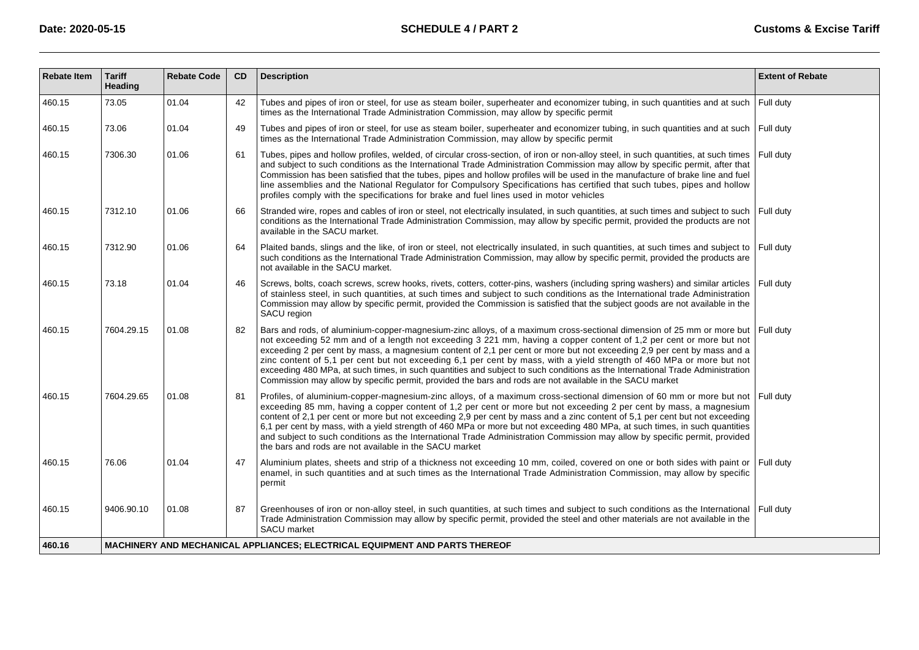| Rebate Item | Tariff Heading | Rebate Code | CD | Description | Extent of Rebate |
|---|---|---|---|---|---|
| 460.15 | 73.05 | 01.04 | 42 | Tubes and pipes of iron or steel, for use as steam boiler, superheater and economizer tubing, in such quantities and at such times as the International Trade Administration Commission, may allow by specific permit | Full duty |
| 460.15 | 73.06 | 01.04 | 49 | Tubes and pipes of iron or steel, for use as steam boiler, superheater and economizer tubing, in such quantities and at such times as the International Trade Administration Commission, may allow by specific permit | Full duty |
| 460.15 | 7306.30 | 01.06 | 61 | Tubes, pipes and hollow profiles, welded, of circular cross-section, of iron or non-alloy steel, in such quantities, at such times and subject to such conditions as the International Trade Administration Commission may allow by specific permit, after that Commission has been satisfied that the tubes, pipes and hollow profiles will be used in the manufacture of brake line and fuel line assemblies and the National Regulator for Compulsory Specifications has certified that such tubes, pipes and hollow profiles comply with the specifications for brake and fuel lines used in motor vehicles | Full duty |
| 460.15 | 7312.10 | 01.06 | 66 | Stranded wire, ropes and cables of iron or steel, not electrically insulated, in such quantities, at such times and subject to such conditions as the International Trade Administration Commission, may allow by specific permit, provided the products are not available in the SACU market. | Full duty |
| 460.15 | 7312.90 | 01.06 | 64 | Plaited bands, slings and the like, of iron or steel, not electrically insulated, in such quantities, at such times and subject to such conditions as the International Trade Administration Commission, may allow by specific permit, provided the products are not available in the SACU market. | Full duty |
| 460.15 | 73.18 | 01.04 | 46 | Screws, bolts, coach screws, screw hooks, rivets, cotters, cotter-pins, washers (including spring washers) and similar articles of stainless steel, in such quantities, at such times and subject to such conditions as the International trade Administration Commission may allow by specific permit, provided the Commission is satisfied that the subject goods are not available in the SACU region | Full duty |
| 460.15 | 7604.29.15 | 01.08 | 82 | Bars and rods, of aluminium-copper-magnesium-zinc alloys, of a maximum cross-sectional dimension of 25 mm or more but not exceeding 52 mm and of a length not exceeding 3 221 mm, having a copper content of 1,2 per cent or more but not exceeding 2 per cent by mass, a magnesium content of 2,1 per cent or more but not exceeding 2,9 per cent by mass and a zinc content of 5,1 per cent but not exceeding 6,1 per cent by mass, with a yield strength of 460 MPa or more but not exceeding 480 MPa, at such times, in such quantities and subject to such conditions as the International Trade Administration Commission may allow by specific permit, provided the bars and rods are not available in the SACU market | Full duty |
| 460.15 | 7604.29.65 | 01.08 | 81 | Profiles, of aluminium-copper-magnesium-zinc alloys, of a maximum cross-sectional dimension of 60 mm or more but not exceeding 85 mm, having a copper content of 1,2 per cent or more but not exceeding 2 per cent by mass, a magnesium content of 2,1 per cent or more but not exceeding 2,9 per cent by mass and a zinc content of 5,1 per cent but not exceeding 6,1 per cent by mass, with a yield strength of 460 MPa or more but not exceeding 480 MPa, at such times, in such quantities and subject to such conditions as the International Trade Administration Commission may allow by specific permit, provided the bars and rods are not available in the SACU market | Full duty |
| 460.15 | 76.06 | 01.04 | 47 | Aluminium plates, sheets and strip of a thickness not exceeding 10 mm, coiled, covered on one or both sides with paint or enamel, in such quantities and at such times as the International Trade Administration Commission, may allow by specific permit | Full duty |
| 460.15 | 9406.90.10 | 01.08 | 87 | Greenhouses of iron or non-alloy steel, in such quantities, at such times and subject to such conditions as the International Trade Administration Commission may allow by specific permit, provided the steel and other materials are not available in the SACU market | Full duty |
| **460.16** | **MACHINERY AND MECHANICAL APPLIANCES; ELECTRICAL EQUIPMENT AND PARTS THEREOF** | | | | |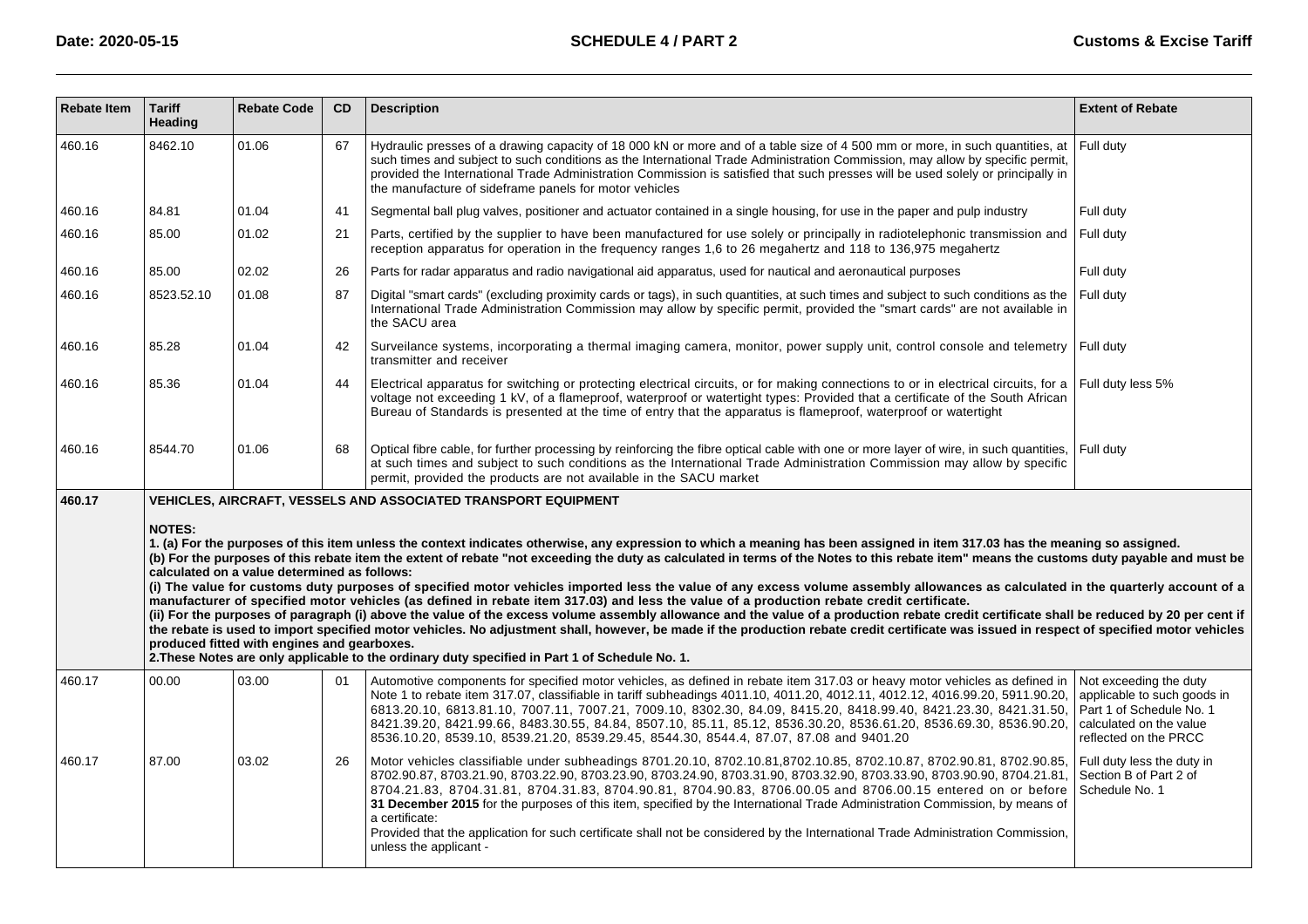| Rebate Item | Tariff Heading | Rebate Code | CD | Description | Extent of Rebate |
|---|---|---|---|---|---|
| 460.16 | 8462.10 | 01.06 | 67 | Hydraulic presses of a drawing capacity of 18 000 kN or more and of a table size of 4 500 mm or more, in such quantities, at such times and subject to such conditions as the International Trade Administration Commission, may allow by specific permit, provided the International Trade Administration Commission is satisfied that such presses will be used solely or principally in the manufacture of sideframe panels for motor vehicles | Full duty |
| 460.16 | 84.81 | 01.04 | 41 | Segmental ball plug valves, positioner and actuator contained in a single housing, for use in the paper and pulp industry | Full duty |
| 460.16 | 85.00 | 01.02 | 21 | Parts, certified by the supplier to have been manufactured for use solely or principally in radiotelephonic transmission and reception apparatus for operation in the frequency ranges 1,6 to 26 megahertz and 118 to 136,975 megahertz | Full duty |
| 460.16 | 85.00 | 02.02 | 26 | Parts for radar apparatus and radio navigational aid apparatus, used for nautical and aeronautical purposes | Full duty |
| 460.16 | 8523.52.10 | 01.08 | 87 | Digital "smart cards" (excluding proximity cards or tags), in such quantities, at such times and subject to such conditions as the International Trade Administration Commission may allow by specific permit, provided the "smart cards" are not available in the SACU area | Full duty |
| 460.16 | 85.28 | 01.04 | 42 | Surveilance systems, incorporating a thermal imaging camera, monitor, power supply unit, control console and telemetry transmitter and receiver | Full duty |
| 460.16 | 85.36 | 01.04 | 44 | Electrical apparatus for switching or protecting electrical circuits, or for making connections to or in electrical circuits, for a voltage not exceeding 1 kV, of a flameproof, waterproof or watertight types: Provided that a certificate of the South African Bureau of Standards is presented at the time of entry that the apparatus is flameproof, waterproof or watertight | Full duty less 5% |
| 460.16 | 8544.70 | 01.06 | 68 | Optical fibre cable, for further processing by reinforcing the fibre optical cable with one or more layer of wire, in such quantities, at such times and subject to such conditions as the International Trade Administration Commission may allow by specific permit, provided the products are not available in the SACU market | Full duty |
| **460.17** | **VEHICLES, AIRCRAFT, VESSELS AND ASSOCIATED TRANSPORT EQUIPMENT**<br><br>**NOTES:**<br>**1. (a) For the purposes of this item unless the context indicates otherwise, any expression to which a meaning has been assigned in item 317.03 has the meaning so assigned.**<br>**(b) For the purposes of this rebate item the extent of rebate "not exceeding the duty as calculated in terms of the Notes to this rebate item" means the customs duty payable and must be calculated on a value determined as follows:**<br>**(i) The value for customs duty purposes of specified motor vehicles imported less the value of any excess volume assembly allowances as calculated in the quarterly account of a manufacturer of specified motor vehicles (as defined in rebate item 317.03) and less the value of a production rebate credit certificate.**<br>**(ii) For the purposes of paragraph (i) above the value of the excess volume assembly allowance and the value of a production rebate credit certificate shall be reduced by 20 per cent if the rebate is used to import specified motor vehicles. No adjustment shall, however, be made if the production rebate credit certificate was issued in respect of specified motor vehicles produced fitted with engines and gearboxes.**<br>**2.These Notes are only applicable to the ordinary duty specified in Part 1 of Schedule No. 1.** | | | | |
| 460.17 | 00.00 | 03.00 | 01 | Automotive components for specified motor vehicles, as defined in rebate item 317.03 or heavy motor vehicles as defined in Note 1 to rebate item 317.07, classifiable in tariff subheadings 4011.10, 4011.20, 4012.11, 4012.12, 4016.99.20, 5911.90.20, 6813.20.10, 6813.81.10, 7007.11, 7007.21, 7009.10, 8302.30, 84.09, 8415.20, 8418.99.40, 8421.23.30, 8421.31.50, 8421.39.20, 8421.99.66, 8483.30.55, 84.84, 8507.10, 85.11, 85.12, 8536.30.20, 8536.61.20, 8536.69.30, 8536.90.20, 8536.10.20, 8539.10, 8539.21.20, 8539.29.45, 8544.30, 8544.4, 87.07, 87.08 and 9401.20 | Not exceeding the duty applicable to such goods in Part 1 of Schedule No. 1 calculated on the value reflected on the PRCC |
| 460.17 | 87.00 | 03.02 | 26 | Motor vehicles classifiable under subheadings 8701.20.10, 8702.10.81,8702.10.85, 8702.10.87, 8702.90.81, 8702.90.85, 8702.90.87, 8703.21.90, 8703.22.90, 8703.23.90, 8703.24.90, 8703.31.90, 8703.32.90, 8703.33.90, 8703.90.90, 8704.21.81, 8704.21.83, 8704.31.81, 8704.31.83, 8704.90.81, 8704.90.83, 8706.00.05 and 8706.00.15 entered on or before **31 December 2015** for the purposes of this item, specified by the International Trade Administration Commission, by means of a certificate:<br>Provided that the application for such certificate shall not be considered by the International Trade Administration Commission, unless the applicant - | Full duty less the duty in Section B of Part 2 of Schedule No. 1 |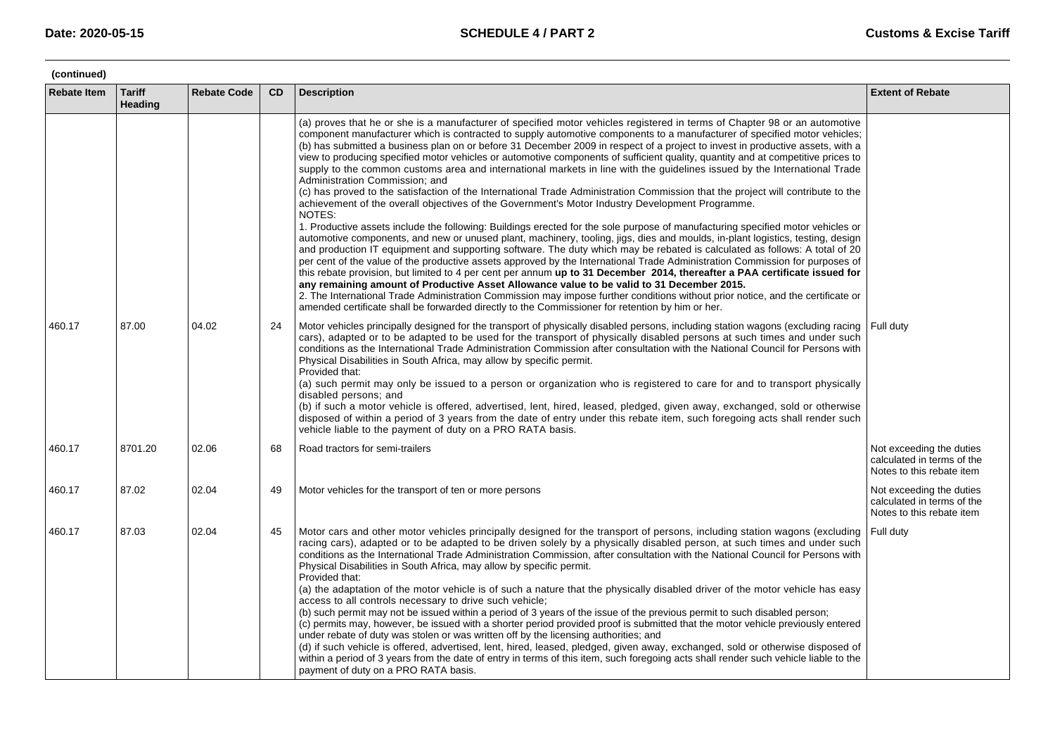**(continued)**

| Rebate Item | Tariff Heading | Rebate Code | CD | Description | Extent of Rebate |
|---|---|---|---|---|---|
| | | | | (a) proves that he or she is a manufacturer of specified motor vehicles registered in terms of Chapter 98 or an automotive component manufacturer which is contracted to supply automotive components to a manufacturer of specified motor vehicles;<br>(b) has submitted a business plan on or before 31 December 2009 in respect of a project to invest in productive assets, with a view to producing specified motor vehicles or automotive components of sufficient quality, quantity and at competitive prices to supply to the common customs area and international markets in line with the guidelines issued by the International Trade Administration Commission; and<br>(c) has proved to the satisfaction of the International Trade Administration Commission that the project will contribute to the achievement of the overall objectives of the Government's Motor Industry Development Programme.<br>NOTES:<br>1. Productive assets include the following: Buildings erected for the sole purpose of manufacturing specified motor vehicles or automotive components, and new or unused plant, machinery, tooling, jigs, dies and moulds, in-plant logistics, testing, design and production IT equipment and supporting software. The duty which may be rebated is calculated as follows: A total of 20 per cent of the value of the productive assets approved by the International Trade Administration Commission for purposes of this rebate provision, but limited to 4 per cent per annum **up to 31 December 2014, thereafter a PAA certificate issued for any remaining amount of Productive Asset Allowance value to be valid to 31 December 2015.**<br>2. The International Trade Administration Commission may impose further conditions without prior notice, and the certificate or amended certificate shall be forwarded directly to the Commissioner for retention by him or her. | |
| 460.17 | 87.00 | 04.02 | 24 | Motor vehicles principally designed for the transport of physically disabled persons, including station wagons (excluding racing cars), adapted or to be adapted to be used for the transport of physically disabled persons at such times and under such conditions as the International Trade Administration Commission after consultation with the National Council for Persons with Physical Disabilities in South Africa, may allow by specific permit.<br>Provided that:<br>(a) such permit may only be issued to a person or organization who is registered to care for and to transport physically disabled persons; and<br>(b) if such a motor vehicle is offered, advertised, lent, hired, leased, pledged, given away, exchanged, sold or otherwise disposed of within a period of 3 years from the date of entry under this rebate item, such foregoing acts shall render such vehicle liable to the payment of duty on a PRO RATA basis. | Full duty |
| 460.17 | 8701.20 | 02.06 | 68 | Road tractors for semi-trailers | Not exceeding the duties calculated in terms of the Notes to this rebate item |
| 460.17 | 87.02 | 02.04 | 49 | Motor vehicles for the transport of ten or more persons | Not exceeding the duties calculated in terms of the Notes to this rebate item |
| 460.17 | 87.03 | 02.04 | 45 | Motor cars and other motor vehicles principally designed for the transport of persons, including station wagons (excluding racing cars), adapted or to be adapted to be driven solely by a physically disabled person, at such times and under such conditions as the International Trade Administration Commission, after consultation with the National Council for Persons with Physical Disabilities in South Africa, may allow by specific permit.<br>Provided that:<br>(a) the adaptation of the motor vehicle is of such a nature that the physically disabled driver of the motor vehicle has easy access to all controls necessary to drive such vehicle;<br>(b) such permit may not be issued within a period of 3 years of the issue of the previous permit to such disabled person;<br>(c) permits may, however, be issued with a shorter period provided proof is submitted that the motor vehicle previously entered under rebate of duty was stolen or was written off by the licensing authorities; and<br>(d) if such vehicle is offered, advertised, lent, hired, leased, pledged, given away, exchanged, sold or otherwise disposed of within a period of 3 years from the date of entry in terms of this item, such foregoing acts shall render such vehicle liable to the payment of duty on a PRO RATA basis. | Full duty |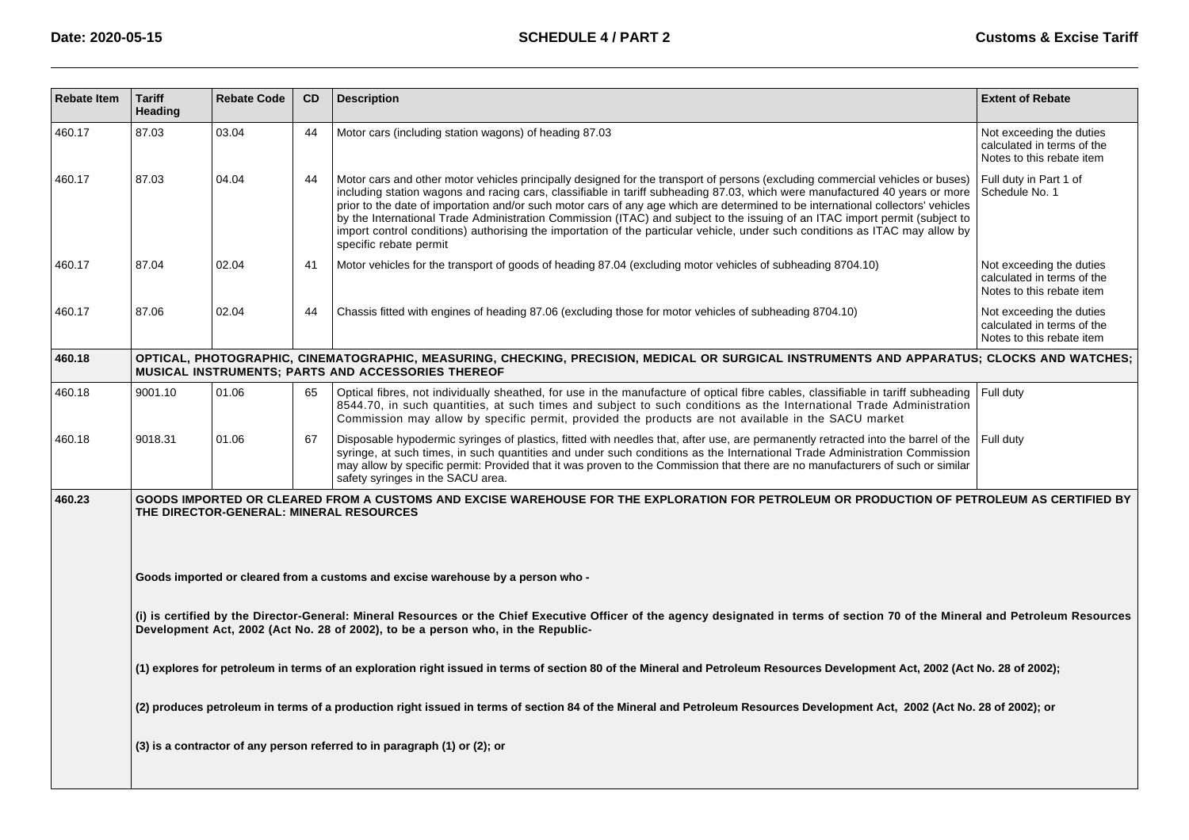| Rebate Item | Tariff Heading | Rebate Code | CD | Description | Extent of Rebate |
|---|---|---|---|---|---|
| 460.17 | 87.03 | 03.04 | 44 | Motor cars (including station wagons) of heading 87.03 | Not exceeding the duties calculated in terms of the Notes to this rebate item |
| 460.17 | 87.03 | 04.04 | 44 | Motor cars and other motor vehicles principally designed for the transport of persons (excluding commercial vehicles or buses) including station wagons and racing cars, classifiable in tariff subheading 87.03, which were manufactured 40 years or more prior to the date of importation and/or such motor cars of any age which are determined to be international collectors' vehicles by the International Trade Administration Commission (ITAC) and subject to the issuing of an ITAC import permit (subject to import control conditions) authorising the importation of the particular vehicle, under such conditions as ITAC may allow by specific rebate permit | Full duty in Part 1 of Schedule No. 1 |
| 460.17 | 87.04 | 02.04 | 41 | Motor vehicles for the transport of goods of heading 87.04 (excluding motor vehicles of subheading 8704.10) | Not exceeding the duties calculated in terms of the Notes to this rebate item |
| 460.17 | 87.06 | 02.04 | 44 | Chassis fitted with engines of heading 87.06 (excluding those for motor vehicles of subheading 8704.10) | Not exceeding the duties calculated in terms of the Notes to this rebate item |
| **460.18** | **OPTICAL, PHOTOGRAPHIC, CINEMATOGRAPHIC, MEASURING, CHECKING, PRECISION, MEDICAL OR SURGICAL INSTRUMENTS AND APPARATUS; CLOCKS AND WATCHES; MUSICAL INSTRUMENTS; PARTS AND ACCESSORIES THEREOF** | | | | |
| 460.18 | 9001.10 | 01.06 | 65 | Optical fibres, not individually sheathed, for use in the manufacture of optical fibre cables, classifiable in tariff subheading 8544.70, in such quantities, at such times and subject to such conditions as the International Trade Administration Commission may allow by specific permit, provided the products are not available in the SACU market | Full duty |
| 460.18 | 9018.31 | 01.06 | 67 | Disposable hypodermic syringes of plastics, fitted with needles that, after use, are permanently retracted into the barrel of the syringe, at such times, in such quantities and under such conditions as the International Trade Administration Commission may allow by specific permit: Provided that it was proven to the Commission that there are no manufacturers of such or similar safety syringes in the SACU area. | Full duty |
| **460.23** | **GOODS IMPORTED OR CLEARED FROM A CUSTOMS AND EXCISE WAREHOUSE FOR THE EXPLORATION FOR PETROLEUM OR PRODUCTION OF PETROLEUM AS CERTIFIED BY THE DIRECTOR-GENERAL: MINERAL RESOURCES**<br><br>**Goods imported or cleared from a customs and excise warehouse by a person who -**<br><br>**(i) is certified by the Director-General: Mineral Resources or the Chief Executive Officer of the agency designated in terms of section 70 of the Mineral and Petroleum Resources Development Act, 2002 (Act No. 28 of 2002), to be a person who, in the Republic-**<br><br>**(1) explores for petroleum in terms of an exploration right issued in terms of section 80 of the Mineral and Petroleum Resources Development Act, 2002 (Act No. 28 of 2002);**<br><br>**(2) produces petroleum in terms of a production right issued in terms of section 84 of the Mineral and Petroleum Resources Development Act, 2002 (Act No. 28 of 2002); or**<br><br>**(3) is a contractor of any person referred to in paragraph (1) or (2); or** | | | | |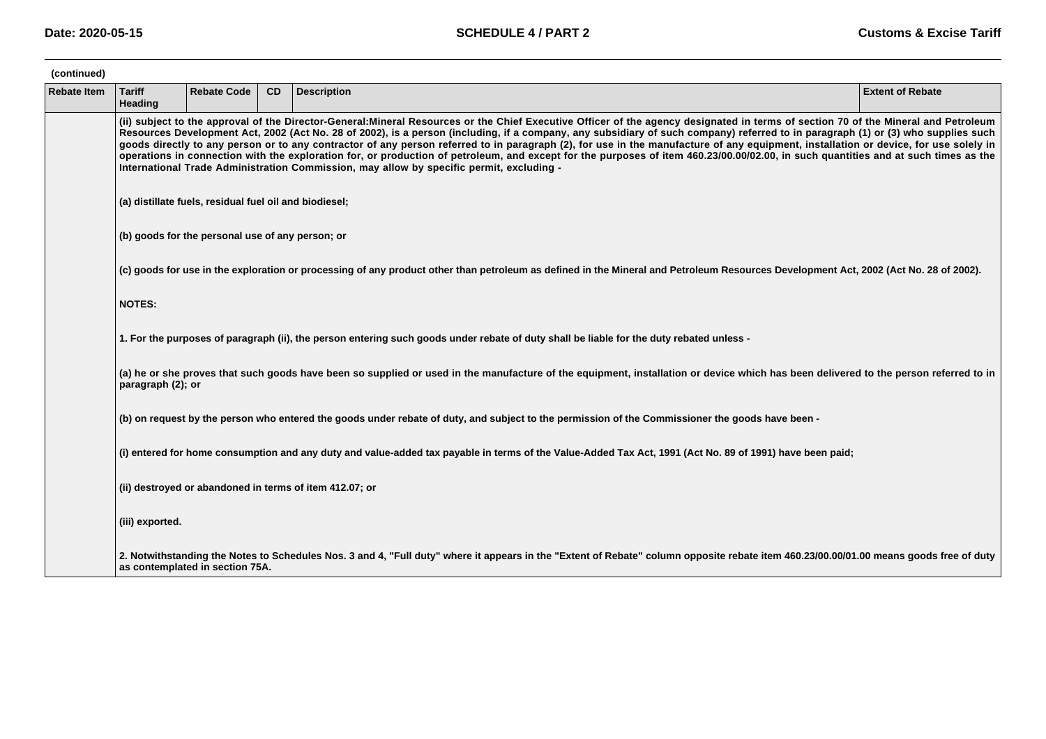(continued)

| Rebate Item | Tariff Heading | Rebate Code | CD | Description | Extent of Rebate |
|---|---|---|---|---|---|
| | **(ii) subject to the approval of the Director-General:Mineral Resources or the Chief Executive Officer of the agency designated in terms of section 70 of the Mineral and Petroleum Resources Development Act, 2002 (Act No. 28 of 2002), is a person (including, if a company, any subsidiary of such company) referred to in paragraph (1) or (3) who supplies such goods directly to any person or to any contractor of any person referred to in paragraph (2), for use in the manufacture of any equipment, installation or device, for use solely in operations in connection with the exploration for, or production of petroleum, and except for the purposes of item 460.23/00.00/02.00, in such quantities and at such times as the International Trade Administration Commission, may allow by specific permit, excluding -** | | | | |
| | **(a) distillate fuels, residual fuel oil and biodiesel;** | | | | |
| | **(b) goods for the personal use of any person; or** | | | | |
| | **(c) goods for use in the exploration or processing of any product other than petroleum as defined in the Mineral and Petroleum Resources Development Act, 2002 (Act No. 28 of 2002).** | | | | |
| | **NOTES:** | | | | |
| | **1. For the purposes of paragraph (ii), the person entering such goods under rebate of duty shall be liable for the duty rebated unless -** | | | | |
| | **(a) he or she proves that such goods have been so supplied or used in the manufacture of the equipment, installation or device which has been delivered to the person referred to in paragraph (2); or** | | | | |
| | **(b) on request by the person who entered the goods under rebate of duty, and subject to the permission of the Commissioner the goods have been -** | | | | |
| | **(i) entered for home consumption and any duty and value-added tax payable in terms of the Value-Added Tax Act, 1991 (Act No. 89 of 1991) have been paid;** | | | | |
| | **(ii) destroyed or abandoned in terms of item 412.07; or** | | | | |
| | **(iii) exported.** | | | | |
| | **2. Notwithstanding the Notes to Schedules Nos. 3 and 4, "Full duty" where it appears in the "Extent of Rebate" column opposite rebate item 460.23/00.00/01.00 means goods free of duty as contemplated in section 75A.** | | | | |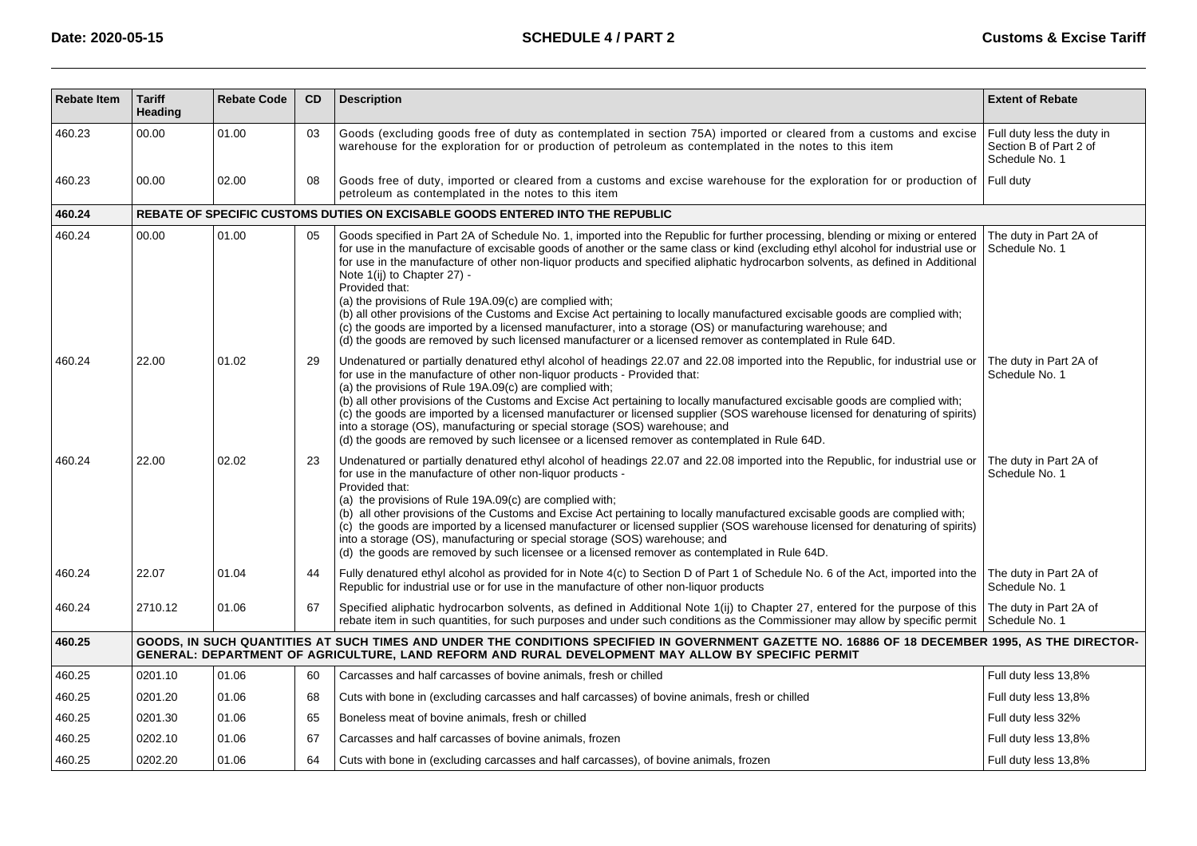| Rebate Item | Tariff Heading | Rebate Code | CD | Description | Extent of Rebate |
|---|---|---|---|---|---|
| 460.23 | 00.00 | 01.00 | 03 | Goods (excluding goods free of duty as contemplated in section 75A) imported or cleared from a customs and excise warehouse for the exploration for or production of petroleum as contemplated in the notes to this item | Full duty less the duty in Section B of Part 2 of Schedule No. 1 |
| 460.23 | 00.00 | 02.00 | 08 | Goods free of duty, imported or cleared from a customs and excise warehouse for the exploration for or production of petroleum as contemplated in the notes to this item | Full duty |
| **460.24** | **REBATE OF SPECIFIC CUSTOMS DUTIES ON EXCISABLE GOODS ENTERED INTO THE REPUBLIC** | | | | |
| 460.24 | 00.00 | 01.00 | 05 | Goods specified in Part 2A of Schedule No. 1, imported into the Republic for further processing, blending or mixing or entered for use in the manufacture of excisable goods of another or the same class or kind (excluding ethyl alcohol for industrial use or for use in the manufacture of other non-liquor products and specified aliphatic hydrocarbon solvents, as defined in Additional Note 1(ij) to Chapter 27) -<br>Provided that:<br>(a) the provisions of Rule 19A.09(c) are complied with;<br>(b) all other provisions of the Customs and Excise Act pertaining to locally manufactured excisable goods are complied with;<br>(c) the goods are imported by a licensed manufacturer, into a storage (OS) or manufacturing warehouse; and<br>(d) the goods are removed by such licensed manufacturer or a licensed remover as contemplated in Rule 64D. | The duty in Part 2A of Schedule No. 1 |
| 460.24 | 22.00 | 01.02 | 29 | Undenatured or partially denatured ethyl alcohol of headings 22.07 and 22.08 imported into the Republic, for industrial use or for use in the manufacture of other non-liquor products - Provided that:<br>(a) the provisions of Rule 19A.09(c) are complied with;<br>(b) all other provisions of the Customs and Excise Act pertaining to locally manufactured excisable goods are complied with;<br>(c) the goods are imported by a licensed manufacturer or licensed supplier (SOS warehouse licensed for denaturing of spirits) into a storage (OS), manufacturing or special storage (SOS) warehouse; and<br>(d) the goods are removed by such licensee or a licensed remover as contemplated in Rule 64D. | The duty in Part 2A of Schedule No. 1 |
| 460.24 | 22.00 | 02.02 | 23 | Undenatured or partially denatured ethyl alcohol of headings 22.07 and 22.08 imported into the Republic, for industrial use or for use in the manufacture of other non-liquor products -<br>Provided that:<br>(a) the provisions of Rule 19A.09(c) are complied with;<br>(b) all other provisions of the Customs and Excise Act pertaining to locally manufactured excisable goods are complied with;<br>(c) the goods are imported by a licensed manufacturer or licensed supplier (SOS warehouse licensed for denaturing of spirits) into a storage (OS), manufacturing or special storage (SOS) warehouse; and<br>(d) the goods are removed by such licensee or a licensed remover as contemplated in Rule 64D. | The duty in Part 2A of Schedule No. 1 |
| 460.24 | 22.07 | 01.04 | 44 | Fully denatured ethyl alcohol as provided for in Note 4(c) to Section D of Part 1 of Schedule No. 6 of the Act, imported into the Republic for industrial use or for use in the manufacture of other non-liquor products | The duty in Part 2A of Schedule No. 1 |
| 460.24 | 2710.12 | 01.06 | 67 | Specified aliphatic hydrocarbon solvents, as defined in Additional Note 1(ij) to Chapter 27, entered for the purpose of this rebate item in such quantities, for such purposes and under such conditions as the Commissioner may allow by specific permit | The duty in Part 2A of Schedule No. 1 |
| **460.25** | **GOODS, IN SUCH QUANTITIES AT SUCH TIMES AND UNDER THE CONDITIONS SPECIFIED IN GOVERNMENT GAZETTE NO. 16886 OF 18 DECEMBER 1995, AS THE DIRECTOR-GENERAL: DEPARTMENT OF AGRICULTURE, LAND REFORM AND RURAL DEVELOPMENT MAY ALLOW BY SPECIFIC PERMIT** | | | | |
| 460.25 | 0201.10 | 01.06 | 60 | Carcasses and half carcasses of bovine animals, fresh or chilled | Full duty less 13,8% |
| 460.25 | 0201.20 | 01.06 | 68 | Cuts with bone in (excluding carcasses and half carcasses) of bovine animals, fresh or chilled | Full duty less 13,8% |
| 460.25 | 0201.30 | 01.06 | 65 | Boneless meat of bovine animals, fresh or chilled | Full duty less 32% |
| 460.25 | 0202.10 | 01.06 | 67 | Carcasses and half carcasses of bovine animals, frozen | Full duty less 13,8% |
| 460.25 | 0202.20 | 01.06 | 64 | Cuts with bone in (excluding carcasses and half carcasses), of bovine animals, frozen | Full duty less 13,8% |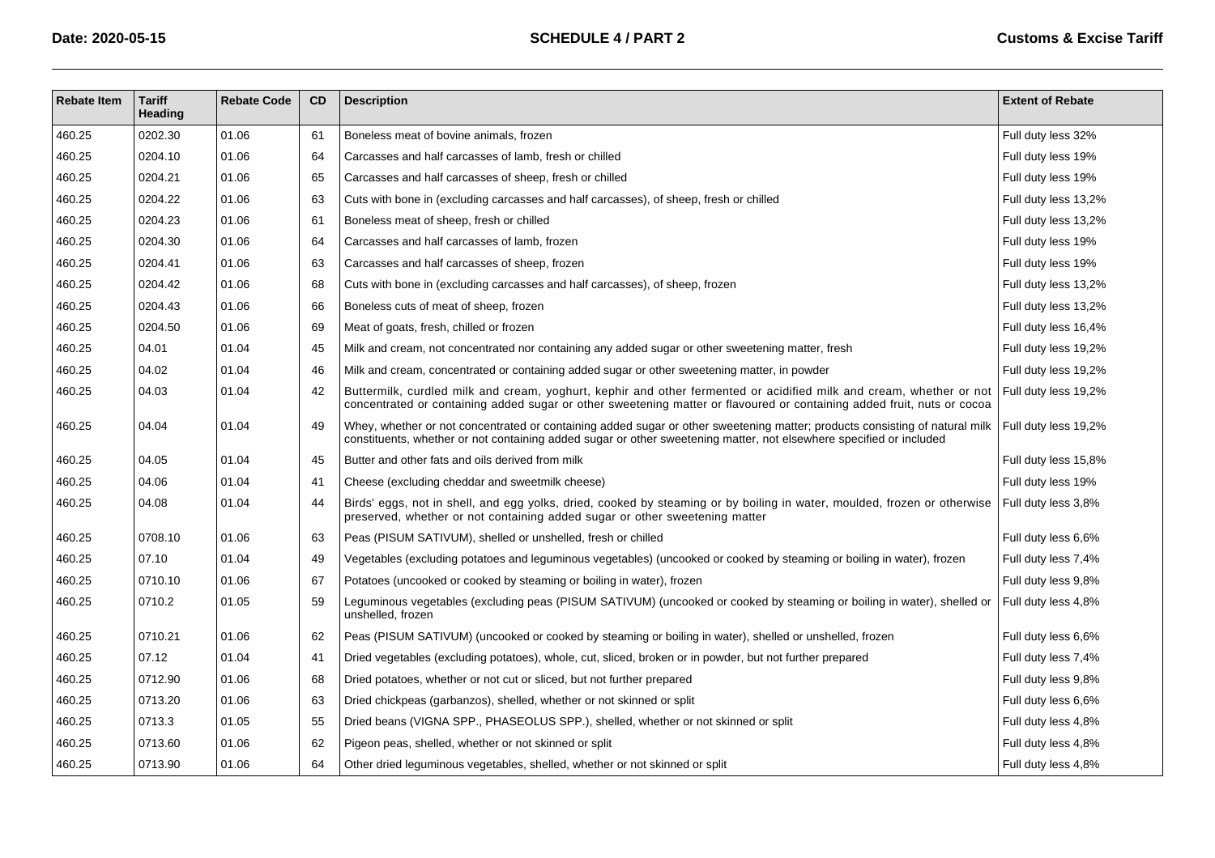| Rebate Item | Tariff Heading | Rebate Code | CD | Description | Extent of Rebate |
|---|---|---|---|---|---|
| 460.25 | 0202.30 | 01.06 | 61 | Boneless meat of bovine animals, frozen | Full duty less 32% |
| 460.25 | 0204.10 | 01.06 | 64 | Carcasses and half carcasses of lamb, fresh or chilled | Full duty less 19% |
| 460.25 | 0204.21 | 01.06 | 65 | Carcasses and half carcasses of sheep, fresh or chilled | Full duty less 19% |
| 460.25 | 0204.22 | 01.06 | 63 | Cuts with bone in (excluding carcasses and half carcasses), of sheep, fresh or chilled | Full duty less 13,2% |
| 460.25 | 0204.23 | 01.06 | 61 | Boneless meat of sheep, fresh or chilled | Full duty less 13,2% |
| 460.25 | 0204.30 | 01.06 | 64 | Carcasses and half carcasses of lamb, frozen | Full duty less 19% |
| 460.25 | 0204.41 | 01.06 | 63 | Carcasses and half carcasses of sheep, frozen | Full duty less 19% |
| 460.25 | 0204.42 | 01.06 | 68 | Cuts with bone in (excluding carcasses and half carcasses), of sheep, frozen | Full duty less 13,2% |
| 460.25 | 0204.43 | 01.06 | 66 | Boneless cuts of meat of sheep, frozen | Full duty less 13,2% |
| 460.25 | 0204.50 | 01.06 | 69 | Meat of goats, fresh, chilled or frozen | Full duty less 16,4% |
| 460.25 | 04.01 | 01.04 | 45 | Milk and cream, not concentrated nor containing any added sugar or other sweetening matter, fresh | Full duty less 19,2% |
| 460.25 | 04.02 | 01.04 | 46 | Milk and cream, concentrated or containing added sugar or other sweetening matter, in powder | Full duty less 19,2% |
| 460.25 | 04.03 | 01.04 | 42 | Buttermilk, curdled milk and cream, yoghurt, kephir and other fermented or acidified milk and cream, whether or not concentrated or containing added sugar or other sweetening matter or flavoured or containing added fruit, nuts or cocoa | Full duty less 19,2% |
| 460.25 | 04.04 | 01.04 | 49 | Whey, whether or not concentrated or containing added sugar or other sweetening matter; products consisting of natural milk constituents, whether or not containing added sugar or other sweetening matter, not elsewhere specified or included | Full duty less 19,2% |
| 460.25 | 04.05 | 01.04 | 45 | Butter and other fats and oils derived from milk | Full duty less 15,8% |
| 460.25 | 04.06 | 01.04 | 41 | Cheese (excluding cheddar and sweetmilk cheese) | Full duty less 19% |
| 460.25 | 04.08 | 01.04 | 44 | Birds' eggs, not in shell, and egg yolks, dried, cooked by steaming or by boiling in water, moulded, frozen or otherwise preserved, whether or not containing added sugar or other sweetening matter | Full duty less 3,8% |
| 460.25 | 0708.10 | 01.06 | 63 | Peas (PISUM SATIVUM), shelled or unshelled, fresh or chilled | Full duty less 6,6% |
| 460.25 | 07.10 | 01.04 | 49 | Vegetables (excluding potatoes and leguminous vegetables) (uncooked or cooked by steaming or boiling in water), frozen | Full duty less 7,4% |
| 460.25 | 0710.10 | 01.06 | 67 | Potatoes (uncooked or cooked by steaming or boiling in water), frozen | Full duty less 9,8% |
| 460.25 | 0710.2 | 01.05 | 59 | Leguminous vegetables (excluding peas (PISUM SATIVUM) (uncooked or cooked by steaming or boiling in water), shelled or unshelled, frozen | Full duty less 4,8% |
| 460.25 | 0710.21 | 01.06 | 62 | Peas (PISUM SATIVUM) (uncooked or cooked by steaming or boiling in water), shelled or unshelled, frozen | Full duty less 6,6% |
| 460.25 | 07.12 | 01.04 | 41 | Dried vegetables (excluding potatoes), whole, cut, sliced, broken or in powder, but not further prepared | Full duty less 7,4% |
| 460.25 | 0712.90 | 01.06 | 68 | Dried potatoes, whether or not cut or sliced, but not further prepared | Full duty less 9,8% |
| 460.25 | 0713.20 | 01.06 | 63 | Dried chickpeas (garbanzos), shelled, whether or not skinned or split | Full duty less 6,6% |
| 460.25 | 0713.3 | 01.05 | 55 | Dried beans (VIGNA SPP., PHASEOLUS SPP.), shelled, whether or not skinned or split | Full duty less 4,8% |
| 460.25 | 0713.60 | 01.06 | 62 | Pigeon peas, shelled, whether or not skinned or split | Full duty less 4,8% |
| 460.25 | 0713.90 | 01.06 | 64 | Other dried leguminous vegetables, shelled, whether or not skinned or split | Full duty less 4,8% |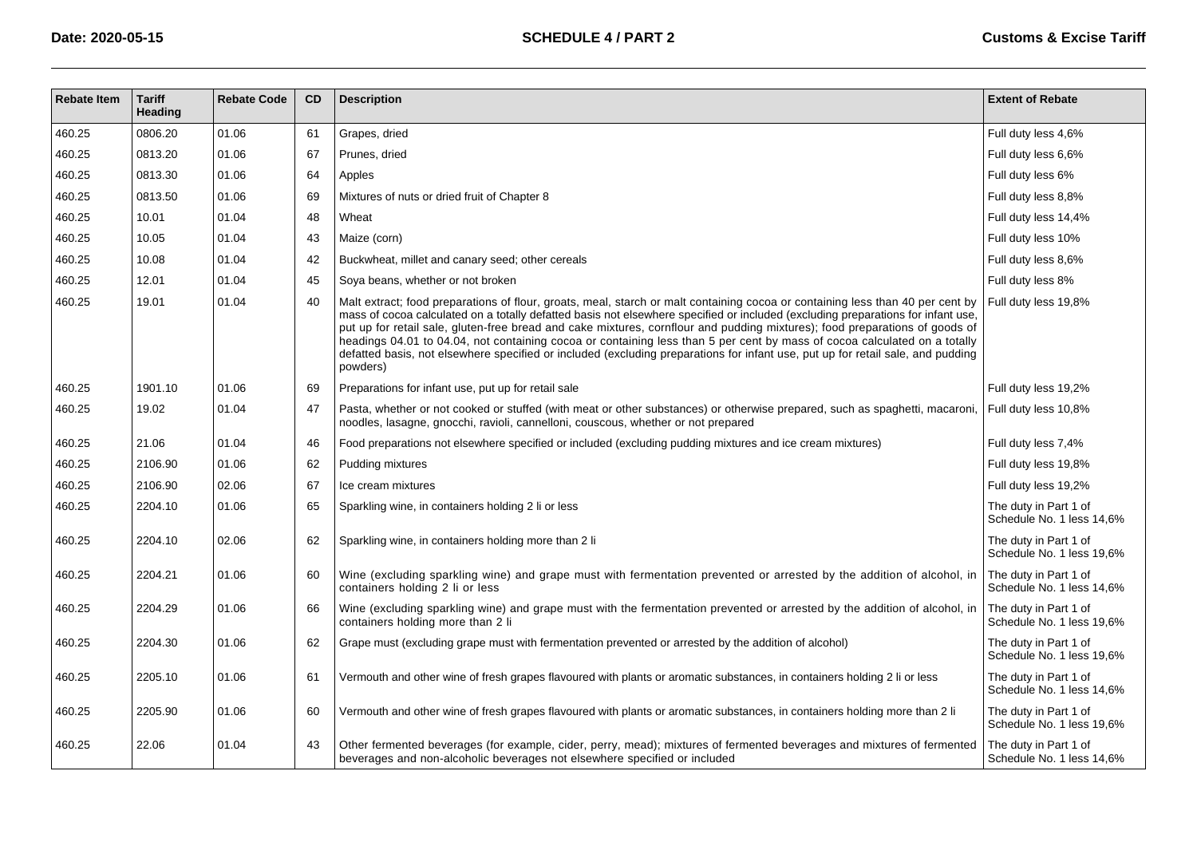| Rebate Item | Tariff Heading | Rebate Code | CD | Description | Extent of Rebate |
|---|---|---|---|---|---|
| 460.25 | 0806.20 | 01.06 | 61 | Grapes, dried | Full duty less 4,6% |
| 460.25 | 0813.20 | 01.06 | 67 | Prunes, dried | Full duty less 6,6% |
| 460.25 | 0813.30 | 01.06 | 64 | Apples | Full duty less 6% |
| 460.25 | 0813.50 | 01.06 | 69 | Mixtures of nuts or dried fruit of Chapter 8 | Full duty less 8,8% |
| 460.25 | 10.01 | 01.04 | 48 | Wheat | Full duty less 14,4% |
| 460.25 | 10.05 | 01.04 | 43 | Maize (corn) | Full duty less 10% |
| 460.25 | 10.08 | 01.04 | 42 | Buckwheat, millet and canary seed; other cereals | Full duty less 8,6% |
| 460.25 | 12.01 | 01.04 | 45 | Soya beans, whether or not broken | Full duty less 8% |
| 460.25 | 19.01 | 01.04 | 40 | Malt extract; food preparations of flour, groats, meal, starch or malt containing cocoa or containing less than 40 per cent by mass of cocoa calculated on a totally defatted basis not elsewhere specified or included (excluding preparations for infant use, put up for retail sale, gluten-free bread and cake mixtures, cornflour and pudding mixtures); food preparations of goods of headings 04.01 to 04.04, not containing cocoa or containing less than 5 per cent by mass of cocoa calculated on a totally defatted basis, not elsewhere specified or included (excluding preparations for infant use, put up for retail sale, and pudding powders) | Full duty less 19,8% |
| 460.25 | 1901.10 | 01.06 | 69 | Preparations for infant use, put up for retail sale | Full duty less 19,2% |
| 460.25 | 19.02 | 01.04 | 47 | Pasta, whether or not cooked or stuffed (with meat or other substances) or otherwise prepared, such as spaghetti, macaroni, noodles, lasagne, gnocchi, ravioli, cannelloni, couscous, whether or not prepared | Full duty less 10,8% |
| 460.25 | 21.06 | 01.04 | 46 | Food preparations not elsewhere specified or included (excluding pudding mixtures and ice cream mixtures) | Full duty less 7,4% |
| 460.25 | 2106.90 | 01.06 | 62 | Pudding mixtures | Full duty less 19,8% |
| 460.25 | 2106.90 | 02.06 | 67 | Ice cream mixtures | Full duty less 19,2% |
| 460.25 | 2204.10 | 01.06 | 65 | Sparkling wine, in containers holding 2 li or less | The duty in Part 1 of Schedule No. 1 less 14,6% |
| 460.25 | 2204.10 | 02.06 | 62 | Sparkling wine, in containers holding more than 2 li | The duty in Part 1 of Schedule No. 1 less 19,6% |
| 460.25 | 2204.21 | 01.06 | 60 | Wine (excluding sparkling wine) and grape must with fermentation prevented or arrested by the addition of alcohol, in containers holding 2 li or less | The duty in Part 1 of Schedule No. 1 less 14,6% |
| 460.25 | 2204.29 | 01.06 | 66 | Wine (excluding sparkling wine) and grape must with the fermentation prevented or arrested by the addition of alcohol, in containers holding more than 2 li | The duty in Part 1 of Schedule No. 1 less 19,6% |
| 460.25 | 2204.30 | 01.06 | 62 | Grape must (excluding grape must with fermentation prevented or arrested by the addition of alcohol) | The duty in Part 1 of Schedule No. 1 less 19,6% |
| 460.25 | 2205.10 | 01.06 | 61 | Vermouth and other wine of fresh grapes flavoured with plants or aromatic substances, in containers holding 2 li or less | The duty in Part 1 of Schedule No. 1 less 14,6% |
| 460.25 | 2205.90 | 01.06 | 60 | Vermouth and other wine of fresh grapes flavoured with plants or aromatic substances, in containers holding more than 2 li | The duty in Part 1 of Schedule No. 1 less 19,6% |
| 460.25 | 22.06 | 01.04 | 43 | Other fermented beverages (for example, cider, perry, mead); mixtures of fermented beverages and mixtures of fermented beverages and non-alcoholic beverages not elsewhere specified or included | The duty in Part 1 of Schedule No. 1 less 14,6% |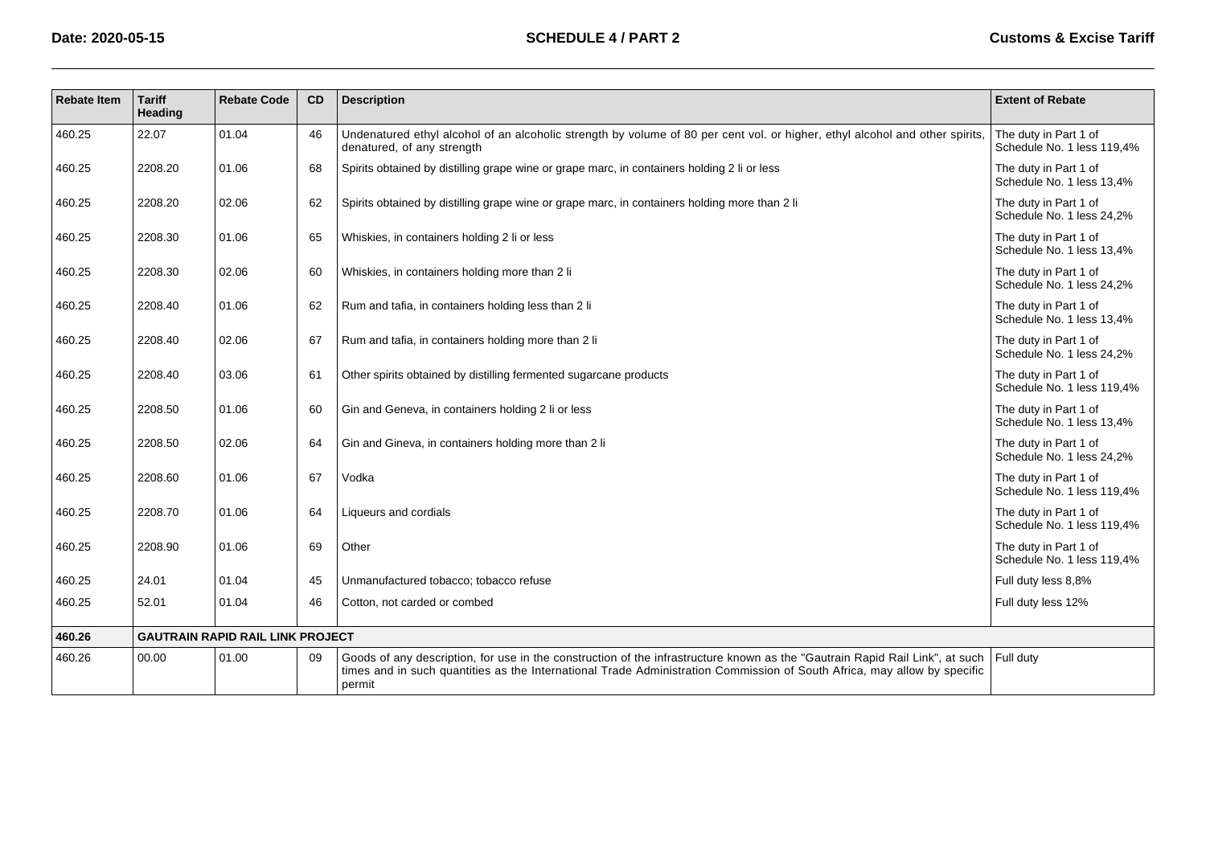| Rebate Item | Tariff Heading | Rebate Code | CD | Description | Extent of Rebate |
|---|---|---|---|---|---|
| 460.25 | 22.07 | 01.04 | 46 | Undenatured ethyl alcohol of an alcoholic strength by volume of 80 per cent vol. or higher, ethyl alcohol and other spirits, denatured, of any strength | The duty in Part 1 of Schedule No. 1 less 119,4% |
| 460.25 | 2208.20 | 01.06 | 68 | Spirits obtained by distilling grape wine or grape marc, in containers holding 2 li or less | The duty in Part 1 of Schedule No. 1 less 13,4% |
| 460.25 | 2208.20 | 02.06 | 62 | Spirits obtained by distilling grape wine or grape marc, in containers holding more than 2 li | The duty in Part 1 of Schedule No. 1 less 24,2% |
| 460.25 | 2208.30 | 01.06 | 65 | Whiskies, in containers holding 2 li or less | The duty in Part 1 of Schedule No. 1 less 13,4% |
| 460.25 | 2208.30 | 02.06 | 60 | Whiskies, in containers holding more than 2 li | The duty in Part 1 of Schedule No. 1 less 24,2% |
| 460.25 | 2208.40 | 01.06 | 62 | Rum and tafia, in containers holding less than 2 li | The duty in Part 1 of Schedule No. 1 less 13,4% |
| 460.25 | 2208.40 | 02.06 | 67 | Rum and tafia, in containers holding more than 2 li | The duty in Part 1 of Schedule No. 1 less 24,2% |
| 460.25 | 2208.40 | 03.06 | 61 | Other spirits obtained by distilling fermented sugarcane products | The duty in Part 1 of Schedule No. 1 less 119,4% |
| 460.25 | 2208.50 | 01.06 | 60 | Gin and Geneva, in containers holding 2 li or less | The duty in Part 1 of Schedule No. 1 less 13,4% |
| 460.25 | 2208.50 | 02.06 | 64 | Gin and Gineva, in containers holding more than 2 li | The duty in Part 1 of Schedule No. 1 less 24,2% |
| 460.25 | 2208.60 | 01.06 | 67 | Vodka | The duty in Part 1 of Schedule No. 1 less 119,4% |
| 460.25 | 2208.70 | 01.06 | 64 | Liqueurs and cordials | The duty in Part 1 of Schedule No. 1 less 119,4% |
| 460.25 | 2208.90 | 01.06 | 69 | Other | The duty in Part 1 of Schedule No. 1 less 119,4% |
| 460.25 | 24.01 | 01.04 | 45 | Unmanufactured tobacco; tobacco refuse | Full duty less 8,8% |
| 460.25 | 52.01 | 01.04 | 46 | Cotton, not carded or combed | Full duty less 12% |
| **460.26** | **GAUTRAIN RAPID RAIL LINK PROJECT** | | | | |
| 460.26 | 00.00 | 01.00 | 09 | Goods of any description, for use in the construction of the infrastructure known as the "Gautrain Rapid Rail Link", at such times and in such quantities as the International Trade Administration Commission of South Africa, may allow by specific permit | Full duty |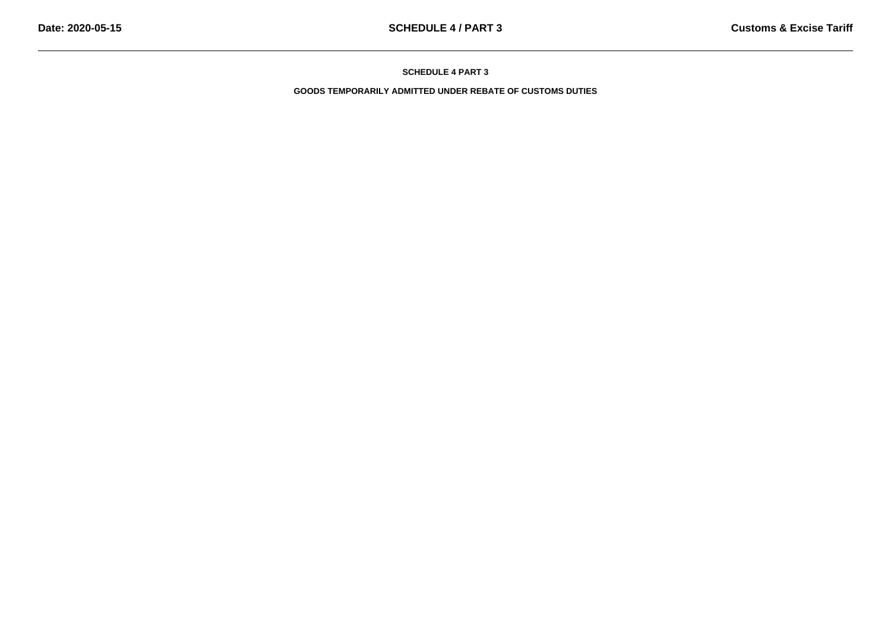## SCHEDULE 4 PART 3

### GOODS TEMPORARILY ADMITTED UNDER REBATE OF CUSTOMS DUTIES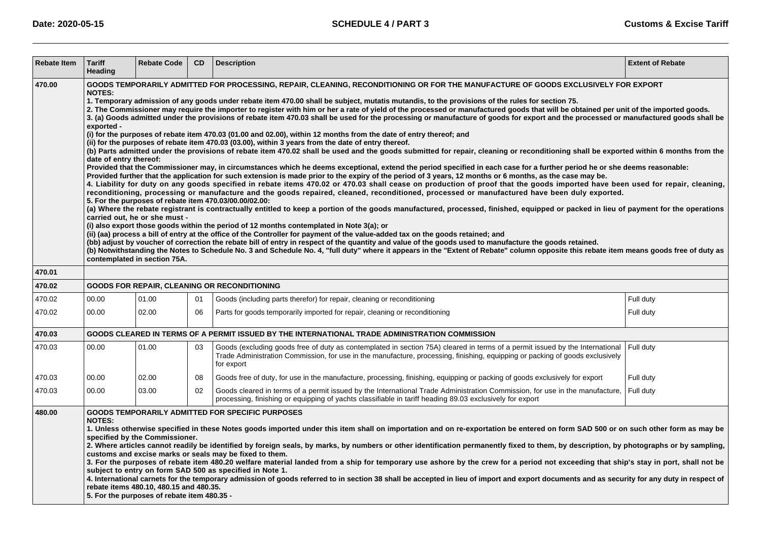| Rebate Item | Tariff Heading | Rebate Code | CD | Description | Extent of Rebate |
|---|---|---|---|---|---|
| **470.00** | **GOODS TEMPORARILY ADMITTED FOR PROCESSING, REPAIR, CLEANING, RECONDITIONING OR FOR THE MANUFACTURE OF GOODS EXCLUSIVELY FOR EXPORT**<br>**NOTES:**<br>**1. Temporary admission of any goods under rebate item 470.00 shall be subject, mutatis mutandis, to the provisions of the rules for section 75.**<br>**2. The Commissioner may require the importer to register with him or her a rate of yield of the processed or manufactured goods that will be obtained per unit of the imported goods.**<br>**3. (a) Goods admitted under the provisions of rebate item 470.03 shall be used for the processing or manufacture of goods for export and the processed or manufactured goods shall be exported -**<br>**(i) for the purposes of rebate item 470.03 (01.00 and 02.00), within 12 months from the date of entry thereof; and**<br>**(ii) for the purposes of rebate item 470.03 (03.00), within 3 years from the date of entry thereof.**<br>**(b) Parts admitted under the provisions of rebate item 470.02 shall be used and the goods submitted for repair, cleaning or reconditioning shall be exported within 6 months from the date of entry thereof:**<br>**Provided that the Commissioner may, in circumstances which he deems exceptional, extend the period specified in each case for a further period he or she deems reasonable:**<br>**Provided further that the application for such extension is made prior to the expiry of the period of 3 years, 12 months or 6 months, as the case may be.**<br>**4. Liability for duty on any goods specified in rebate items 470.02 or 470.03 shall cease on production of proof that the goods imported have been used for repair, cleaning, reconditioning, processing or manufacture and the goods repaired, cleaned, reconditioned, processed or manufactured have been duly exported.**<br>**5. For the purposes of rebate item 470.03/00.00/02.00:**<br>**(a) Where the rebate registrant is contractually entitled to keep a portion of the goods manufactured, processed, finished, equipped or packed in lieu of payment for the operations carried out, he or she must -**<br>**(i) also export those goods within the period of 12 months contemplated in Note 3(a); or**<br>**(ii) (aa) process a bill of entry at the office of the Controller for payment of the value-added tax on the goods retained; and**<br>**(bb) adjust by voucher of correction the rebate bill of entry in respect of the quantity and value of the goods used to manufacture the goods retained.**<br>**(b) Notwithstanding the Notes to Schedule No. 3 and Schedule No. 4, "full duty" where it appears in the "Extent of Rebate" column opposite this rebate item means goods free of duty as contemplated in section 75A.** | | | | |
| **470.01** | | | | | |
| **470.02** | **GOODS FOR REPAIR, CLEANING OR RECONDITIONING** | | | | |
| 470.02 | 00.00 | 01.00 | 01 | Goods (including parts therefor) for repair, cleaning or reconditioning | Full duty |
| 470.02 | 00.00 | 02.00 | 06 | Parts for goods temporarily imported for repair, cleaning or reconditioning | Full duty |
| **470.03** | **GOODS CLEARED IN TERMS OF A PERMIT ISSUED BY THE INTERNATIONAL TRADE ADMINISTRATION COMMISSION** | | | | |
| 470.03 | 00.00 | 01.00 | 03 | Goods (excluding goods free of duty as contemplated in section 75A) cleared in terms of a permit issued by the International Trade Administration Commission, for use in the manufacture, processing, finishing, equipping or packing of goods exclusively for export | Full duty |
| 470.03 | 00.00 | 02.00 | 08 | Goods free of duty, for use in the manufacture, processing, finishing, equipping or packing of goods exclusively for export | Full duty |
| 470.03 | 00.00 | 03.00 | 02 | Goods cleared in terms of a permit issued by the International Trade Administration Commission, for use in the manufacture, processing, finishing or equipping of yachts classifiable in tariff heading 89.03 exclusively for export | Full duty |
| **480.00** | **GOODS TEMPORARILY ADMITTED FOR SPECIFIC PURPOSES**<br>**NOTES:**<br>**1. Unless otherwise specified in these Notes goods imported under this item shall on importation and on re-exportation be entered on form SAD 500 or on such other form as may be specified by the Commissioner.**<br>**2. Where articles cannot readily be identified by foreign seals, by marks, by numbers or other identification permanently fixed to them, by description, by photographs or by sampling, customs and excise marks or seals may be fixed to them.**<br>**3. For the purposes of rebate item 480.20 welfare material landed from a ship for temporary use ashore by the crew for a period not exceeding that ship's stay in port, shall not be subject to entry on form SAD 500 as specified in Note 1.**<br>**4. International carnets for the temporary admission of goods referred to in section 38 shall be accepted in lieu of import and export documents and as security for any duty in respect of rebate items 480.10, 480.15 and 480.35.**<br>**5. For the purposes of rebate item 480.35 -** | | | | |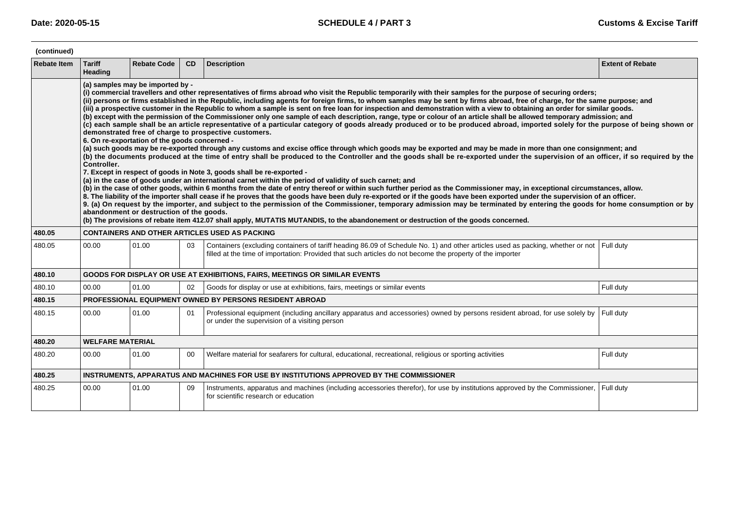(continued)

| Rebate Item | Tariff Heading | Rebate Code | CD | Description | Extent of Rebate |
|---|---|---|---|---|---|
| | **(a) samples may be imported by -<br>(i) commercial travellers and other representatives of firms abroad who visit the Republic temporarily with their samples for the purpose of securing orders;<br>(ii) persons or firms established in the Republic, including agents for foreign firms, to whom samples may be sent by firms abroad, free of charge, for the same purpose; and<br>(iii) a prospective customer in the Republic to whom a sample is sent on free loan for inspection and demonstration with a view to obtaining an order for similar goods.<br>(b) except with the permission of the Commissioner only one sample of each description, range, type or colour of an article shall be allowed temporary admission; and<br>(c) each sample shall be an article representative of a particular category of goods already produced or to be produced abroad, imported solely for the purpose of being shown or demonstrated free of charge to prospective customers.<br>6. On re-exportation of the goods concerned -<br>(a) such goods may be re-exported through any customs and excise office through which goods may be exported and may be made in more than one consignment; and<br>(b) the documents produced at the time of entry shall be produced to the Controller and the goods shall be re-exported under the supervision of an officer, if so required by the Controller.<br>7. Except in respect of goods in Note 3, goods shall be re-exported -<br>(a) in the case of goods under an international carnet within the period of validity of such carnet; and<br>(b) in the case of other goods, within 6 months from the date of entry thereof or within such further period as the Commissioner may, in exceptional circumstances, allow.<br>8. The liability of the importer shall cease if he proves that the goods have been duly re-exported or if the goods have been exported under the supervision of an officer.<br>9. (a) On request by the importer, and subject to the permission of the Commissioner, temporary admission may be terminated by entering the goods for home consumption or by abandonment or destruction of the goods.<br>(b) The provisions of rebate item 412.07 shall apply, MUTATIS MUTANDIS, to the abandonement or destruction of the goods concerned.** | | | | |
| **480.05** | **CONTAINERS AND OTHER ARTICLES USED AS PACKING** | | | | |
| 480.05 | 00.00 | 01.00 | 03 | Containers (excluding containers of tariff heading 86.09 of Schedule No. 1) and other articles used as packing, whether or not filled at the time of importation: Provided that such articles do not become the property of the importer | Full duty |
| **480.10** | **GOODS FOR DISPLAY OR USE AT EXHIBITIONS, FAIRS, MEETINGS OR SIMILAR EVENTS** | | | | |
| 480.10 | 00.00 | 01.00 | 02 | Goods for display or use at exhibitions, fairs, meetings or similar events | Full duty |
| **480.15** | **PROFESSIONAL EQUIPMENT OWNED BY PERSONS RESIDENT ABROAD** | | | | |
| 480.15 | 00.00 | 01.00 | 01 | Professional equipment (including ancillary apparatus and accessories) owned by persons resident abroad, for use solely by or under the supervision of a visiting person | Full duty |
| **480.20** | **WELFARE MATERIAL** | | | | |
| 480.20 | 00.00 | 01.00 | 00 | Welfare material for seafarers for cultural, educational, recreational, religious or sporting activities | Full duty |
| **480.25** | **INSTRUMENTS, APPARATUS AND MACHINES FOR USE BY INSTITUTIONS APPROVED BY THE COMMISSIONER** | | | | |
| 480.25 | 00.00 | 01.00 | 09 | Instruments, apparatus and machines (including accessories therefor), for use by institutions approved by the Commissioner, for scientific research or education | Full duty |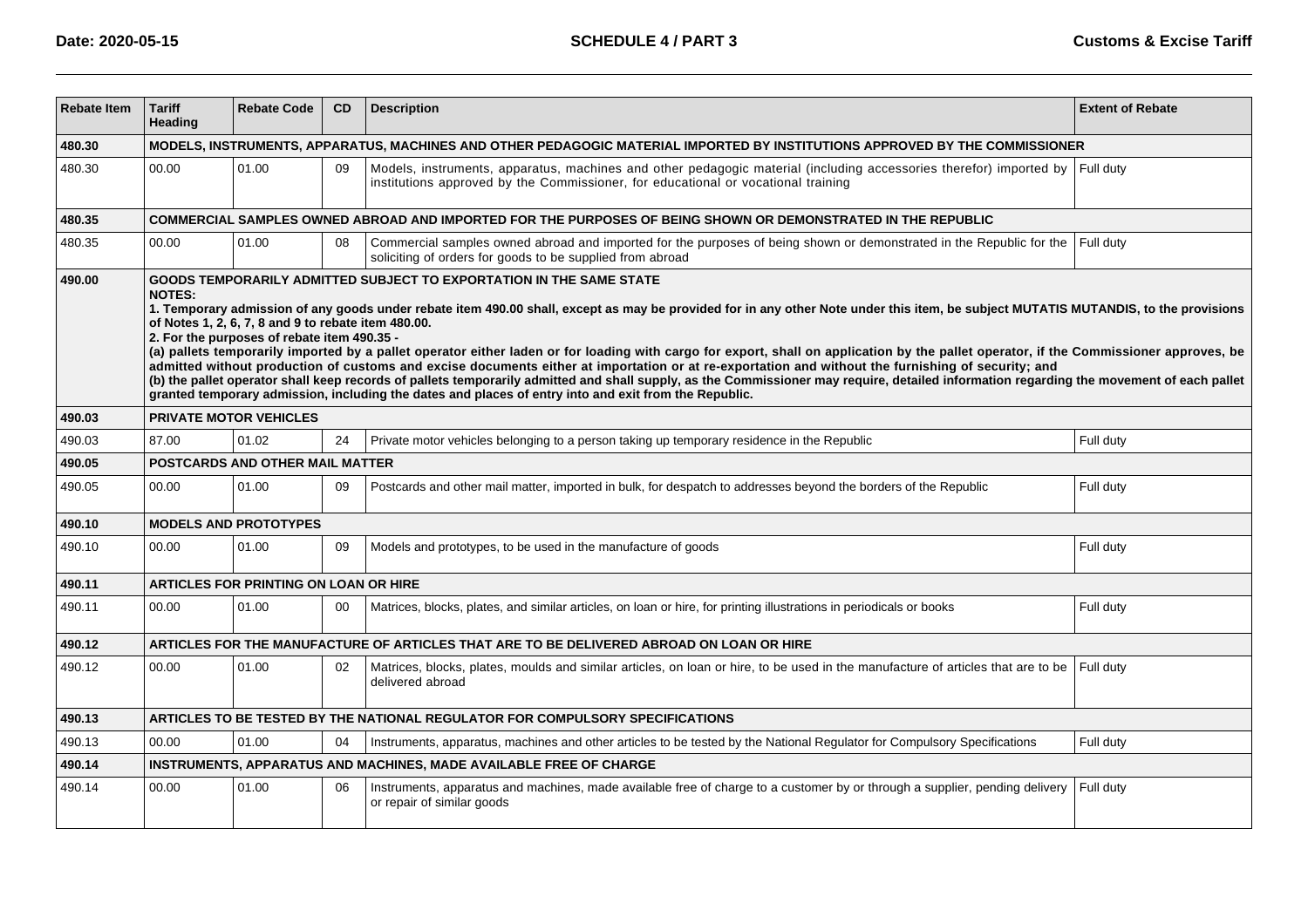| Rebate Item | Tariff Heading | Rebate Code | CD | Description | Extent of Rebate |
|---|---|---|---|---|---|
| **480.30** | **MODELS, INSTRUMENTS, APPARATUS, MACHINES AND OTHER PEDAGOGIC MATERIAL IMPORTED BY INSTITUTIONS APPROVED BY THE COMMISSIONER** | | | | |
| 480.30 | 00.00 | 01.00 | 09 | Models, instruments, apparatus, machines and other pedagogic material (including accessories therefor) imported by institutions approved by the Commissioner, for educational or vocational training | Full duty |
| **480.35** | **COMMERCIAL SAMPLES OWNED ABROAD AND IMPORTED FOR THE PURPOSES OF BEING SHOWN OR DEMONSTRATED IN THE REPUBLIC** | | | | |
| 480.35 | 00.00 | 01.00 | 08 | Commercial samples owned abroad and imported for the purposes of being shown or demonstrated in the Republic for the soliciting of orders for goods to be supplied from abroad | Full duty |
| **490.00** | **GOODS TEMPORARILY ADMITTED SUBJECT TO EXPORTATION IN THE SAME STATE**<br>**NOTES:**<br>**1. Temporary admission of any goods under rebate item 490.00 shall, except as may be provided for in any other Note under this item, be subject MUTATIS MUTANDIS, to the provisions of Notes 1, 2, 6, 7, 8 and 9 to rebate item 480.00.**<br>**2. For the purposes of rebate item 490.35 -**<br>**(a) pallets temporarily imported by a pallet operator either laden or for loading with cargo for export, shall on application by the pallet operator, if the Commissioner approves, be admitted without production of customs and excise documents either at importation or at re-exportation and without the furnishing of security; and**<br>**(b) the pallet operator shall keep records of pallets temporarily admitted and shall supply, as the Commissioner may require, detailed information regarding the movement of each pallet granted temporary admission, including the dates and places of entry into and exit from the Republic.** | | | | |
| **490.03** | **PRIVATE MOTOR VEHICLES** | | | | |
| 490.03 | 87.00 | 01.02 | 24 | Private motor vehicles belonging to a person taking up temporary residence in the Republic | Full duty |
| **490.05** | **POSTCARDS AND OTHER MAIL MATTER** | | | | |
| 490.05 | 00.00 | 01.00 | 09 | Postcards and other mail matter, imported in bulk, for despatch to addresses beyond the borders of the Republic | Full duty |
| **490.10** | **MODELS AND PROTOTYPES** | | | | |
| 490.10 | 00.00 | 01.00 | 09 | Models and prototypes, to be used in the manufacture of goods | Full duty |
| **490.11** | **ARTICLES FOR PRINTING ON LOAN OR HIRE** | | | | |
| 490.11 | 00.00 | 01.00 | 00 | Matrices, blocks, plates, and similar articles, on loan or hire, for printing illustrations in periodicals or books | Full duty |
| **490.12** | **ARTICLES FOR THE MANUFACTURE OF ARTICLES THAT ARE TO BE DELIVERED ABROAD ON LOAN OR HIRE** | | | | |
| 490.12 | 00.00 | 01.00 | 02 | Matrices, blocks, plates, moulds and similar articles, on loan or hire, to be used in the manufacture of articles that are to be delivered abroad | Full duty |
| **490.13** | **ARTICLES TO BE TESTED BY THE NATIONAL REGULATOR FOR COMPULSORY SPECIFICATIONS** | | | | |
| 490.13 | 00.00 | 01.00 | 04 | Instruments, apparatus, machines and other articles to be tested by the National Regulator for Compulsory Specifications | Full duty |
| **490.14** | **INSTRUMENTS, APPARATUS AND MACHINES, MADE AVAILABLE FREE OF CHARGE** | | | | |
| 490.14 | 00.00 | 01.00 | 06 | Instruments, apparatus and machines, made available free of charge to a customer by or through a supplier, pending delivery or repair of similar goods | Full duty |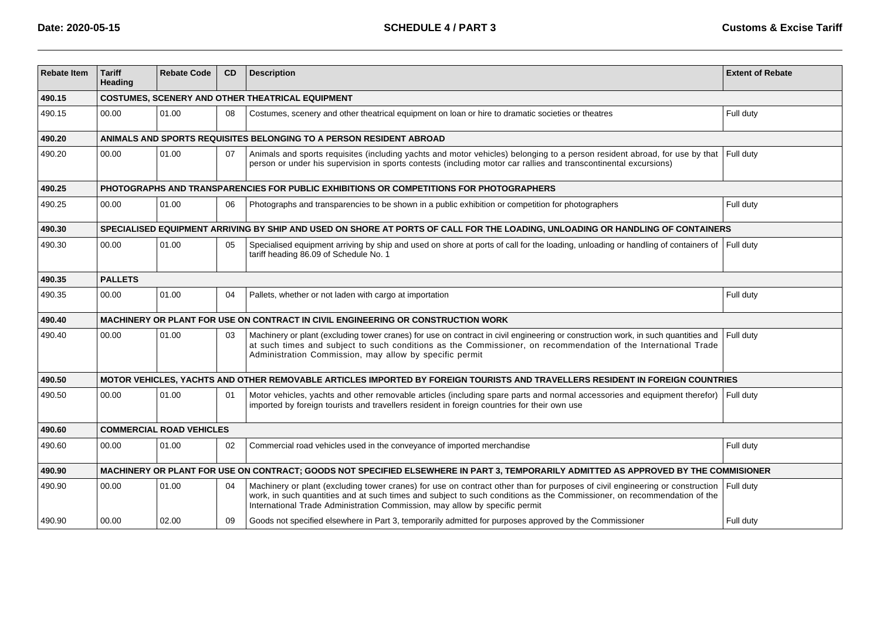| Rebate Item | Tariff Heading | Rebate Code | CD | Description | Extent of Rebate |
|---|---|---|---|---|---|
| **490.15** | **COSTUMES, SCENERY AND OTHER THEATRICAL EQUIPMENT** | | | | |
| 490.15 | 00.00 | 01.00 | 08 | Costumes, scenery and other theatrical equipment on loan or hire to dramatic societies or theatres | Full duty |
| **490.20** | **ANIMALS AND SPORTS REQUISITES BELONGING TO A PERSON RESIDENT ABROAD** | | | | |
| 490.20 | 00.00 | 01.00 | 07 | Animals and sports requisites (including yachts and motor vehicles) belonging to a person resident abroad, for use by that person or under his supervision in sports contests (including motor car rallies and transcontinental excursions) | Full duty |
| **490.25** | **PHOTOGRAPHS AND TRANSPARENCIES FOR PUBLIC EXHIBITIONS OR COMPETITIONS FOR PHOTOGRAPHERS** | | | | |
| 490.25 | 00.00 | 01.00 | 06 | Photographs and transparencies to be shown in a public exhibition or competition for photographers | Full duty |
| **490.30** | **SPECIALISED EQUIPMENT ARRIVING BY SHIP AND USED ON SHORE AT PORTS OF CALL FOR THE LOADING, UNLOADING OR HANDLING OF CONTAINERS** | | | | |
| 490.30 | 00.00 | 01.00 | 05 | Specialised equipment arriving by ship and used on shore at ports of call for the loading, unloading or handling of containers of tariff heading 86.09 of Schedule No. 1 | Full duty |
| **490.35** | **PALLETS** | | | | |
| 490.35 | 00.00 | 01.00 | 04 | Pallets, whether or not laden with cargo at importation | Full duty |
| **490.40** | **MACHINERY OR PLANT FOR USE ON CONTRACT IN CIVIL ENGINEERING OR CONSTRUCTION WORK** | | | | |
| 490.40 | 00.00 | 01.00 | 03 | Machinery or plant (excluding tower cranes) for use on contract in civil engineering or construction work, in such quantities and at such times and subject to such conditions as the Commissioner, on recommendation of the International Trade Administration Commission, may allow by specific permit | Full duty |
| **490.50** | **MOTOR VEHICLES, YACHTS AND OTHER REMOVABLE ARTICLES IMPORTED BY FOREIGN TOURISTS AND TRAVELLERS RESIDENT IN FOREIGN COUNTRIES** | | | | |
| 490.50 | 00.00 | 01.00 | 01 | Motor vehicles, yachts and other removable articles (including spare parts and normal accessories and equipment therefor) imported by foreign tourists and travellers resident in foreign countries for their own use | Full duty |
| **490.60** | **COMMERCIAL ROAD VEHICLES** | | | | |
| 490.60 | 00.00 | 01.00 | 02 | Commercial road vehicles used in the conveyance of imported merchandise | Full duty |
| **490.90** | **MACHINERY OR PLANT FOR USE ON CONTRACT; GOODS NOT SPECIFIED ELSEWHERE IN PART 3, TEMPORARILY ADMITTED AS APPROVED BY THE COMMISIONER** | | | | |
| 490.90 | 00.00 | 01.00 | 04 | Machinery or plant (excluding tower cranes) for use on contract other than for purposes of civil engineering or construction work, in such quantities and at such times and subject to such conditions as the Commissioner, on recommendation of the International Trade Administration Commission, may allow by specific permit | Full duty |
| 490.90 | 00.00 | 02.00 | 09 | Goods not specified elsewhere in Part 3, temporarily admitted for purposes approved by the Commissioner | Full duty |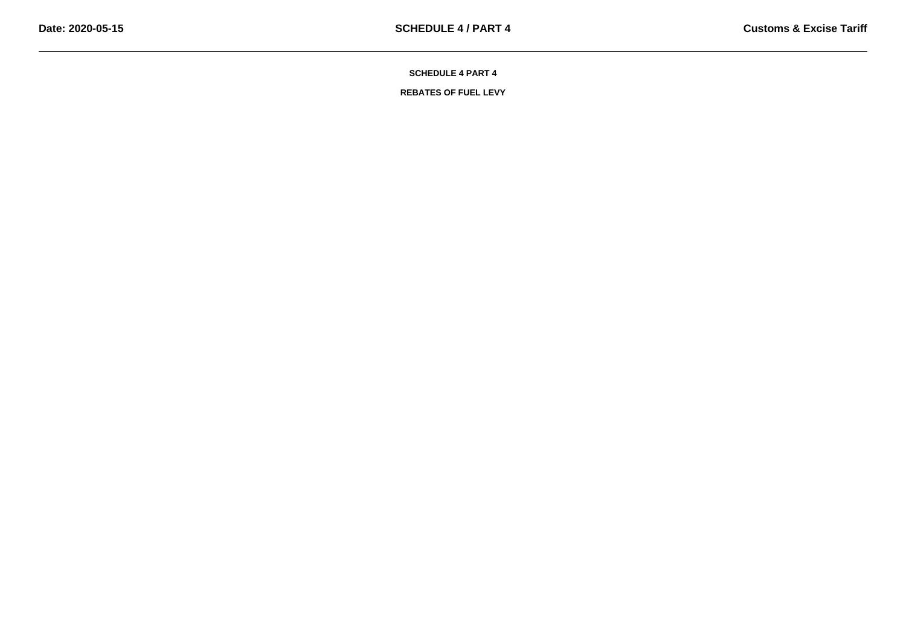# SCHEDULE 4 PART 4

## REBATES OF FUEL LEVY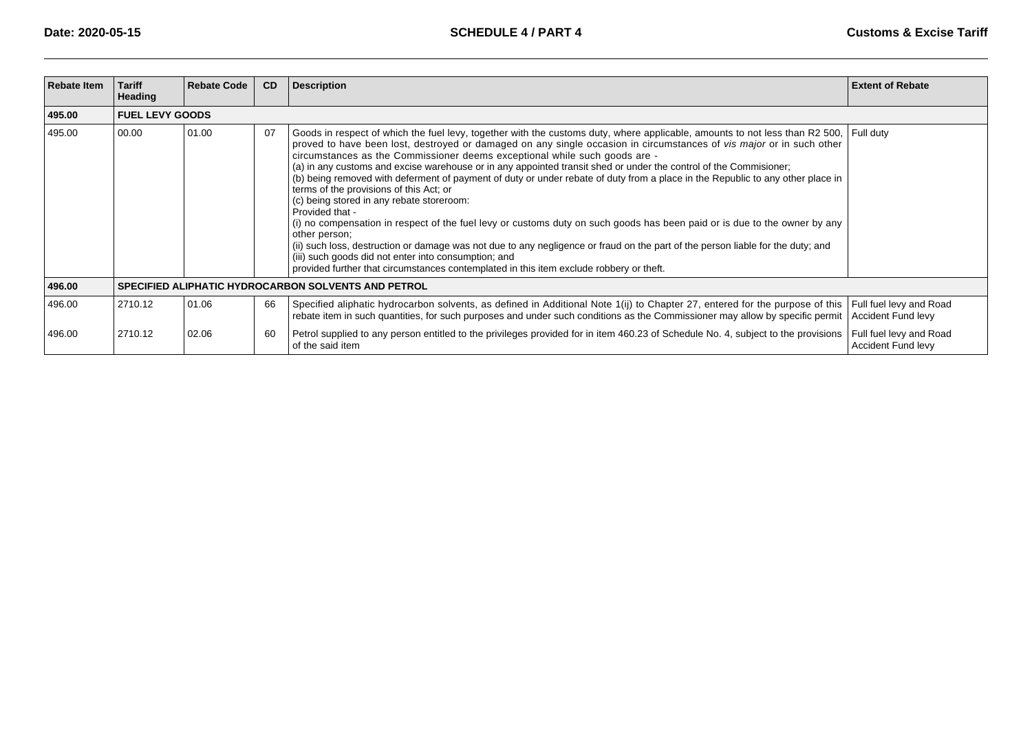| Rebate Item | Tariff Heading | Rebate Code | CD | Description | Extent of Rebate |
|---|---|---|---|---|---|
| **495.00** | **FUEL LEVY GOODS** | | | | |
| 495.00 | 00.00 | 01.00 | 07 | Goods in respect of which the fuel levy, together with the customs duty, where applicable, amounts to not less than R2 500, proved to have been lost, destroyed or damaged on any single occasion in circumstances of *vis major* or in such other circumstances as the Commissioner deems exceptional while such goods are -<br>(a) in any customs and excise warehouse or in any appointed transit shed or under the control of the Commisioner;<br>(b) being removed with deferment of payment of duty or under rebate of duty from a place in the Republic to any other place in terms of the provisions of this Act; or<br>(c) being stored in any rebate storeroom:<br>Provided that -<br>(i) no compensation in respect of the fuel levy or customs duty on such goods has been paid or is due to the owner by any other person;<br>(ii) such loss, destruction or damage was not due to any negligence or fraud on the part of the person liable for the duty; and<br>(iii) such goods did not enter into consumption; and<br>provided further that circumstances contemplated in this item exclude robbery or theft. | Full duty |
| **496.00** | **SPECIFIED ALIPHATIC HYDROCARBON SOLVENTS AND PETROL** | | | | |
| 496.00 | 2710.12 | 01.06 | 66 | Specified aliphatic hydrocarbon solvents, as defined in Additional Note 1(ij) to Chapter 27, entered for the purpose of this rebate item in such quantities, for such purposes and under such conditions as the Commissioner may allow by specific permit | Full fuel levy and Road Accident Fund levy |
| 496.00 | 2710.12 | 02.06 | 60 | Petrol supplied to any person entitled to the privileges provided for in item 460.23 of Schedule No. 4, subject to the provisions of the said item | Full fuel levy and Road Accident Fund levy |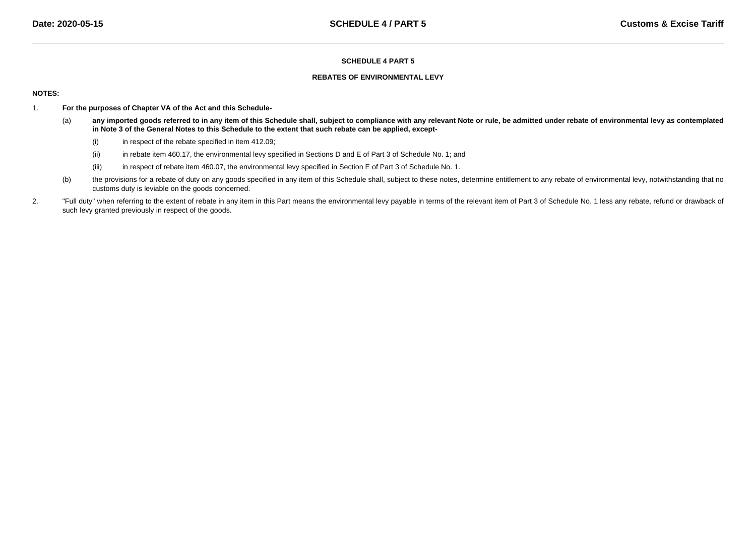## SCHEDULE 4 PART 5

## REBATES OF ENVIRONMENTAL LEVY

**NOTES:**

1. **For the purposes of Chapter VA of the Act and this Schedule-**

   (a) **any imported goods referred to in any item of this Schedule shall, subject to compliance with any relevant Note or rule, be admitted under rebate of environmental levy as contemplated in Note 3 of the General Notes to this Schedule to the extent that such rebate can be applied, except-**

      (i) in respect of the rebate specified in item 412.09;

      (ii) in rebate item 460.17, the environmental levy specified in Sections D and E of Part 3 of Schedule No. 1; and

      (iii) in respect of rebate item 460.07, the environmental levy specified in Section E of Part 3 of Schedule No. 1.

   (b) the provisions for a rebate of duty on any goods specified in any item of this Schedule shall, subject to these notes, determine entitlement to any rebate of environmental levy, notwithstanding that no customs duty is leviable on the goods concerned.

2. "Full duty" when referring to the extent of rebate in any item in this Part means the environmental levy payable in terms of the relevant item of Part 3 of Schedule No. 1 less any rebate, refund or drawback of such levy granted previously in respect of the goods.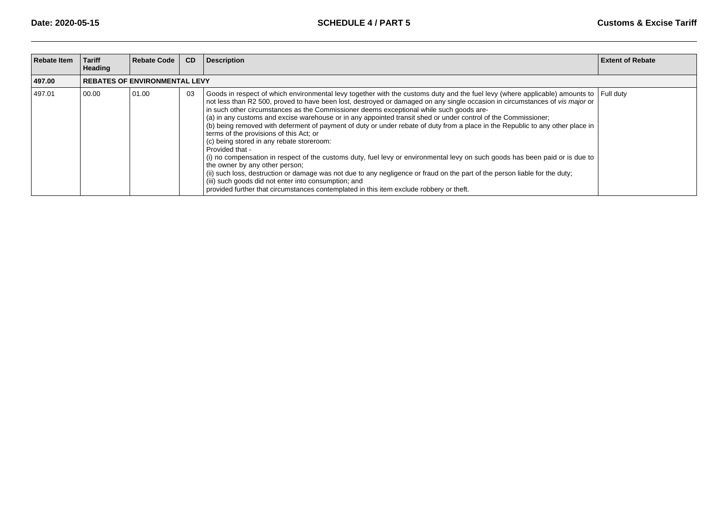| Rebate Item | Tariff Heading | Rebate Code | CD | Description | Extent of Rebate |
|---|---|---|---|---|---|
| **497.00** | **REBATES OF ENVIRONMENTAL LEVY** | | | | |
| 497.01 | 00.00 | 01.00 | 03 | Goods in respect of which environmental levy together with the customs duty and the fuel levy (where applicable) amounts to not less than R2 500, proved to have been lost, destroyed or damaged on any single occasion in circumstances of *vis major* or in such other circumstances as the Commissioner deems exceptional while such goods are-<br>(a) in any customs and excise warehouse or in any appointed transit shed or under control of the Commissioner;<br>(b) being removed with deferment of payment of duty or under rebate of duty from a place in the Republic to any other place in terms of the provisions of this Act; or<br>(c) being stored in any rebate storeroom:<br>Provided that -<br>(i) no compensation in respect of the customs duty, fuel levy or environmental levy on such goods has been paid or is due to the owner by any other person;<br>(ii) such loss, destruction or damage was not due to any negligence or fraud on the part of the person liable for the duty;<br>(iii) such goods did not enter into consumption; and<br>provided further that circumstances contemplated in this item exclude robbery or theft. | Full duty |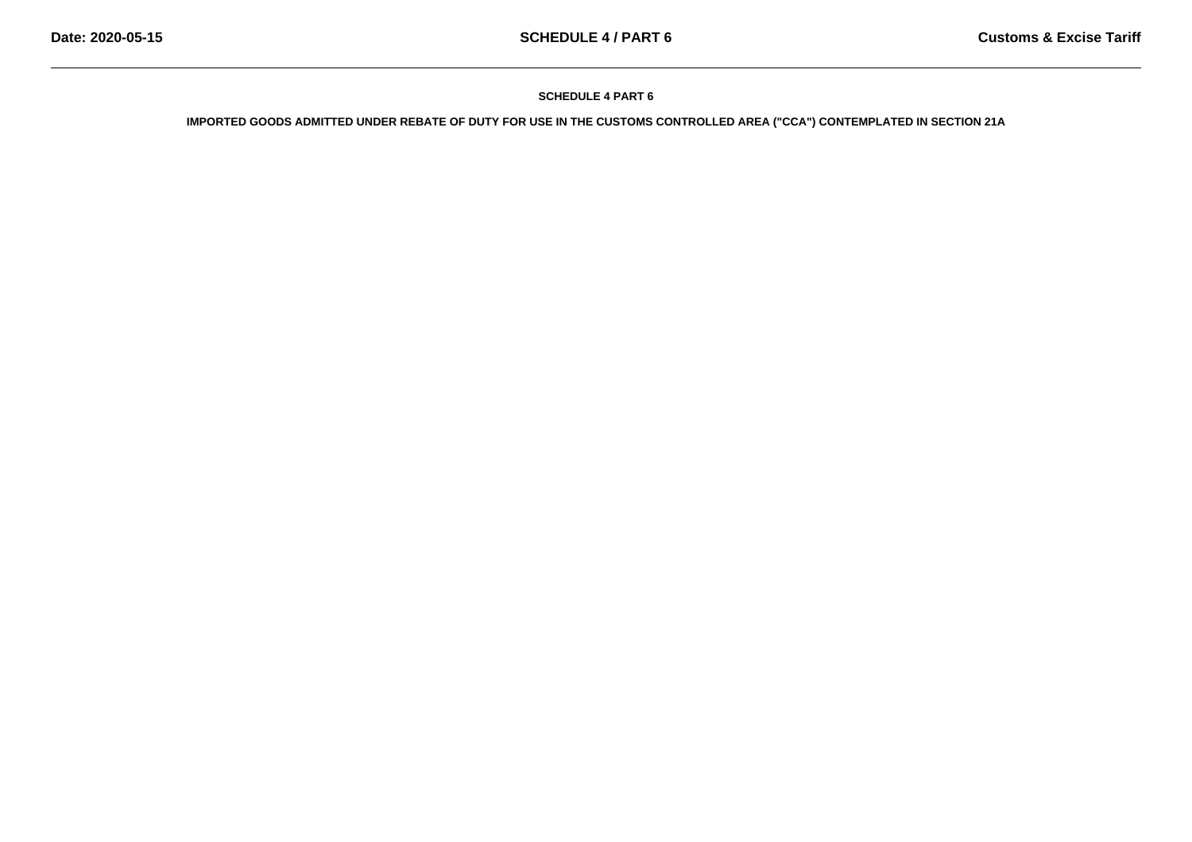## SCHEDULE 4 PART 6

### IMPORTED GOODS ADMITTED UNDER REBATE OF DUTY FOR USE IN THE CUSTOMS CONTROLLED AREA ("CCA") CONTEMPLATED IN SECTION 21A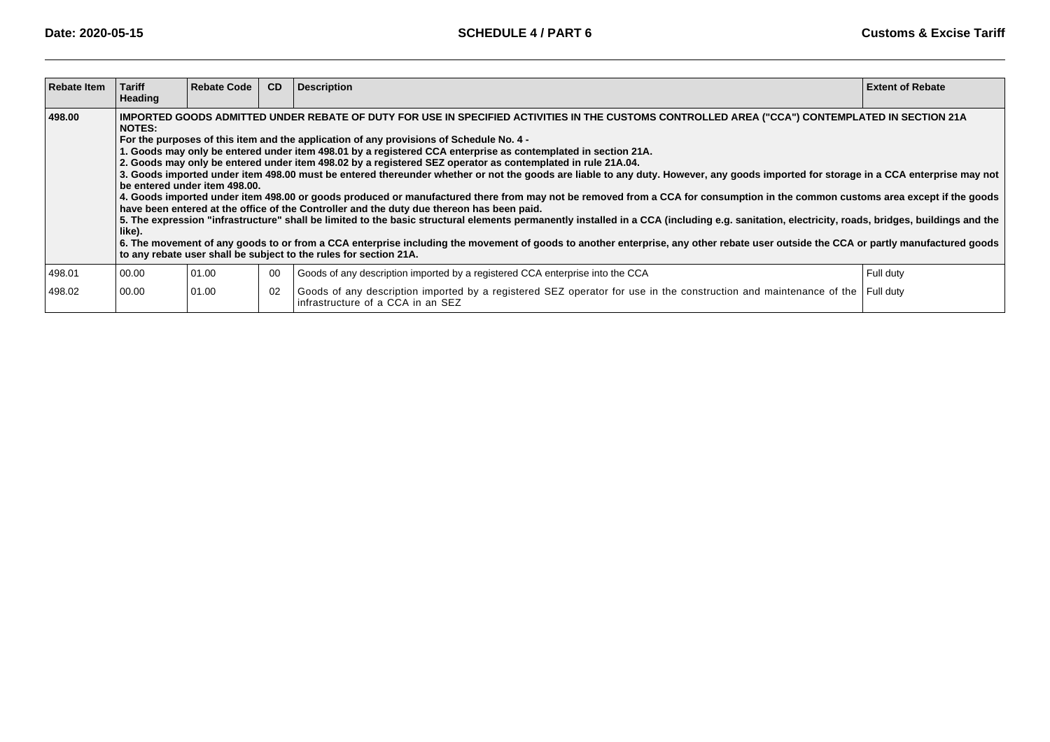| Rebate Item | Tariff Heading | Rebate Code | CD | Description | Extent of Rebate |
|---|---|---|---|---|---|
| **498.00** | **IMPORTED GOODS ADMITTED UNDER REBATE OF DUTY FOR USE IN SPECIFIED ACTIVITIES IN THE CUSTOMS CONTROLLED AREA ("CCA") CONTEMPLATED IN SECTION 21A**<br>**NOTES:**<br>**For the purposes of this item and the application of any provisions of Schedule No. 4 -**<br>**1. Goods may only be entered under item 498.01 by a registered CCA enterprise as contemplated in section 21A.**<br>**2. Goods may only be entered under item 498.02 by a registered SEZ operator as contemplated in rule 21A.04.**<br>**3. Goods imported under item 498.00 must be entered thereunder whether or not the goods are liable to any duty. However, any goods imported for storage in a CCA enterprise may not be entered under item 498.00.**<br>**4. Goods imported under item 498.00 or goods produced or manufactured there from may not be removed from a CCA for consumption in the common customs area except if the goods have been entered at the office of the Controller and the duty due thereon has been paid.**<br>**5. The expression "infrastructure" shall be limited to the basic structural elements permanently installed in a CCA (including e.g. sanitation, electricity, roads, bridges, buildings and the like).**<br>**6. The movement of any goods to or from a CCA enterprise including the movement of goods to another enterprise, any other rebate user outside the CCA or partly manufactured goods to any rebate user shall be subject to the rules for section 21A.** | | | | | |
| 498.01 | 00.00 | 01.00 | 00 | Goods of any description imported by a registered CCA enterprise into the CCA | Full duty |
| 498.02 | 00.00 | 01.00 | 02 | Goods of any description imported by a registered SEZ operator for use in the construction and maintenance of the infrastructure of a CCA in an SEZ | Full duty |